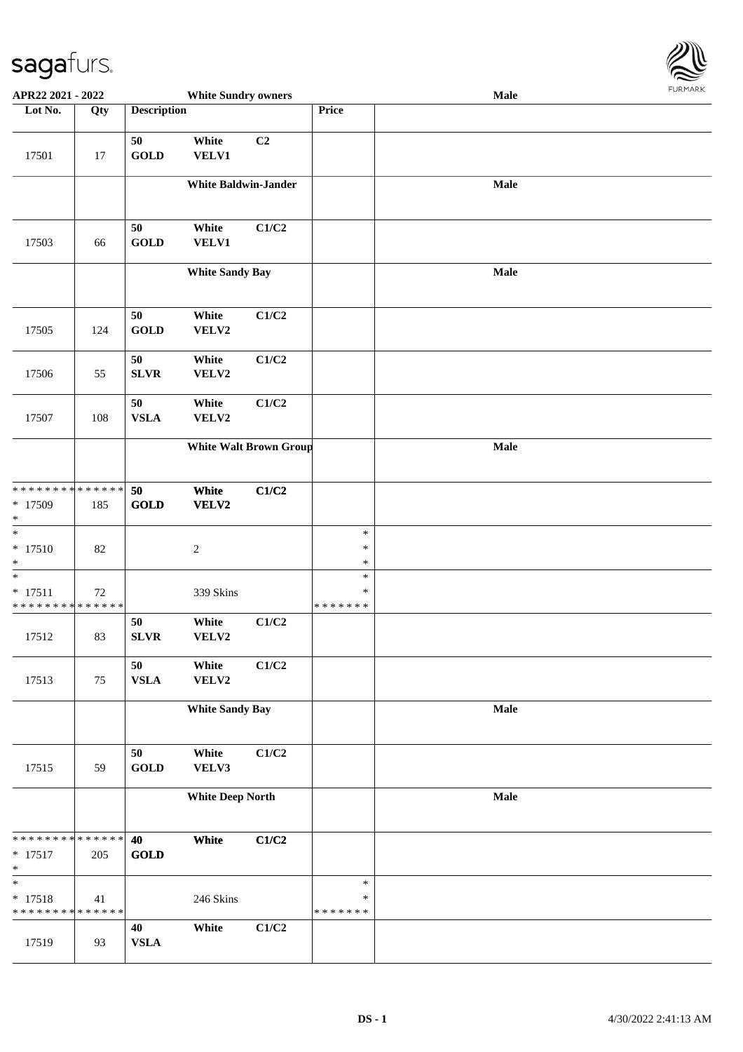| Lot No. | Qty | Description | | | Price | |
|---|---|---|---|---|---|---|
| | | **White Sundry owners** | | | | **Male** |
| 17501 | 17 | 50 GOLD | White VELV1 | C2 | | |
| | | **White Baldwin-Jander** | | | | **Male** |
| 17503 | 66 | 50 GOLD | White VELV1 | C1/C2 | | |
| | | **White Sandy Bay** | | | | **Male** |
| 17505 | 124 | 50 GOLD | White VELV2 | C1/C2 | | |
| 17506 | 55 | 50 SLVR | White VELV2 | C1/C2 | | |
| 17507 | 108 | 50 VSLA | White VELV2 | C1/C2 | | |
| | | **White Walt Brown Group** | | | | **Male** |
| * * * * * * * * * * * * * * <br>* 17509<br>* | 185 | **50 GOLD** | **White VELV2** | **C1/C2** | | |
| *<br>* 17510<br>* | 82 | | 2 | | *<br>*<br>* | |
| *<br>* 17511<br>* * * * * * * * * * * * * * | 72 | | 339 Skins | | *<br>*<br>* * * * * * * | |
| 17512 | 83 | 50 SLVR | White VELV2 | C1/C2 | | |
| 17513 | 75 | 50 VSLA | White VELV2 | C1/C2 | | |
| | | **White Sandy Bay** | | | | **Male** |
| 17515 | 59 | 50 GOLD | White VELV3 | C1/C2 | | |
| | | **White Deep North** | | | | **Male** |
| * * * * * * * * * * * * * * <br>* 17517<br>* | 205 | **40 GOLD** | **White** | **C1/C2** | | |
| *<br>* 17518<br>* * * * * * * * * * * * * * | 41 | | 246 Skins | | *<br>*<br>* * * * * * * | |
| 17519 | 93 | 40 VSLA | White | C1/C2 | | |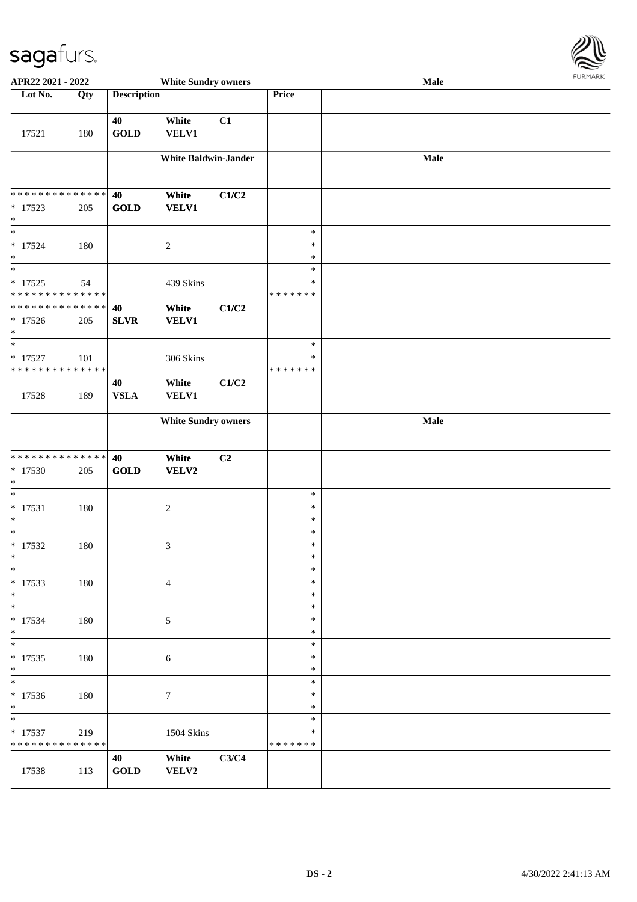| Lot No. | Qty | Description | | | Price | |
|---|---|---|---|---|---|---|
| 17521 | 180 | 40 GOLD | White VELV1 | C1 | | |
| | | | White Baldwin-Jander | | | Male |
| * * * * * * * * * * * * * * <br> * 17523 <br> * | 205 | 40 GOLD | White VELV1 | C1/C2 | | |
| * <br> * 17524 <br> * | 180 | | 2 | | * <br> * <br> * | |
| * <br> * 17525 <br> * * * * * * * * * * * * * * | 54 | | 439 Skins | | * <br> * <br> * * * * * * * | |
| * * * * * * * * * * * * * * <br> * 17526 <br> * | 205 | 40 SLVR | White VELV1 | C1/C2 | | |
| * <br> * 17527 <br> * * * * * * * * * * * * * * | 101 | | 306 Skins | | * <br> * <br> * * * * * * * | |
| 17528 | 189 | 40 VSLA | White VELV1 | C1/C2 | | |
| | | | White Sundry owners | | | Male |
| * * * * * * * * * * * * * * <br> * 17530 <br> * | 205 | 40 GOLD | White VELV2 | C2 | | |
| * <br> * 17531 <br> * | 180 | | 2 | | * <br> * <br> * | |
| * <br> * 17532 <br> * | 180 | | 3 | | * <br> * <br> * | |
| * <br> * 17533 <br> * | 180 | | 4 | | * <br> * <br> * | |
| * <br> * 17534 <br> * | 180 | | 5 | | * <br> * <br> * | |
| * <br> * 17535 <br> * | 180 | | 6 | | * <br> * <br> * | |
| * <br> * 17536 <br> * | 180 | | 7 | | * <br> * <br> * | |
| * <br> * 17537 <br> * * * * * * * * * * * * * * | 219 | | 1504 Skins | | * <br> * <br> * * * * * * * | |
| 17538 | 113 | 40 GOLD | White VELV2 | C3/C4 | | |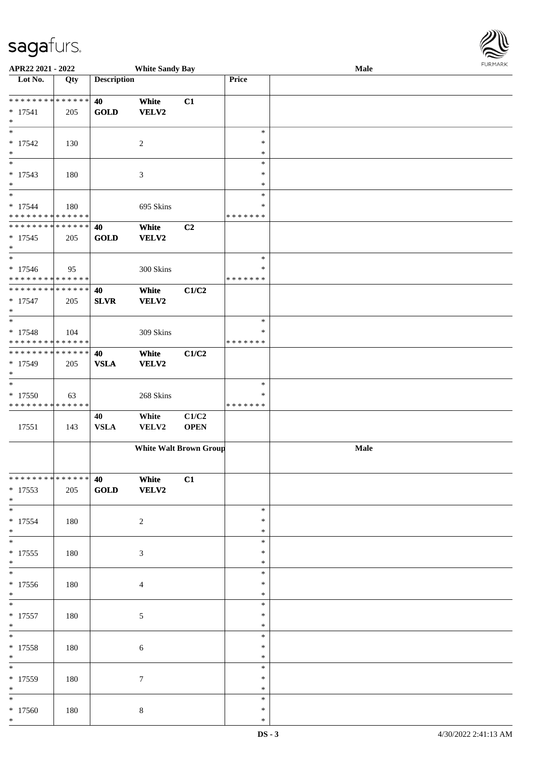APR22 2021 - 2022 White Sandy Bay Male

| Lot No. | Qty | Description | | | Price | |
|---|---|---|---|---|---|---|
| * * * * * * * * * * * * * * | | 40 | White | C1 | | |
| * 17541 | 205 | GOLD | VELV2 | | | |
| * | | | | | | |
| * | | | | | * | |
| * 17542 | 130 | | 2 | | * | |
| * | | | | | * | |
| * | | | | | * | |
| * 17543 | 180 | | 3 | | * | |
| * | | | | | * | |
| * | | | | | * | |
| * 17544 | 180 | | 695 Skins | | * | |
| * * * * * * * * * * * * * * | | | | | * * * * * * * | |
| * * * * * * * * * * * * * * | | 40 | White | C2 | | |
| * 17545 | 205 | GOLD | VELV2 | | | |
| * | | | | | | |
| * | | | | | * | |
| * 17546 | 95 | | 300 Skins | | * | |
| * * * * * * * * * * * * * * | | | | | * * * * * * * | |
| * * * * * * * * * * * * * * | | 40 | White | C1/C2 | | |
| * 17547 | 205 | SLVR | VELV2 | | | |
| * | | | | | | |
| * | | | | | * | |
| * 17548 | 104 | | 309 Skins | | * | |
| * * * * * * * * * * * * * * | | | | | * * * * * * * | |
| * * * * * * * * * * * * * * | | 40 | White | C1/C2 | | |
| * 17549 | 205 | VSLA | VELV2 | | | |
| * | | | | | | |
| * | | | | | * | |
| * 17550 | 63 | | 268 Skins | | * | |
| * * * * * * * * * * * * * * | | | | | * * * * * * * | |
| 17551 | 143 | 40 VSLA | White VELV2 | C1/C2 OPEN | | |
| | | White Walt Brown Group | | | | Male |
| * * * * * * * * * * * * * * | | 40 | White | C1 | | |
| * 17553 | 205 | GOLD | VELV2 | | | |
| * | | | | | | |
| * | | | | | * | |
| * 17554 | 180 | | 2 | | * | |
| * | | | | | * | |
| * | | | | | * | |
| * 17555 | 180 | | 3 | | * | |
| * | | | | | * | |
| * | | | | | * | |
| * 17556 | 180 | | 4 | | * | |
| * | | | | | * | |
| * | | | | | * | |
| * 17557 | 180 | | 5 | | * | |
| * | | | | | * | |
| * | | | | | * | |
| * 17558 | 180 | | 6 | | * | |
| * | | | | | * | |
| * | | | | | * | |
| * 17559 | 180 | | 7 | | * | |
| * | | | | | * | |
| * | | | | | * | |
| * 17560 | 180 | | 8 | | * | |
| * | | | | | * | |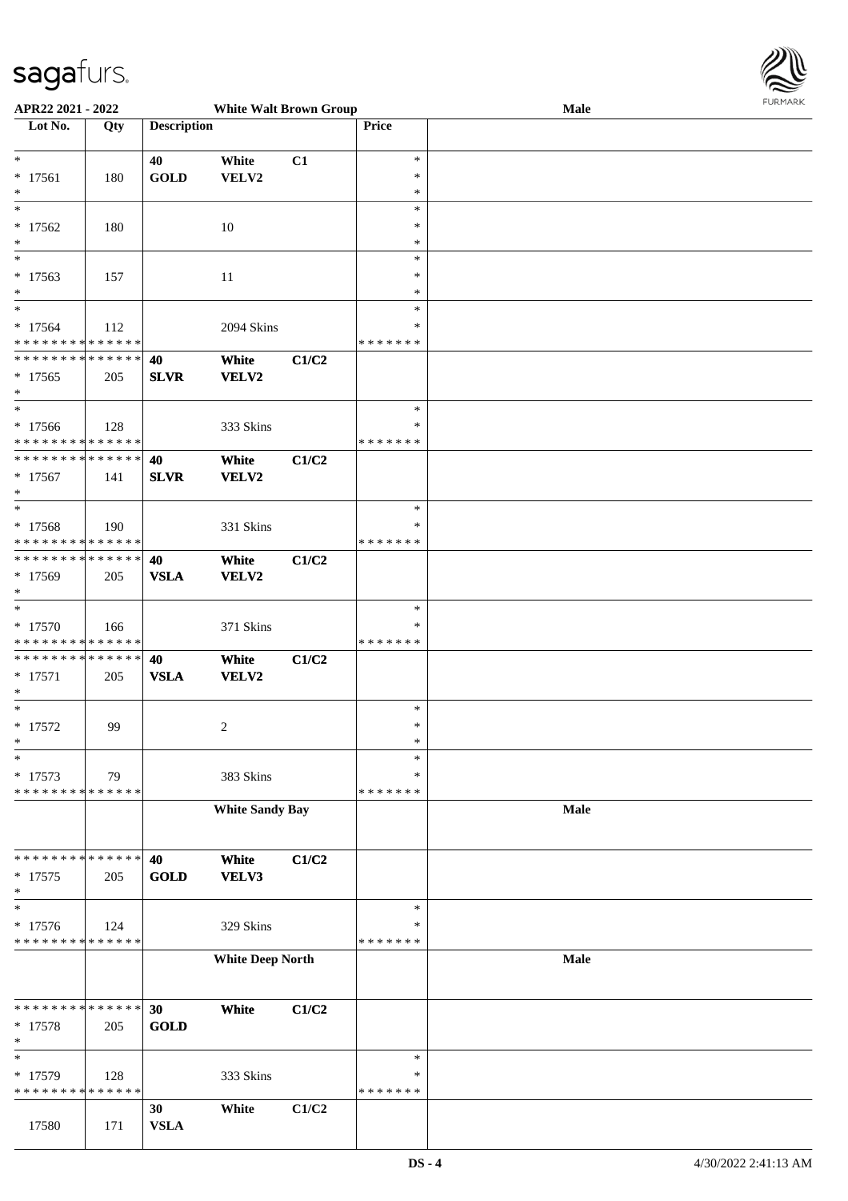**APR22 2021 - 2022** | **White Walt Brown Group** | **Male**

| Lot No. | Qty | Description | | | Price | |
|---|---|---|---|---|---|---|
| * 17561 * | 180 | 40 GOLD | White VELV2 | C1 | * * * | |
| * 17562 * | 180 | | 10 | | * * * | |
| * 17563 * | 157 | | 11 | | * * * | |
| * 17564 * * * * * * * * * * * * * * | 112 | | 2094 Skins | | * * * * * * * * | |
| * * * * * * * * * * * * * * 17565 * | 205 | 40 SLVR | White VELV2 | C1/C2 | | |
| * 17566 * * * * * * * * * * * * * * | 128 | | 333 Skins | | * * * * * * * * | |
| * * * * * * * * * * * * * * 17567 * | 141 | 40 SLVR | White VELV2 | C1/C2 | | |
| * 17568 * * * * * * * * * * * * * * | 190 | | 331 Skins | | * * * * * * * * | |
| * * * * * * * * * * * * * * 17569 * | 205 | 40 VSLA | White VELV2 | C1/C2 | | |
| * 17570 * * * * * * * * * * * * * * | 166 | | 371 Skins | | * * * * * * * * | |
| * * * * * * * * * * * * * * 17571 * | 205 | 40 VSLA | White VELV2 | C1/C2 | | |
| * 17572 * | 99 | | 2 | | * * * | |
| * 17573 * * * * * * * * * * * * * * | 79 | | 383 Skins | | * * * * * * * * | |
| | | | **White Sandy Bay** | | | **Male** |
| * * * * * * * * * * * * * * 17575 * | 205 | 40 GOLD | White VELV3 | C1/C2 | | |
| * 17576 * * * * * * * * * * * * * * | 124 | | 329 Skins | | * * * * * * * * | |
| | | | **White Deep North** | | | **Male** |
| * * * * * * * * * * * * * * 17578 * | 205 | 30 GOLD | White | C1/C2 | | |
| * 17579 * * * * * * * * * * * * * * | 128 | | 333 Skins | | * * * * * * * * | |
| 17580 | 171 | 30 VSLA | White | C1/C2 | | |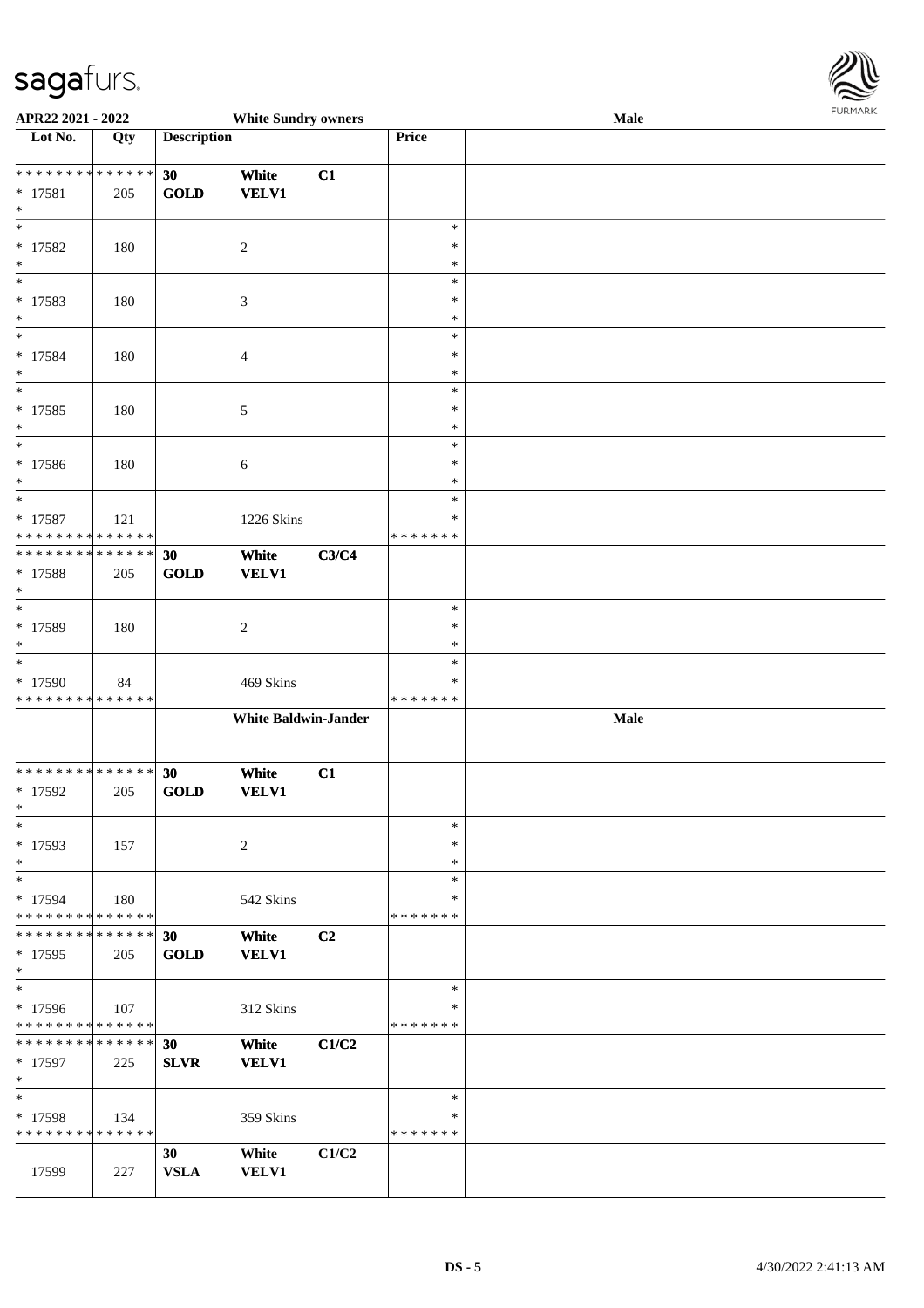APR22 2021 - 2022 White Sundry owners Male

| Lot No. | Qty | Description | | | Price | |
|---|---|---|---|---|---|---|
| * * * * * * * * * * * * * * | | 30 | White | C1 | | |
| * 17581 | 205 | GOLD | VELV1 | | | |
| * | | | | | | |
| * 17582 | 180 | | 2 | | * * * | |
| * 17583 | 180 | | 3 | | * * * | |
| * 17584 | 180 | | 4 | | * * * | |
| * 17585 | 180 | | 5 | | * * * | |
| * 17586 | 180 | | 6 | | * * * | |
| * 17587 | 121 | | 1226 Skins | | * * | |
| * * * * * * * * * * * * * * | | | | | * * * * * * * | |
| * * * * * * * * * * * * * * | | 30 | White | C3/C4 | | |
| * 17588 | 205 | GOLD | VELV1 | | | |
| * | | | | | | |
| * 17589 | 180 | | 2 | | * * * | |
| * 17590 | 84 | | 469 Skins | | * * | |
| * * * * * * * * * * * * * * | | | | | * * * * * * * | |
| | | | White Baldwin-Jander | | | Male |
| * * * * * * * * * * * * * * | | 30 | White | C1 | | |
| * 17592 | 205 | GOLD | VELV1 | | | |
| * | | | | | | |
| * 17593 | 157 | | 2 | | * * * | |
| * 17594 | 180 | | 542 Skins | | * * | |
| * * * * * * * * * * * * * * | | | | | * * * * * * * | |
| * * * * * * * * * * * * * * | | 30 | White | C2 | | |
| * 17595 | 205 | GOLD | VELV1 | | | |
| * | | | | | | |
| * 17596 | 107 | | 312 Skins | | * * | |
| * * * * * * * * * * * * * * | | | | | * * * * * * * | |
| * * * * * * * * * * * * * * | | 30 | White | C1/C2 | | |
| * 17597 | 225 | SLVR | VELV1 | | | |
| * | | | | | | |
| * 17598 | 134 | | 359 Skins | | * * | |
| * * * * * * * * * * * * * * | | | | | * * * * * * * | |
| | | 30 | White | C1/C2 | | |
| 17599 | 227 | VSLA | VELV1 | | | |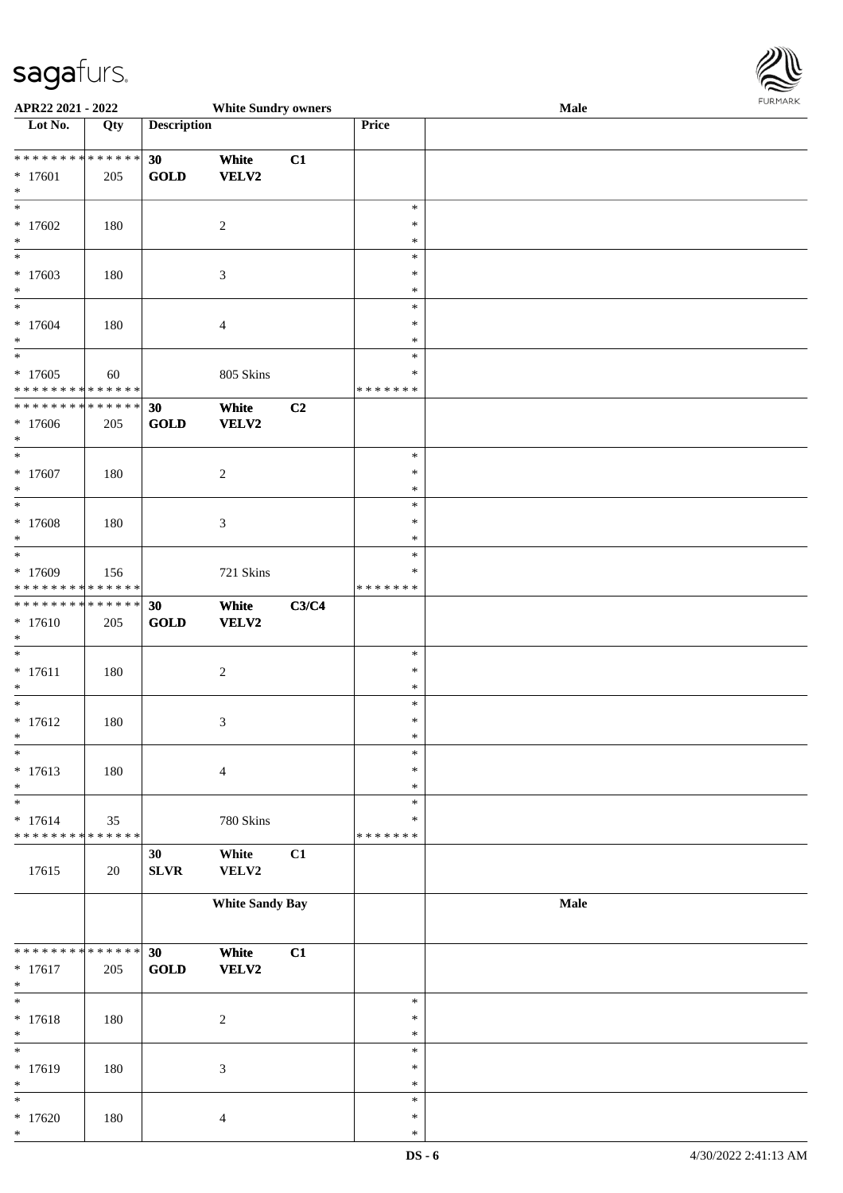| Lot No. | Qty | Description | | | Price | |
|---|---|---|---|---|---|---|
| * * * * * * * * * * * * * * | | 30 | White | C1 | | |
| * 17601 | 205 | GOLD | VELV2 | | | |
| * | | | | | | |
| * 17602 | 180 | | 2 | | * * * | |
| * 17603 | 180 | | 3 | | * * * | |
| * 17604 | 180 | | 4 | | * * * | |
| * 17605 | 60 | | 805 Skins | | * * * * * * * * | |
| * * * * * * * * * * * * * * | | 30 | White | C2 | | |
| * 17606 | 205 | GOLD | VELV2 | | | |
| * 17607 | 180 | | 2 | | * * * | |
| * 17608 | 180 | | 3 | | * * * | |
| * 17609 | 156 | | 721 Skins | | * * * * * * * * | |
| * * * * * * * * * * * * * * | | 30 | White | C3/C4 | | |
| * 17610 | 205 | GOLD | VELV2 | | | |
| * 17611 | 180 | | 2 | | * * * | |
| * 17612 | 180 | | 3 | | * * * | |
| * 17613 | 180 | | 4 | | * * * | |
| * 17614 | 35 | | 780 Skins | | * * * * * * * * | |
| 17615 | 20 | 30 SLVR | White VELV2 | C1 | | |
| | | White Sandy Bay | | | | Male |
| * * * * * * * * * * * * * * | | 30 | White | C1 | | |
| * 17617 | 205 | GOLD | VELV2 | | | |
| * 17618 | 180 | | 2 | | * * * | |
| * 17619 | 180 | | 3 | | * * * | |
| * 17620 | 180 | | 4 | | * * * | |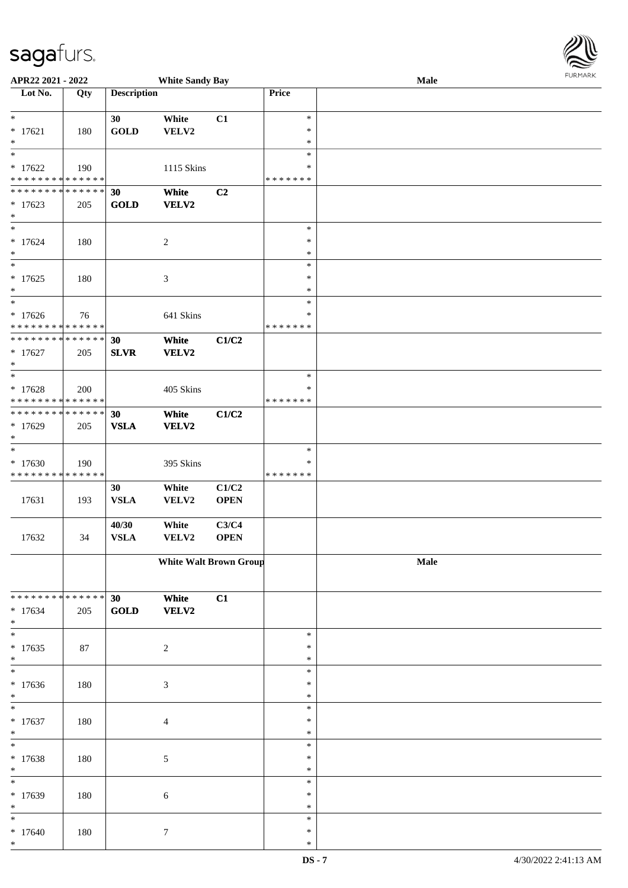APR22 2021 - 2022 **White Sandy Bay** **Male**

| Lot No. | Qty | Description | | | Price | |
|---|---|---|---|---|---|---|
| * <br> * 17621 <br> * | 180 | 30 <br> **GOLD** | White <br> VELV2 | C1 | * <br> * <br> * | |
| * <br> * 17622 <br> * * * * * * * * * * * * * * | 190 | | 1115 Skins | | * <br> * <br> * * * * * * * | |
| * * * * * * * * * * * * * * <br> * 17623 <br> * | 205 | **30** <br> **GOLD** | **White** <br> **VELV2** | **C2** | | |
| * <br> * 17624 <br> * | 180 | | 2 | | * <br> * <br> * | |
| * <br> * 17625 <br> * | 180 | | 3 | | * <br> * <br> * | |
| * <br> * 17626 <br> * * * * * * * * * * * * * * | 76 | | 641 Skins | | * <br> * <br> * * * * * * * | |
| * * * * * * * * * * * * * * <br> * 17627 <br> * | 205 | **30** <br> **SLVR** | **White** <br> **VELV2** | **C1/C2** | | |
| * <br> * 17628 <br> * * * * * * * * * * * * * * | 200 | | 405 Skins | | * <br> * <br> * * * * * * * | |
| * * * * * * * * * * * * * * <br> * 17629 <br> * | 205 | **30** <br> **VSLA** | **White** <br> **VELV2** | **C1/C2** | | |
| * <br> * 17630 <br> * * * * * * * * * * * * * * | 190 | | 395 Skins | | * <br> * <br> * * * * * * * | |
| 17631 | 193 | 30 <br> VSLA | White <br> VELV2 | C1/C2 <br> OPEN | | |
| 17632 | 34 | 40/30 <br> VSLA | White <br> VELV2 | C3/C4 <br> OPEN | | |
| | | **White Walt Brown Group** | | | | **Male** |
| * * * * * * * * * * * * * * <br> * 17634 <br> * | 205 | **30** <br> **GOLD** | **White** <br> **VELV2** | **C1** | | |
| * <br> * 17635 <br> * | 87 | | 2 | | * <br> * <br> * | |
| * <br> * 17636 <br> * | 180 | | 3 | | * <br> * <br> * | |
| * <br> * 17637 <br> * | 180 | | 4 | | * <br> * <br> * | |
| * <br> * 17638 <br> * | 180 | | 5 | | * <br> * <br> * | |
| * <br> * 17639 <br> * | 180 | | 6 | | * <br> * <br> * | |
| * <br> * 17640 <br> * | 180 | | 7 | | * <br> * <br> * | |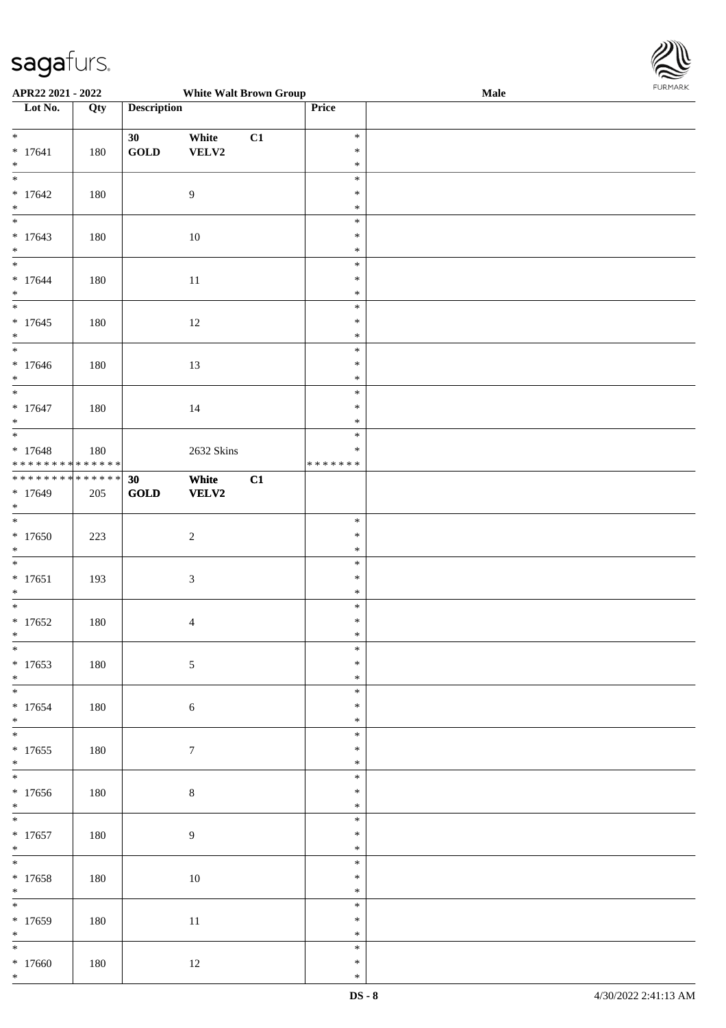**APR22 2021 - 2022** **White Walt Brown Group** **Male**

| Lot No. | Qty | Description | | | Price | |
|---|---|---|---|---|---|---|
| * 17641 * | 180 | **30 GOLD** | **White VELV2** | **C1** | * * * | |
| * 17642 * | 180 | | 9 | | * * * | |
| * 17643 * | 180 | | 10 | | * * * | |
| * 17644 * | 180 | | 11 | | * * * | |
| * 17645 * | 180 | | 12 | | * * * | |
| * 17646 * | 180 | | 13 | | * * * | |
| * 17647 * | 180 | | 14 | | * * * | |
| * 17648 ************** | 180 | | 2632 Skins | | * * ******* | |
| ************** * 17649 * | 205 | **30 GOLD** | **White VELV2** | **C1** | | |
| * 17650 * | 223 | | 2 | | * * * | |
| * 17651 * | 193 | | 3 | | * * * | |
| * 17652 * | 180 | | 4 | | * * * | |
| * 17653 * | 180 | | 5 | | * * * | |
| * 17654 * | 180 | | 6 | | * * * | |
| * 17655 * | 180 | | 7 | | * * * | |
| * 17656 * | 180 | | 8 | | * * * | |
| * 17657 * | 180 | | 9 | | * * * | |
| * 17658 * | 180 | | 10 | | * * * | |
| * 17659 * | 180 | | 11 | | * * * | |
| * 17660 * | 180 | | 12 | | * * * | |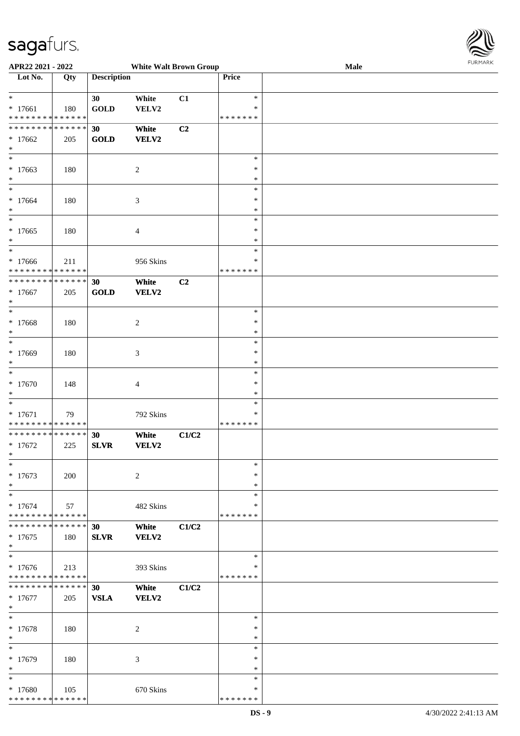APR22 2021 - 2022 White Walt Brown Group Male

| Lot No. | Qty | Description | | | Price |
|---|---|---|---|---|---|
| * | | 30 | White | C1 | * |
| * 17661 | 180 | GOLD | VELV2 | | * |
| * * * * * * * * * * * * * * | | | | | * * * * * * * |
| * * * * * * * * * * * * * * | | 30 | White | C2 | |
| * 17662 | 205 | GOLD | VELV2 | | |
| * | | | | | |
| * | | | | | * |
| * 17663 | 180 | | 2 | | * |
| * | | | | | * |
| * | | | | | * |
| * 17664 | 180 | | 3 | | * |
| * | | | | | * |
| * | | | | | * |
| * 17665 | 180 | | 4 | | * |
| * | | | | | * |
| * | | | | | * |
| * 17666 | 211 | | 956 Skins | | * |
| * * * * * * * * * * * * * * | | | | | * * * * * * * |
| * * * * * * * * * * * * * * | | 30 | White | C2 | |
| * 17667 | 205 | GOLD | VELV2 | | |
| * | | | | | |
| * | | | | | * |
| * 17668 | 180 | | 2 | | * |
| * | | | | | * |
| * | | | | | * |
| * 17669 | 180 | | 3 | | * |
| * | | | | | * |
| * | | | | | * |
| * 17670 | 148 | | 4 | | * |
| * | | | | | * |
| * | | | | | * |
| * 17671 | 79 | | 792 Skins | | * |
| * * * * * * * * * * * * * * | | | | | * * * * * * * |
| * * * * * * * * * * * * * * | | 30 | White | C1/C2 | |
| * 17672 | 225 | SLVR | VELV2 | | |
| * | | | | | |
| * | | | | | * |
| * 17673 | 200 | | 2 | | * |
| * | | | | | * |
| * | | | | | * |
| * 17674 | 57 | | 482 Skins | | * |
| * * * * * * * * * * * * * * | | | | | * * * * * * * |
| * * * * * * * * * * * * * * | | 30 | White | C1/C2 | |
| * 17675 | 180 | SLVR | VELV2 | | |
| * | | | | | |
| * | | | | | * |
| * 17676 | 213 | | 393 Skins | | * |
| * * * * * * * * * * * * * * | | | | | * * * * * * * |
| * * * * * * * * * * * * * * | | 30 | White | C1/C2 | |
| * 17677 | 205 | VSLA | VELV2 | | |
| * | | | | | |
| * | | | | | * |
| * 17678 | 180 | | 2 | | * |
| * | | | | | * |
| * | | | | | * |
| * 17679 | 180 | | 3 | | * |
| * | | | | | * |
| * | | | | | * |
| * 17680 | 105 | | 670 Skins | | * |
| * * * * * * * * * * * * * * | | | | | * * * * * * * |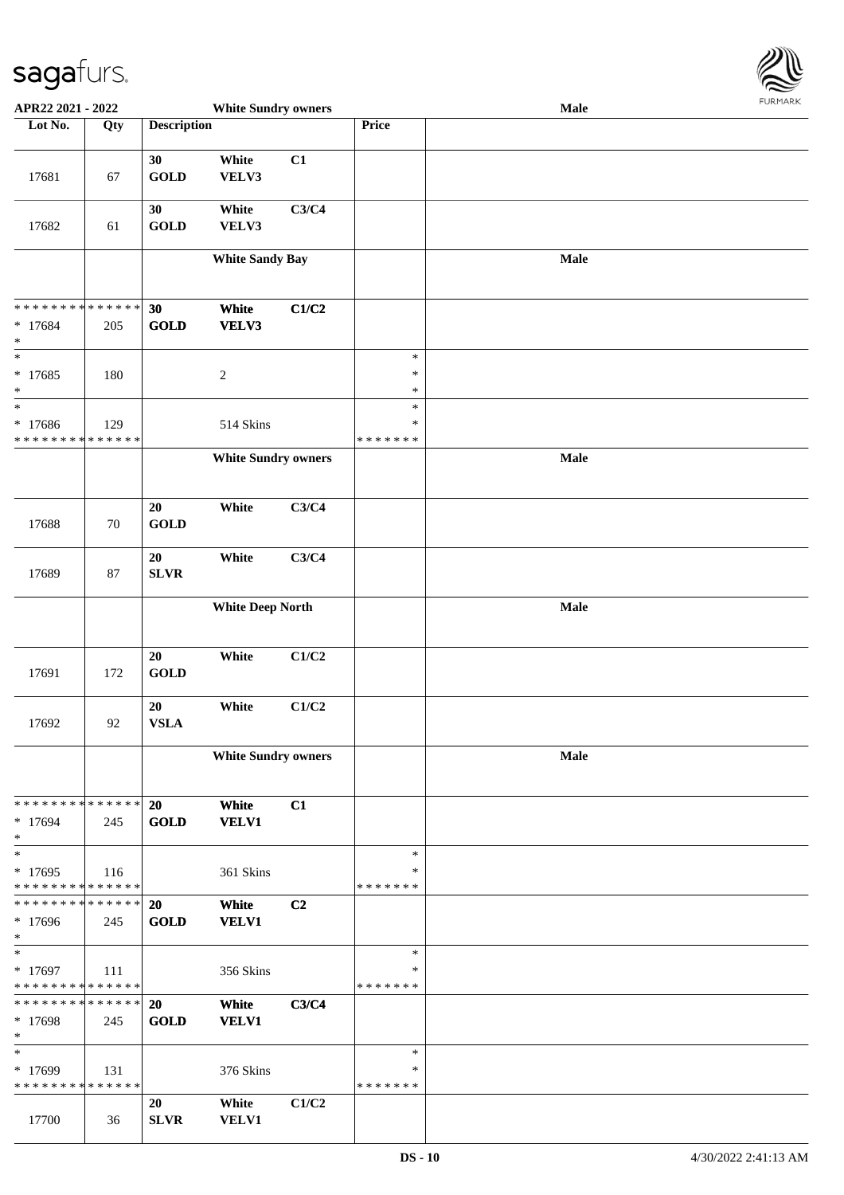APR22 2021 - 2022 White Sundry owners Male

| Lot No. | Qty | Description | | | Price | |
|---|---|---|---|---|---|---|
| 17681 | 67 | 30 GOLD | White VELV3 | C1 | | |
| 17682 | 61 | 30 GOLD | White VELV3 | C3/C4 | | |
| | | White Sandy Bay | | | | Male |
| * * * * * * * * * * * * * * | | | | | | |
| * 17684 | 205 | 30 GOLD | White VELV3 | C1/C2 | | |
| * 17685 | 180 | | 2 | | * * * | |
| * 17686 | 129 | | 514 Skins | | * * * * * * * * | |
| | | White Sundry owners | | | | Male |
| 17688 | 70 | 20 GOLD | White | C3/C4 | | |
| 17689 | 87 | 20 SLVR | White | C3/C4 | | |
| | | White Deep North | | | | Male |
| 17691 | 172 | 20 GOLD | White | C1/C2 | | |
| 17692 | 92 | 20 VSLA | White | C1/C2 | | |
| | | White Sundry owners | | | | Male |
| * 17694 | 245 | 20 GOLD | White VELV1 | C1 | | |
| * 17695 | 116 | | 361 Skins | | * * * * * * * * | |
| * 17696 | 245 | 20 GOLD | White VELV1 | C2 | | |
| * 17697 | 111 | | 356 Skins | | * * * * * * * * | |
| * 17698 | 245 | 20 GOLD | White VELV1 | C3/C4 | | |
| * 17699 | 131 | | 376 Skins | | * * * * * * * * | |
| 17700 | 36 | 20 SLVR | White VELV1 | C1/C2 | | |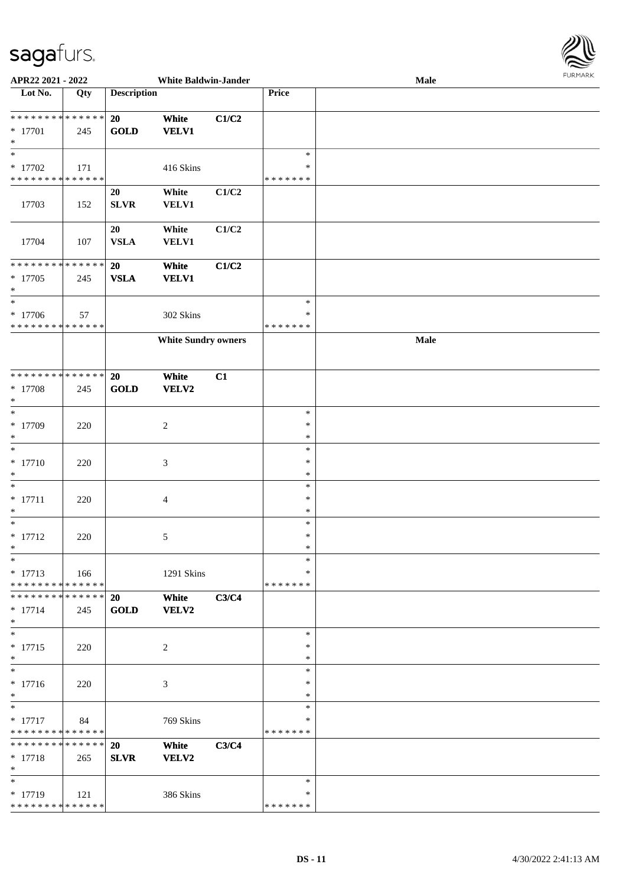APR22 2021 - 2022 — White Baldwin-Jander — Male

| Lot No. | Qty | Description | | | Price | |
|---|---|---|---|---|---|---|
| * * * * * * * * * * * * * * | | 20 | White | C1/C2 | | |
| * 17701 | 245 | GOLD | VELV1 | | | |
| * | | | | | | |
| * | | | | | * | |
| * 17702 | 171 | | 416 Skins | | * | |
| * * * * * * * * * * * * * * | | | | | * * * * * * * | |
| | | 20 | White | C1/C2 | | |
| 17703 | 152 | SLVR | VELV1 | | | |
| | | 20 | White | C1/C2 | | |
| 17704 | 107 | VSLA | VELV1 | | | |
| * * * * * * * * * * * * * * | | 20 | White | C1/C2 | | |
| * 17705 | 245 | VSLA | VELV1 | | | |
| * | | | | | | |
| * | | | | | * | |
| * 17706 | 57 | | 302 Skins | | * | |
| * * * * * * * * * * * * * * | | | | | * * * * * * * | |
| | | **White Sundry owners** | | | | **Male** |
| * * * * * * * * * * * * * * | | 20 | White | C1 | | |
| * 17708 | 245 | GOLD | VELV2 | | | |
| * | | | | | | |
| * | | | | | * | |
| * 17709 | 220 | | 2 | | * | |
| * | | | | | * | |
| * | | | | | * | |
| * 17710 | 220 | | 3 | | * | |
| * | | | | | * | |
| * | | | | | * | |
| * 17711 | 220 | | 4 | | * | |
| * | | | | | * | |
| * | | | | | * | |
| * 17712 | 220 | | 5 | | * | |
| * | | | | | * | |
| * | | | | | * | |
| * 17713 | 166 | | 1291 Skins | | * | |
| * * * * * * * * * * * * * * | | | | | * * * * * * * | |
| * * * * * * * * * * * * * * | | 20 | White | C3/C4 | | |
| * 17714 | 245 | GOLD | VELV2 | | | |
| * | | | | | | |
| * | | | | | * | |
| * 17715 | 220 | | 2 | | * | |
| * | | | | | * | |
| * | | | | | * | |
| * 17716 | 220 | | 3 | | * | |
| * | | | | | * | |
| * | | | | | * | |
| * 17717 | 84 | | 769 Skins | | * | |
| * * * * * * * * * * * * * * | | | | | * * * * * * * | |
| * * * * * * * * * * * * * * | | 20 | White | C3/C4 | | |
| * 17718 | 265 | SLVR | VELV2 | | | |
| * | | | | | | |
| * | | | | | * | |
| * 17719 | 121 | | 386 Skins | | * | |
| * * * * * * * * * * * * * * | | | | | * * * * * * * | |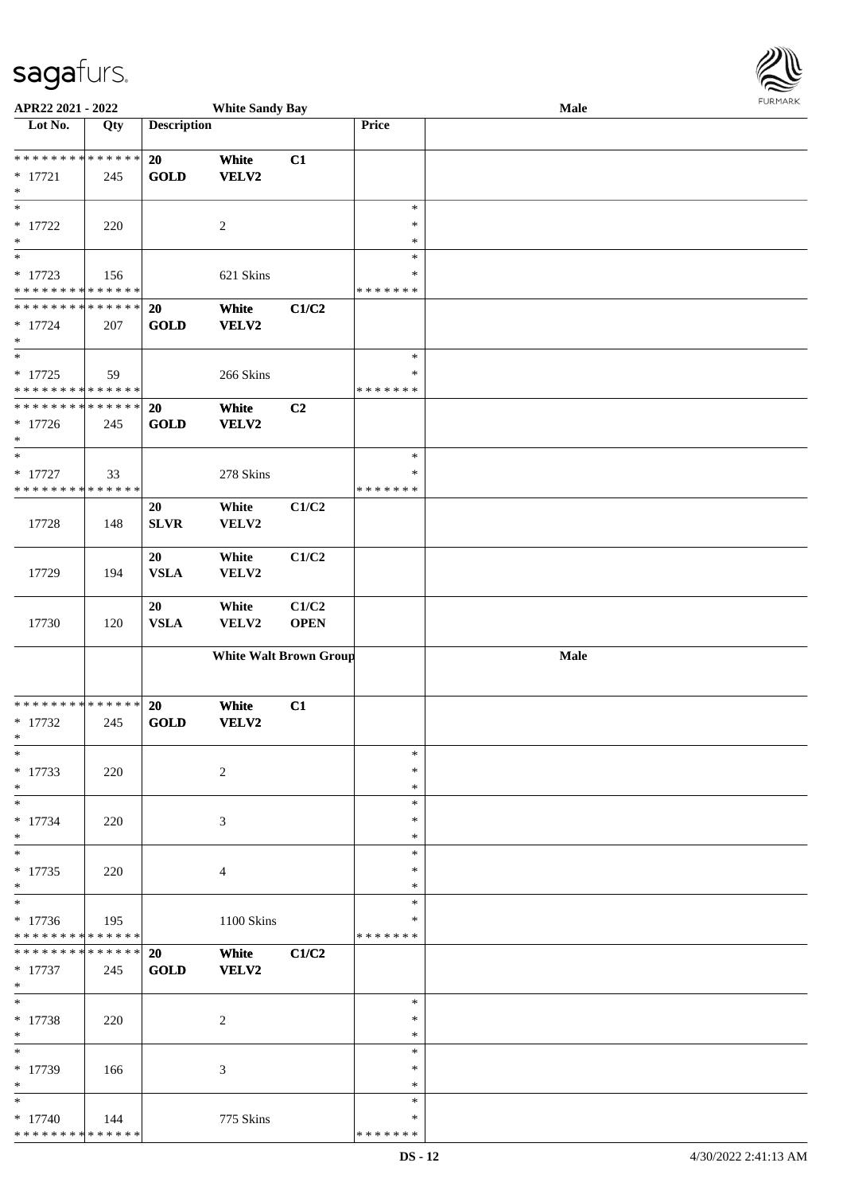**APR22 2021 - 2022** | **White Sandy Bay** | **Male**

| Lot No. | Qty | Description | | | Price | |
|---|---|---|---|---|---|---|
| * * * * * * * * * * * * * * | | 20 | White | C1 | | |
| * 17721 | 245 | GOLD | VELV2 | | | |
| * | | | | | | |
| * | | | | | * | |
| * 17722 | 220 | | 2 | | * | |
| * | | | | | * | |
| * | | | | | * | |
| * 17723 | 156 | | 621 Skins | | * | |
| * * * * * * * * * * * * * * | | | | | * * * * * * * | |
| * * * * * * * * * * * * * * | | 20 | White | C1/C2 | | |
| * 17724 | 207 | GOLD | VELV2 | | | |
| * | | | | | | |
| * | | | | | * | |
| * 17725 | 59 | | 266 Skins | | * | |
| * * * * * * * * * * * * * * | | | | | * * * * * * * | |
| * * * * * * * * * * * * * * | | 20 | White | C2 | | |
| * 17726 | 245 | GOLD | VELV2 | | | |
| * | | | | | | |
| * | | | | | * | |
| * 17727 | 33 | | 278 Skins | | * | |
| * * * * * * * * * * * * * * | | | | | * * * * * * * | |
| 17728 | 148 | 20 SLVR | White VELV2 | C1/C2 | | |
| 17729 | 194 | 20 VSLA | White VELV2 | C1/C2 | | |
| 17730 | 120 | 20 VSLA | White VELV2 | C1/C2 OPEN | | |
| | | **White Walt Brown Group** | | | | **Male** |
| * * * * * * * * * * * * * * | | 20 | White | C1 | | |
| * 17732 | 245 | GOLD | VELV2 | | | |
| * | | | | | | |
| * | | | | | * | |
| * 17733 | 220 | | 2 | | * | |
| * | | | | | * | |
| * | | | | | * | |
| * 17734 | 220 | | 3 | | * | |
| * | | | | | * | |
| * | | | | | * | |
| * 17735 | 220 | | 4 | | * | |
| * | | | | | * | |
| * | | | | | * | |
| * 17736 | 195 | | 1100 Skins | | * | |
| * * * * * * * * * * * * * * | | | | | * * * * * * * | |
| * * * * * * * * * * * * * * | | 20 | White | C1/C2 | | |
| * 17737 | 245 | GOLD | VELV2 | | | |
| * | | | | | | |
| * | | | | | * | |
| * 17738 | 220 | | 2 | | * | |
| * | | | | | * | |
| * | | | | | * | |
| * 17739 | 166 | | 3 | | * | |
| * | | | | | * | |
| * | | | | | * | |
| * 17740 | 144 | | 775 Skins | | * | |
| * * * * * * * * * * * * * * | | | | | * * * * * * * | |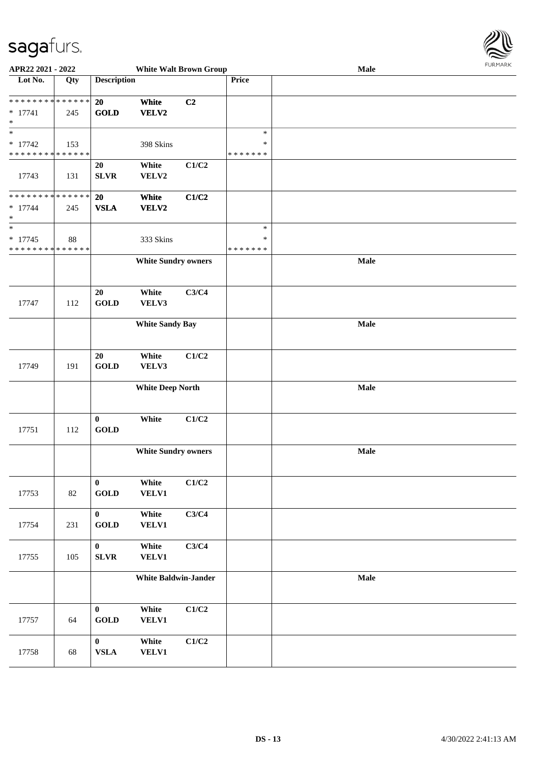**APR22 2021 - 2022** **White Walt Brown Group** **Male**

| Lot No. | Qty | Description | | | Price | |
|---|---|---|---|---|---|---|
| ************** | | 20 | White | C2 | | |
| * 17741 | 245 | GOLD | VELV2 | | | |
| * | | | | | | |
| * | | | | | * | |
| * 17742 | 153 | | 398 Skins | | * | |
| ************** | | | | | ******* | |
| | | 20 | White | C1/C2 | | |
| 17743 | 131 | SLVR | VELV2 | | | |
| ************** | | 20 | White | C1/C2 | | |
| * 17744 | 245 | VSLA | VELV2 | | | |
| * | | | | | | |
| * | | | | | * | |
| * 17745 | 88 | | 333 Skins | | * | |
| ************** | | | | | ******* | |
| | | **White Sundry owners** | | | | **Male** |
| | | 20 | White | C3/C4 | | |
| 17747 | 112 | GOLD | VELV3 | | | |
| | | **White Sandy Bay** | | | | **Male** |
| | | 20 | White | C1/C2 | | |
| 17749 | 191 | GOLD | VELV3 | | | |
| | | **White Deep North** | | | | **Male** |
| | | 0 | White | C1/C2 | | |
| 17751 | 112 | GOLD | | | | |
| | | **White Sundry owners** | | | | **Male** |
| | | 0 | White | C1/C2 | | |
| 17753 | 82 | GOLD | VELV1 | | | |
| | | 0 | White | C3/C4 | | |
| 17754 | 231 | GOLD | VELV1 | | | |
| | | 0 | White | C3/C4 | | |
| 17755 | 105 | SLVR | VELV1 | | | |
| | | **White Baldwin-Jander** | | | | **Male** |
| | | 0 | White | C1/C2 | | |
| 17757 | 64 | GOLD | VELV1 | | | |
| | | 0 | White | C1/C2 | | |
| 17758 | 68 | VSLA | VELV1 | | | |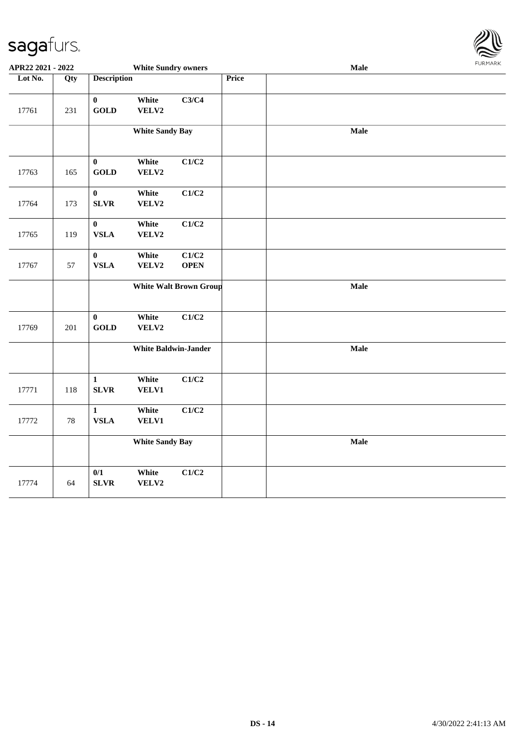APR22 2021 - 2022 — White Sundry owners — Male

| Lot No. | Qty | Description | | | Price | |
|---|---|---|---|---|---|---|
| 17761 | 231 | 0 GOLD | White VELV2 | C3/C4 | | |
| | | White Sandy Bay | | | | Male |
| 17763 | 165 | 0 GOLD | White VELV2 | C1/C2 | | |
| 17764 | 173 | 0 SLVR | White VELV2 | C1/C2 | | |
| 17765 | 119 | 0 VSLA | White VELV2 | C1/C2 | | |
| 17767 | 57 | 0 VSLA | White VELV2 | C1/C2 OPEN | | |
| | | White Walt Brown Group | | | | Male |
| 17769 | 201 | 0 GOLD | White VELV2 | C1/C2 | | |
| | | White Baldwin-Jander | | | | Male |
| 17771 | 118 | 1 SLVR | White VELV1 | C1/C2 | | |
| 17772 | 78 | 1 VSLA | White VELV1 | C1/C2 | | |
| | | White Sandy Bay | | | | Male |
| 17774 | 64 | 0/1 SLVR | White VELV2 | C1/C2 | | |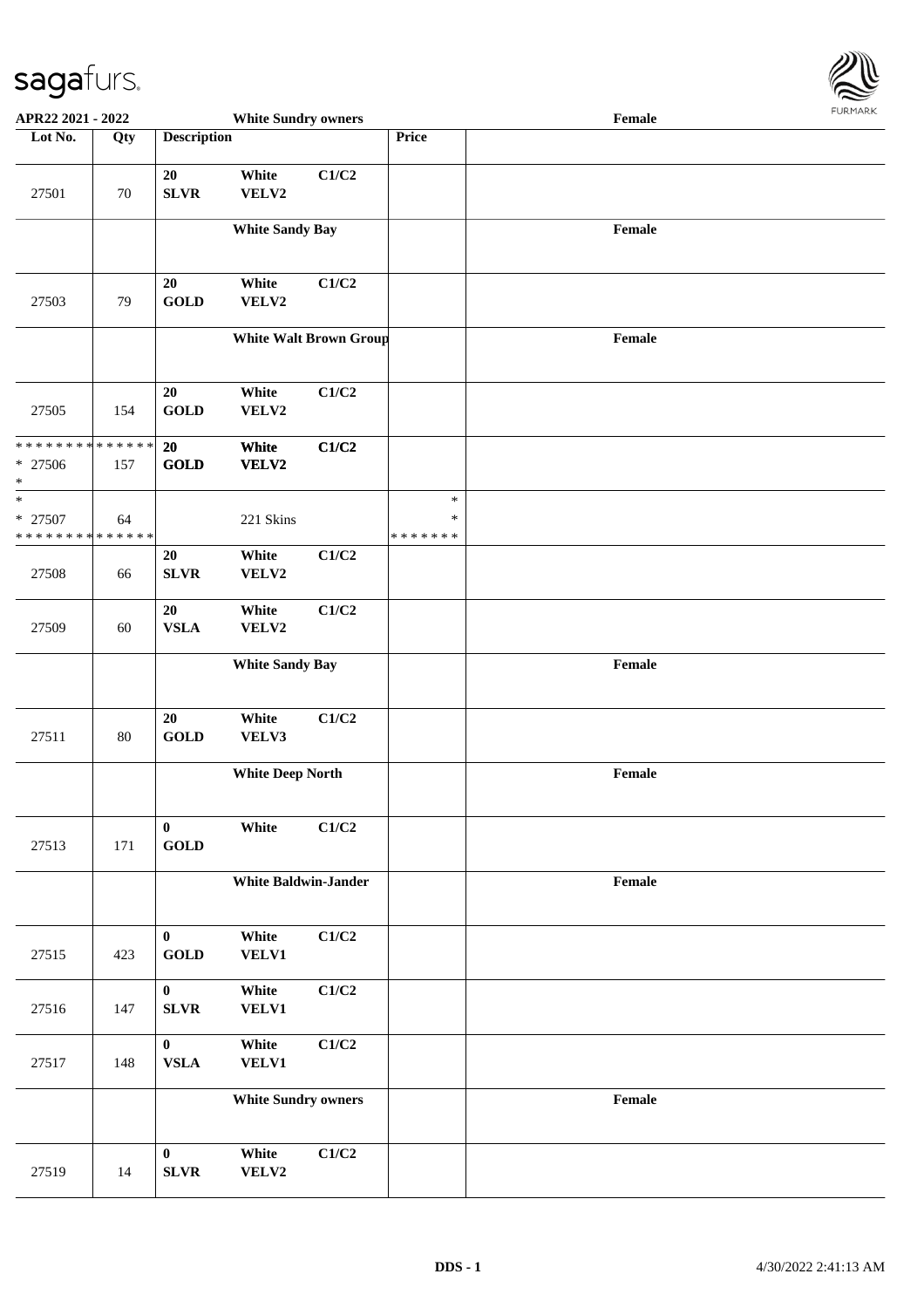| Lot No. | Qty | Description | | | Price | |
|---|---|---|---|---|---|---|
| 27501 | 70 | 20 SLVR | White VELV2 | C1/C2 | | |
| | | | White Sandy Bay | | | Female |
| 27503 | 79 | 20 GOLD | White VELV2 | C1/C2 | | |
| | | | White Walt Brown Group | | | Female |
| 27505 | 154 | 20 GOLD | White VELV2 | C1/C2 | | |
| * * * * * * * * * * * * * * * 27506 * | 157 | **20 GOLD** | **White VELV2** | **C1/C2** | | |
| * * 27507 * * * * * * * * * * * * * * | 64 | | 221 Skins | | * * * * * * * * * | |
| 27508 | 66 | 20 SLVR | White VELV2 | C1/C2 | | |
| 27509 | 60 | 20 VSLA | White VELV2 | C1/C2 | | |
| | | | White Sandy Bay | | | Female |
| 27511 | 80 | 20 GOLD | White VELV3 | C1/C2 | | |
| | | | White Deep North | | | Female |
| 27513 | 171 | 0 GOLD | White | C1/C2 | | |
| | | | White Baldwin-Jander | | | Female |
| 27515 | 423 | 0 GOLD | White VELV1 | C1/C2 | | |
| 27516 | 147 | 0 SLVR | White VELV1 | C1/C2 | | |
| 27517 | 148 | 0 VSLA | White VELV1 | C1/C2 | | |
| | | | White Sundry owners | | | Female |
| 27519 | 14 | 0 SLVR | White VELV2 | C1/C2 | | |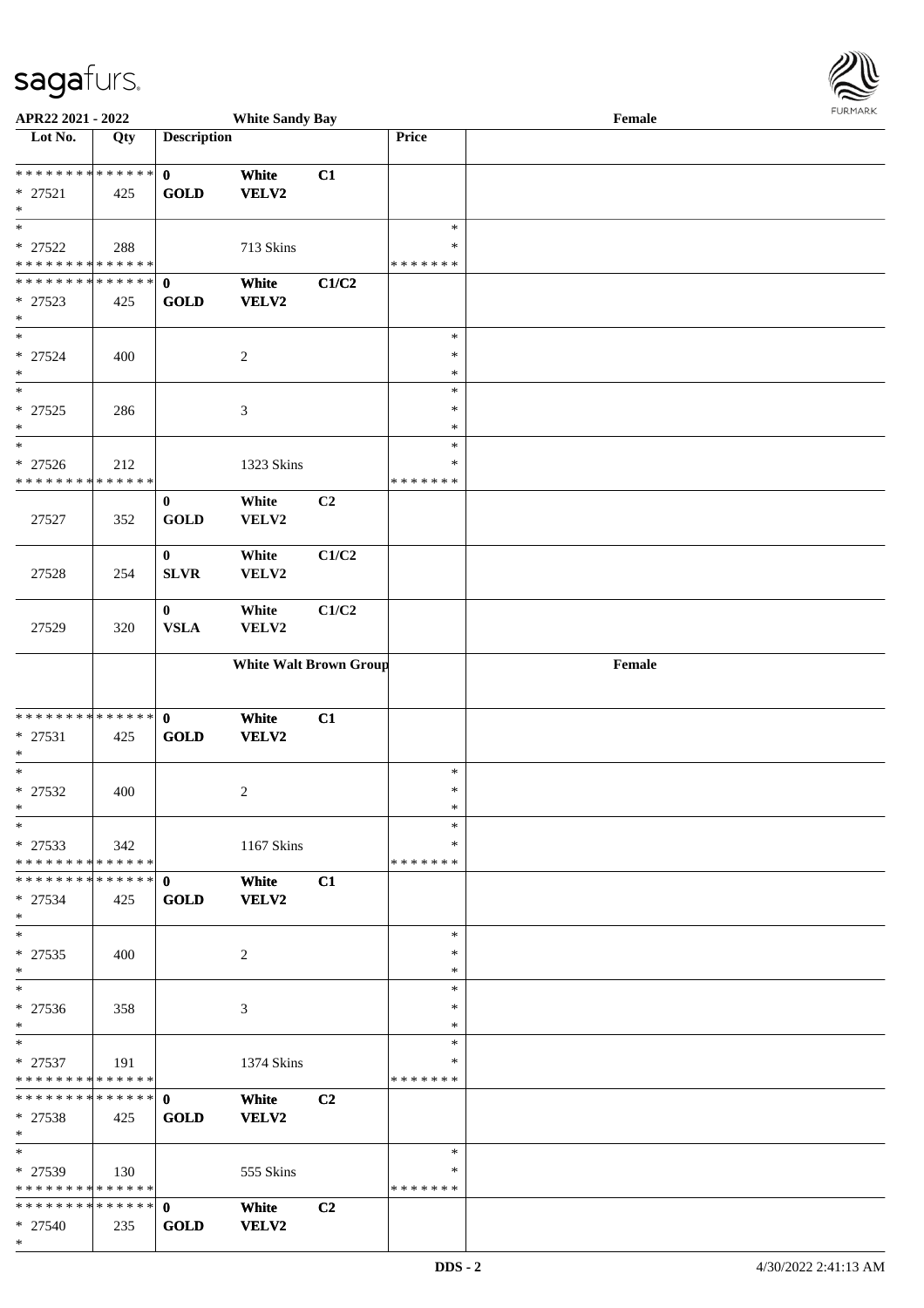| Lot No. | Qty | Description | | | Price | |
|---|---|---|---|---|---|---|
| * * * * * * * * * * * * * * | | 0 | White | C1 | | |
| * 27521 | 425 | GOLD | VELV2 | | | |
| * | | | | | | |
| * | | | | | * | |
| * 27522 | 288 | | 713 Skins | | * | |
| * * * * * * * * * * * * * * | | | | | * * * * * * * | |
| * * * * * * * * * * * * * * | | 0 | White | C1/C2 | | |
| * 27523 | 425 | GOLD | VELV2 | | | |
| * | | | | | | |
| * | | | | | * | |
| * 27524 | 400 | | 2 | | * | |
| * | | | | | * | |
| * | | | | | * | |
| * 27525 | 286 | | 3 | | * | |
| * | | | | | * | |
| * | | | | | * | |
| * 27526 | 212 | | 1323 Skins | | * | |
| * * * * * * * * * * * * * * | | | | | * * * * * * * | |
| | | 0 | White | C2 | | |
| 27527 | 352 | GOLD | VELV2 | | | |
| | | 0 | White | C1/C2 | | |
| 27528 | 254 | SLVR | VELV2 | | | |
| | | 0 | White | C1/C2 | | |
| 27529 | 320 | VSLA | VELV2 | | | |
| | | **White Walt Brown Group** | | | | **Female** |
| * * * * * * * * * * * * * * | | 0 | White | C1 | | |
| * 27531 | 425 | GOLD | VELV2 | | | |
| * | | | | | | |
| * | | | | | * | |
| * 27532 | 400 | | 2 | | * | |
| * | | | | | * | |
| * | | | | | * | |
| * 27533 | 342 | | 1167 Skins | | * | |
| * * * * * * * * * * * * * * | | | | | * * * * * * * | |
| * * * * * * * * * * * * * * | | 0 | White | C1 | | |
| * 27534 | 425 | GOLD | VELV2 | | | |
| * | | | | | | |
| * | | | | | * | |
| * 27535 | 400 | | 2 | | * | |
| * | | | | | * | |
| * | | | | | * | |
| * 27536 | 358 | | 3 | | * | |
| * | | | | | * | |
| * | | | | | * | |
| * 27537 | 191 | | 1374 Skins | | * | |
| * * * * * * * * * * * * * * | | | | | * * * * * * * | |
| * * * * * * * * * * * * * * | | 0 | White | C2 | | |
| * 27538 | 425 | GOLD | VELV2 | | | |
| * | | | | | | |
| * | | | | | * | |
| * 27539 | 130 | | 555 Skins | | * | |
| * * * * * * * * * * * * * * | | | | | * * * * * * * | |
| * * * * * * * * * * * * * * | | 0 | White | C2 | | |
| * 27540 | 235 | GOLD | VELV2 | | | |
| * | | | | | | |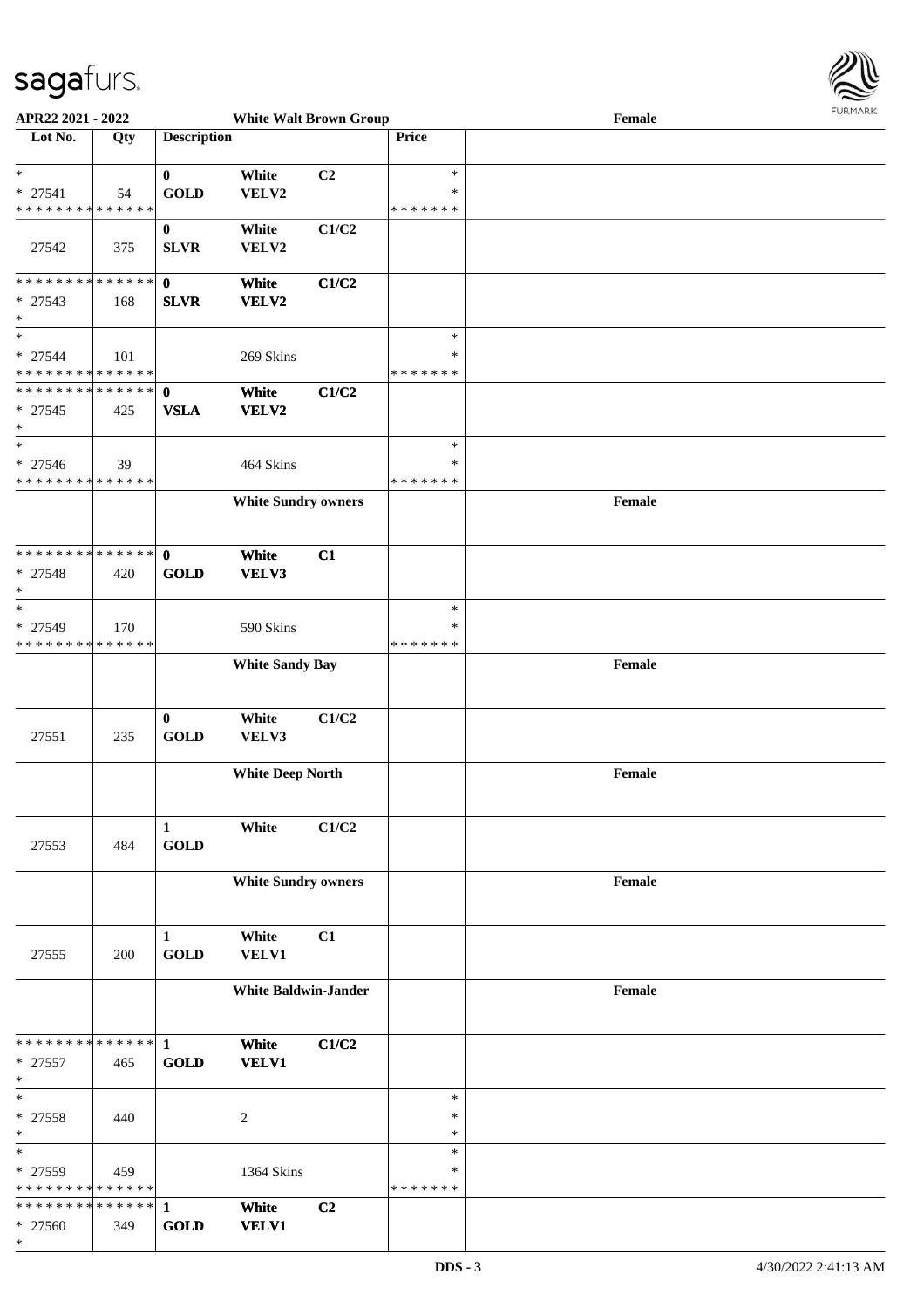**APR22 2021 - 2022** **White Walt Brown Group** **Female**

| Lot No. | Qty | Description | | | Price | |
|---|---|---|---|---|---|---|
| * * 27541 * * * * * * * * * * * * * * | 54 | 0 GOLD | White VELV2 | C2 | * * * * * * * * * | |
| 27542 | 375 | 0 SLVR | White VELV2 | C1/C2 | | |
| * * * * * * * * * * * * * * * 27543 * | 168 | 0 SLVR | White VELV2 | C1/C2 | | |
| * * 27544 * * * * * * * * * * * * * * | 101 | | 269 Skins | | * * * * * * * * * | |
| * * * * * * * * * * * * * * * 27545 * | 425 | 0 VSLA | White VELV2 | C1/C2 | | |
| * * 27546 * * * * * * * * * * * * * * | 39 | | 464 Skins | | * * * * * * * * * | |
| | | | **White Sundry owners** | | | **Female** |
| * * * * * * * * * * * * * * * 27548 * | 420 | 0 GOLD | White VELV3 | C1 | | |
| * * 27549 * * * * * * * * * * * * * * | 170 | | 590 Skins | | * * * * * * * * * | |
| | | | **White Sandy Bay** | | | **Female** |
| 27551 | 235 | 0 GOLD | White VELV3 | C1/C2 | | |
| | | | **White Deep North** | | | **Female** |
| 27553 | 484 | 1 GOLD | White | C1/C2 | | |
| | | | **White Sundry owners** | | | **Female** |
| 27555 | 200 | 1 GOLD | White VELV1 | C1 | | |
| | | | **White Baldwin-Jander** | | | **Female** |
| * * * * * * * * * * * * * * * 27557 * | 465 | 1 GOLD | White VELV1 | C1/C2 | | |
| * * 27558 * | 440 | | 2 | | * * * | |
| * * 27559 * * * * * * * * * * * * * * | 459 | | 1364 Skins | | * * * * * * * * * | |
| * * * * * * * * * * * * * * * 27560 * | 349 | 1 GOLD | White VELV1 | C2 | | |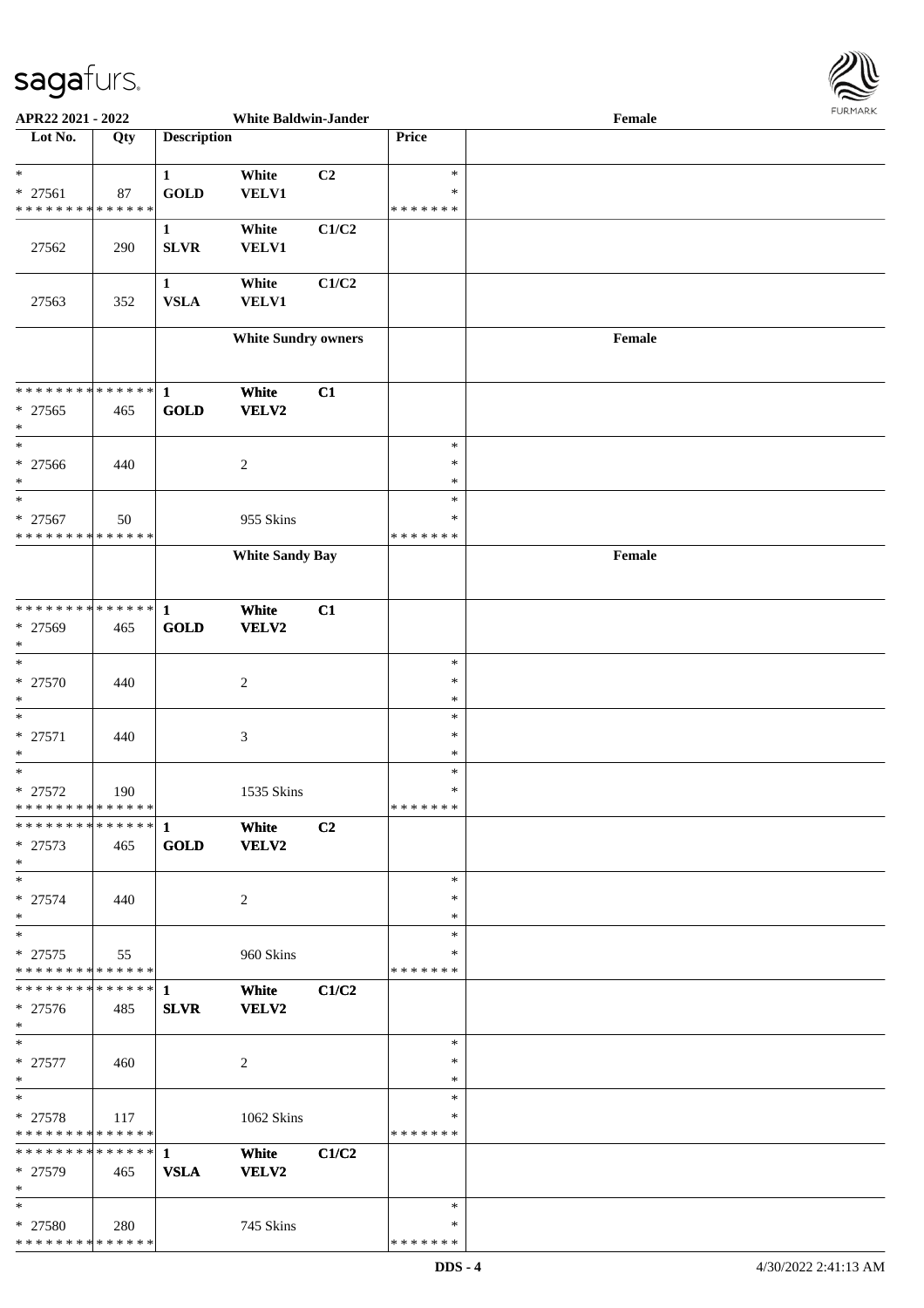**APR22 2021 - 2022** — **White Baldwin-Jander** — **Female**

| Lot No. | Qty | Description | | | Price | |
|---|---|---|---|---|---|---|
| * <br> * 27561 <br> * * * * * * * * * * * * * * | 87 | **1** <br> **GOLD** | **White** <br> **VELV1** | **C2** | * <br> * <br> * * * * * * * | |
| 27562 | 290 | **1** <br> **SLVR** | **White** <br> **VELV1** | **C1/C2** | | |
| 27563 | 352 | **1** <br> **VSLA** | **White** <br> **VELV1** | **C1/C2** | | |
| | | | **White Sundry owners** | | | **Female** |
| * * * * * * * * * * * * * * <br> * 27565 <br> * | 465 | **1** <br> **GOLD** | **White** <br> **VELV2** | **C1** | | |
| * <br> * 27566 <br> * | 440 | | 2 | | * <br> * <br> * | |
| * <br> * 27567 <br> * * * * * * * * * * * * * * | 50 | | 955 Skins | | * <br> * <br> * * * * * * * | |
| | | | **White Sandy Bay** | | | **Female** |
| * * * * * * * * * * * * * * <br> * 27569 <br> * | 465 | **1** <br> **GOLD** | **White** <br> **VELV2** | **C1** | | |
| * <br> * 27570 <br> * | 440 | | 2 | | * <br> * <br> * | |
| * <br> * 27571 <br> * | 440 | | 3 | | * <br> * <br> * | |
| * <br> * 27572 <br> * * * * * * * * * * * * * * | 190 | | 1535 Skins | | * <br> * <br> * * * * * * * | |
| * * * * * * * * * * * * * * <br> * 27573 <br> * | 465 | **1** <br> **GOLD** | **White** <br> **VELV2** | **C2** | | |
| * <br> * 27574 <br> * | 440 | | 2 | | * <br> * <br> * | |
| * <br> * 27575 <br> * * * * * * * * * * * * * * | 55 | | 960 Skins | | * <br> * <br> * * * * * * * | |
| * * * * * * * * * * * * * * <br> * 27576 <br> * | 485 | **1** <br> **SLVR** | **White** <br> **VELV2** | **C1/C2** | | |
| * <br> * 27577 <br> * | 460 | | 2 | | * <br> * <br> * | |
| * <br> * 27578 <br> * * * * * * * * * * * * * * | 117 | | 1062 Skins | | * <br> * <br> * * * * * * * | |
| * * * * * * * * * * * * * * <br> * 27579 <br> * | 465 | **1** <br> **VSLA** | **White** <br> **VELV2** | **C1/C2** | | |
| * <br> * 27580 <br> * * * * * * * * * * * * * * | 280 | | 745 Skins | | * <br> * <br> * * * * * * * | |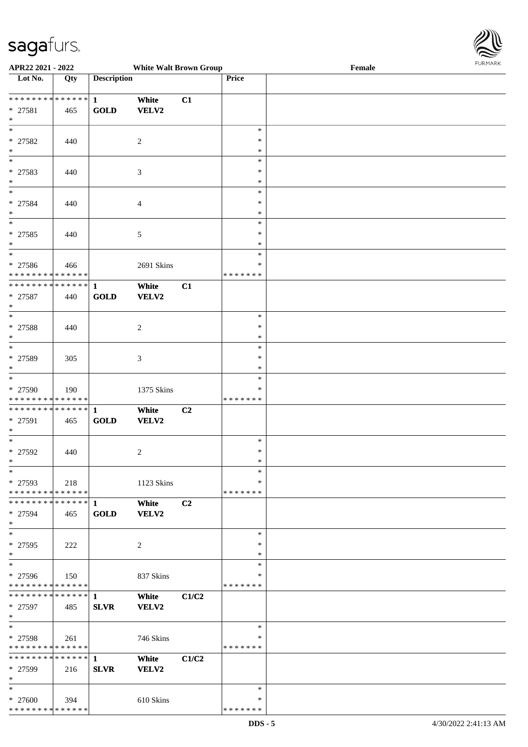**APR22 2021 - 2022** | **White Walt Brown Group** | **Female**

| Lot No. | Qty | Description | | | Price | |
|---|---|---|---|---|---|---|
| * * * * * * * * * * * * * * | | 1 | White | C1 | | |
| * 27581 | 465 | GOLD | VELV2 | | | |
| * | | | | | | |
| * 27582 | 440 | | 2 | | * * * | |
| * 27583 | 440 | | 3 | | * * * | |
| * 27584 | 440 | | 4 | | * * * | |
| * 27585 | 440 | | 5 | | * * * | |
| * 27586 | 466 | | 2691 Skins | | * * * * * * * * * | |
| * * * * * * * * * * * * * * | | 1 | White | C1 | | |
| * 27587 | 440 | GOLD | VELV2 | | | |
| * 27588 | 440 | | 2 | | * * * | |
| * 27589 | 305 | | 3 | | * * * | |
| * 27590 | 190 | | 1375 Skins | | * * * * * * * * * | |
| * * * * * * * * * * * * * * | | 1 | White | C2 | | |
| * 27591 | 465 | GOLD | VELV2 | | | |
| * 27592 | 440 | | 2 | | * * * | |
| * 27593 | 218 | | 1123 Skins | | * * * * * * * * * | |
| * * * * * * * * * * * * * * | | 1 | White | C2 | | |
| * 27594 | 465 | GOLD | VELV2 | | | |
| * 27595 | 222 | | 2 | | * * * | |
| * 27596 | 150 | | 837 Skins | | * * * * * * * * * | |
| * * * * * * * * * * * * * * | | 1 | White | C1/C2 | | |
| * 27597 | 485 | SLVR | VELV2 | | | |
| * 27598 | 261 | | 746 Skins | | * * * * * * * * * | |
| * * * * * * * * * * * * * * | | 1 | White | C1/C2 | | |
| * 27599 | 216 | SLVR | VELV2 | | | |
| * 27600 | 394 | | 610 Skins | | * * * * * * * * * | |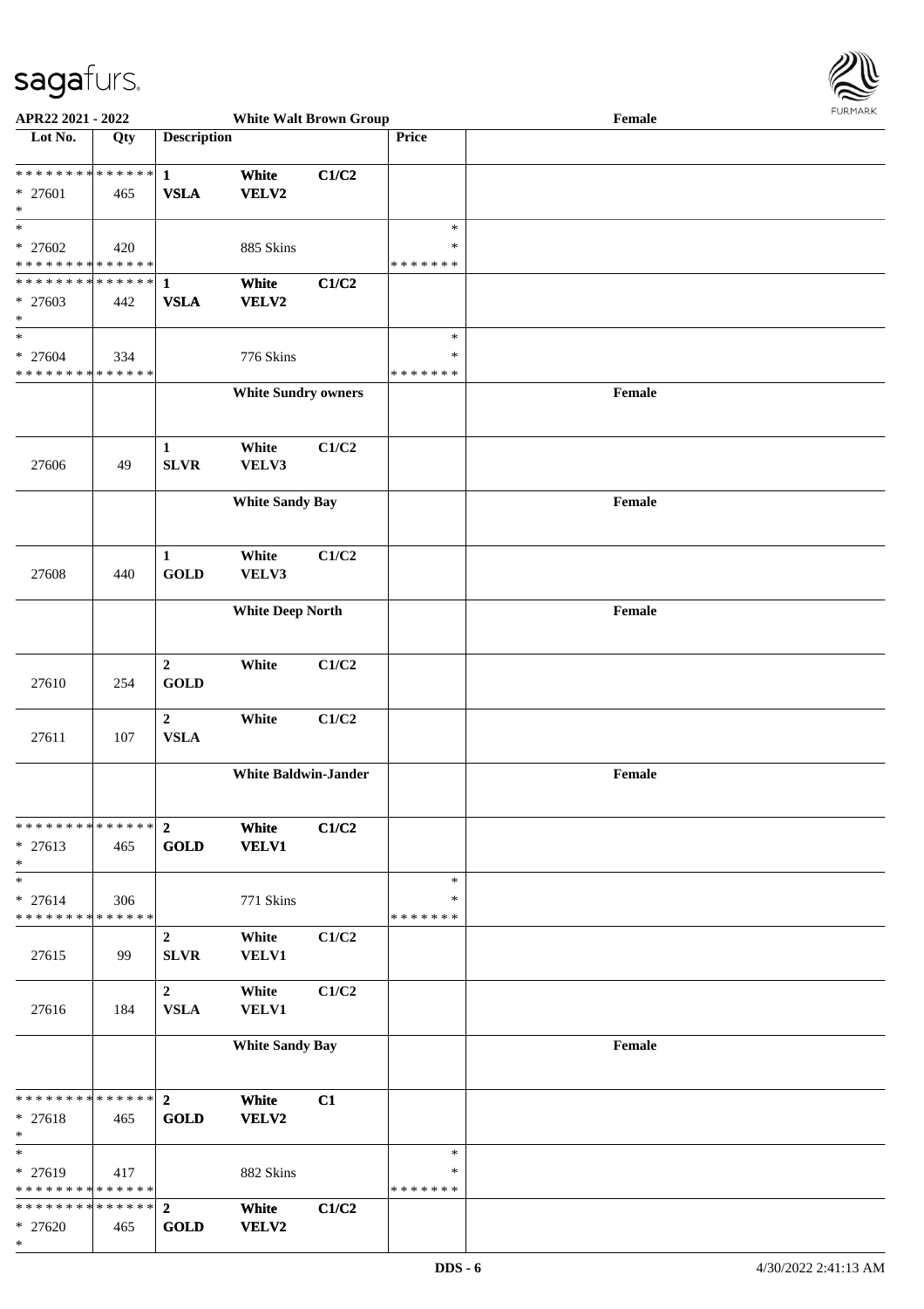| Lot No. | Qty | Description | | | Price | |
|---|---|---|---|---|---|---|
| | | | **White Walt Brown Group** | | | Female |
| * * * * * * * * * * * * * * <br> * 27601 <br> * | 465 | **1** <br> **VSLA** | **White** <br> **VELV2** | **C1/C2** | | |
| * <br> * 27602 <br> * * * * * * * * * * * * * * | 420 | | 885 Skins | | * <br> * <br> * * * * * * * | |
| * * * * * * * * * * * * * * <br> * 27603 <br> * | 442 | **1** <br> **VSLA** | **White** <br> **VELV2** | **C1/C2** | | |
| * <br> * 27604 <br> * * * * * * * * * * * * * * | 334 | | 776 Skins | | * <br> * <br> * * * * * * * | |
| | | | **White Sundry owners** | | | Female |
| 27606 | 49 | 1 <br> SLVR | White <br> VELV3 | C1/C2 | | |
| | | | **White Sandy Bay** | | | Female |
| 27608 | 440 | 1 <br> GOLD | White <br> VELV3 | C1/C2 | | |
| | | | **White Deep North** | | | Female |
| 27610 | 254 | 2 <br> GOLD | White | C1/C2 | | |
| 27611 | 107 | 2 <br> VSLA | White | C1/C2 | | |
| | | | **White Baldwin-Jander** | | | Female |
| * * * * * * * * * * * * * * <br> * 27613 <br> * | 465 | **2** <br> **GOLD** | **White** <br> **VELV1** | **C1/C2** | | |
| * <br> * 27614 <br> * * * * * * * * * * * * * * | 306 | | 771 Skins | | * <br> * <br> * * * * * * * | |
| 27615 | 99 | 2 <br> SLVR | White <br> VELV1 | C1/C2 | | |
| 27616 | 184 | 2 <br> VSLA | White <br> VELV1 | C1/C2 | | |
| | | | **White Sandy Bay** | | | Female |
| * * * * * * * * * * * * * * <br> * 27618 <br> * | 465 | **2** <br> **GOLD** | **White** <br> **VELV2** | **C1** | | |
| * <br> * 27619 <br> * * * * * * * * * * * * * * | 417 | | 882 Skins | | * <br> * <br> * * * * * * * | |
| * * * * * * * * * * * * * * <br> * 27620 <br> * | 465 | **2** <br> **GOLD** | **White** <br> **VELV2** | **C1/C2** | | |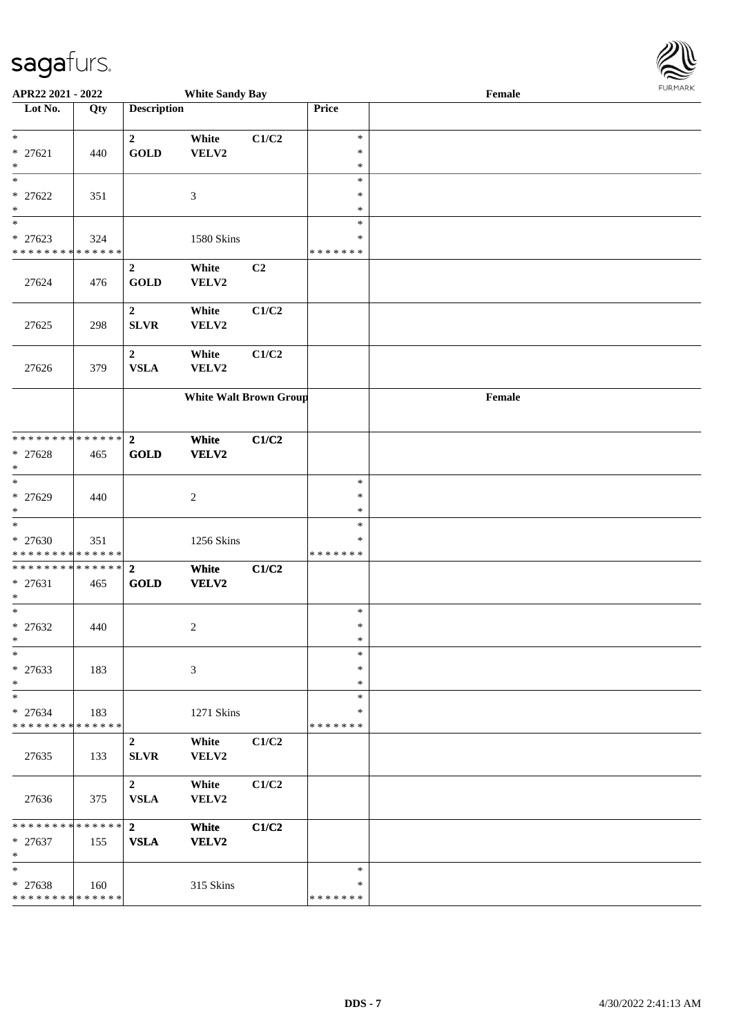| Lot No. | Qty | Description | | | Price | |
|---|---|---|---|---|---|---|
| | | **White Sandy Bay** | | | | **Female** |
| * <br> * 27621 <br> * | 440 | **2** <br> **GOLD** | **White** <br> **VELV2** | **C1/C2** | * <br> * <br> * | |
| * <br> * 27622 <br> * | 351 | | 3 | | * <br> * <br> * | |
| * <br> * 27623 <br> * * * * * * * * * * * * * * | 324 | | 1580 Skins | | * <br> * <br> * * * * * * * | |
| 27624 | 476 | **2** <br> **GOLD** | **White** <br> **VELV2** | **C2** | | |
| 27625 | 298 | **2** <br> **SLVR** | **White** <br> **VELV2** | **C1/C2** | | |
| 27626 | 379 | **2** <br> **VSLA** | **White** <br> **VELV2** | **C1/C2** | | |
| | | **White Walt Brown Group** | | | | **Female** |
| * * * * * * * * * * * * * * <br> * 27628 <br> * | 465 | **2** <br> **GOLD** | **White** <br> **VELV2** | **C1/C2** | | |
| * <br> * 27629 <br> * | 440 | | 2 | | * <br> * <br> * | |
| * <br> * 27630 <br> * * * * * * * * * * * * * * | 351 | | 1256 Skins | | * <br> * <br> * * * * * * * | |
| * * * * * * * * * * * * * * <br> * 27631 <br> * | 465 | **2** <br> **GOLD** | **White** <br> **VELV2** | **C1/C2** | | |
| * <br> * 27632 <br> * | 440 | | 2 | | * <br> * <br> * | |
| * <br> * 27633 <br> * | 183 | | 3 | | * <br> * <br> * | |
| * <br> * 27634 <br> * * * * * * * * * * * * * * | 183 | | 1271 Skins | | * <br> * <br> * * * * * * * | |
| 27635 | 133 | **2** <br> **SLVR** | **White** <br> **VELV2** | **C1/C2** | | |
| 27636 | 375 | **2** <br> **VSLA** | **White** <br> **VELV2** | **C1/C2** | | |
| * * * * * * * * * * * * * * <br> * 27637 <br> * | 155 | **2** <br> **VSLA** | **White** <br> **VELV2** | **C1/C2** | | |
| * <br> * 27638 <br> * * * * * * * * * * * * * * | 160 | | 315 Skins | | * <br> * <br> * * * * * * * | |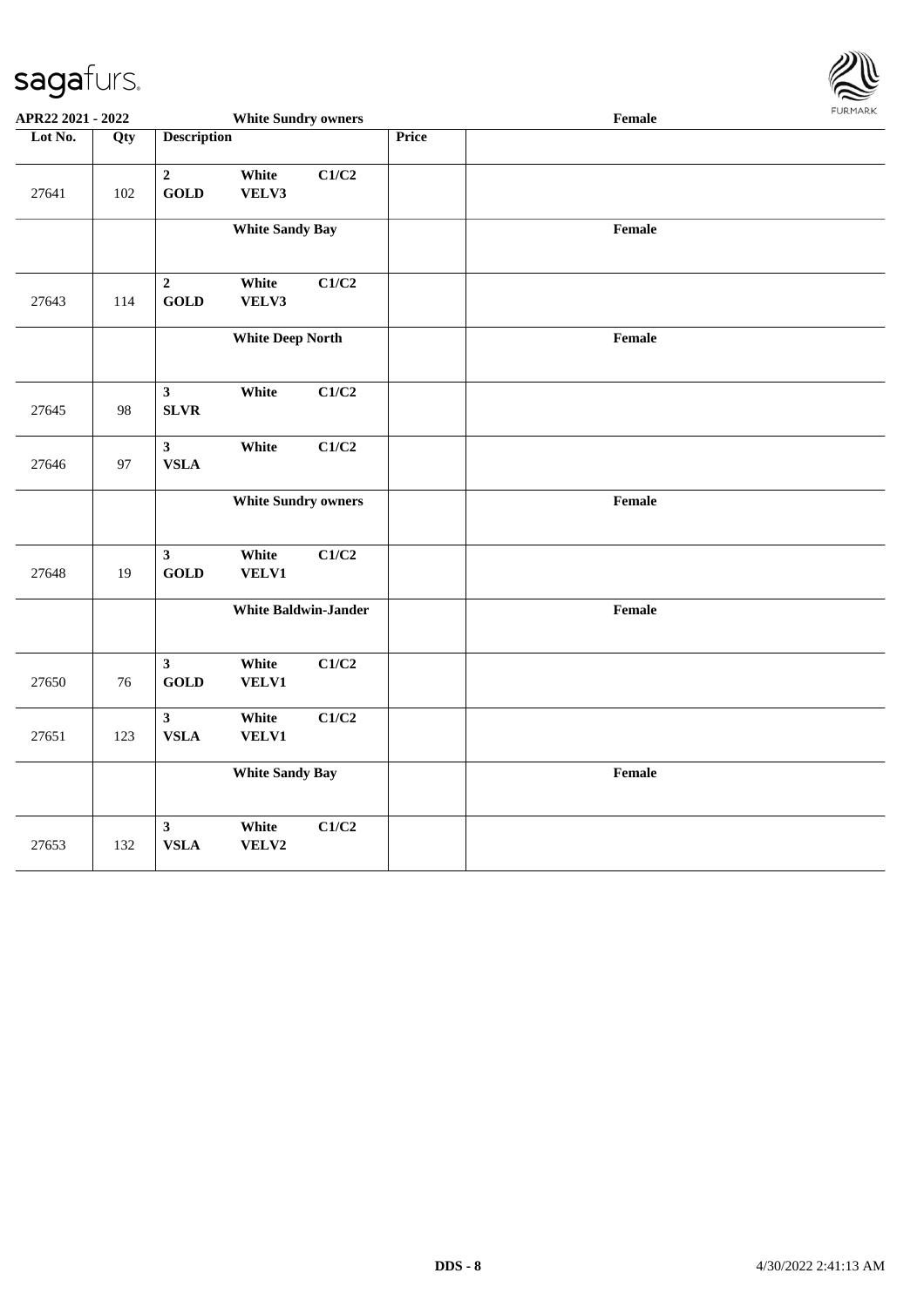| Lot No. | Qty | Description | Price | |
|---|---|---|---|---|
| | | **White Sundry owners** | | **Female** |
| 27641 | 102 | **2 GOLD White VELV3 C1/C2** | | |
| | | **White Sandy Bay** | | **Female** |
| 27643 | 114 | **2 GOLD White VELV3 C1/C2** | | |
| | | **White Deep North** | | **Female** |
| 27645 | 98 | **3 SLVR White C1/C2** | | |
| 27646 | 97 | **3 VSLA White C1/C2** | | |
| | | **White Sundry owners** | | **Female** |
| 27648 | 19 | **3 GOLD White VELV1 C1/C2** | | |
| | | **White Baldwin-Jander** | | **Female** |
| 27650 | 76 | **3 GOLD White VELV1 C1/C2** | | |
| 27651 | 123 | **3 VSLA White VELV1 C1/C2** | | |
| | | **White Sandy Bay** | | **Female** |
| 27653 | 132 | **3 VSLA White VELV2 C1/C2** | | |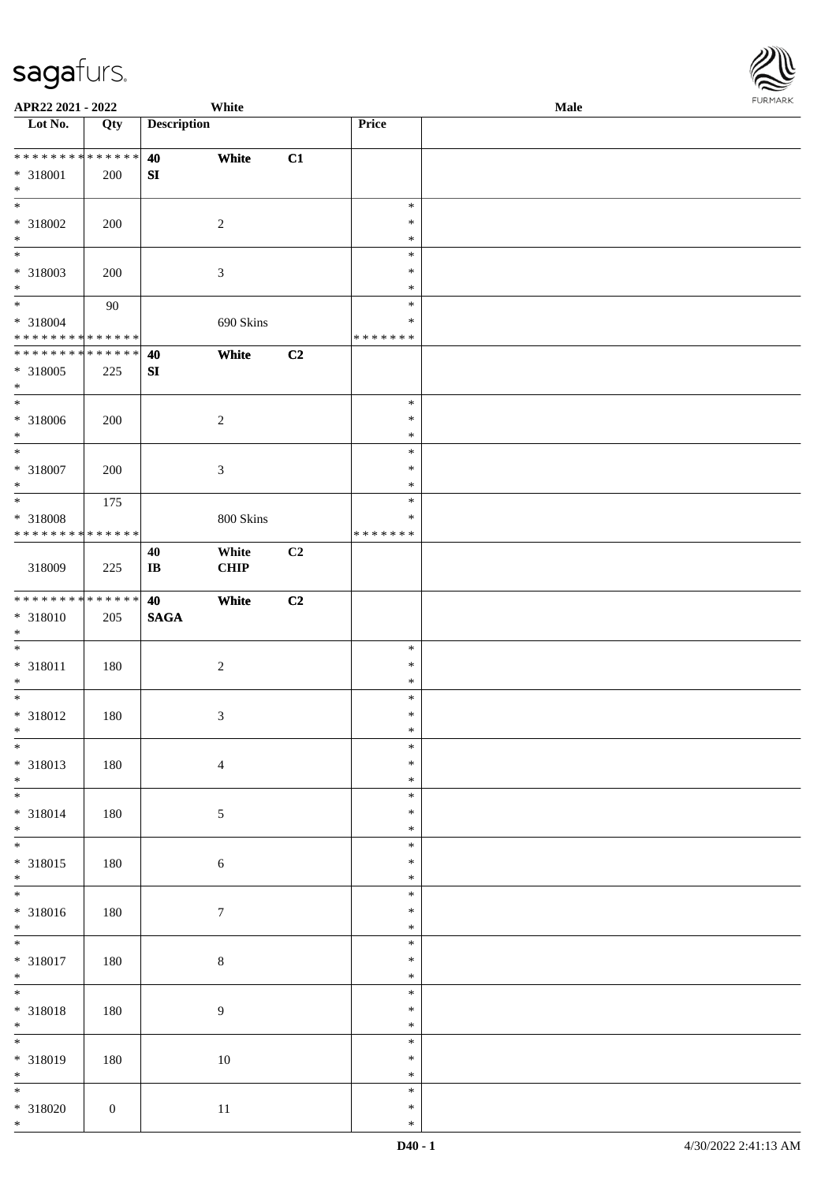APR22 2021 - 2022 White Male

| Lot No. | Qty | Description | | | Price | |
|---|---|---|---|---|---|---|
| * * * * * * * * * * * * * * | | 40 | White | C1 | | |
| * 318001 | 200 | SI | | | | |
| * | | | | | | |
| * | | | | | * | |
| * 318002 | 200 | | 2 | | * | |
| * | | | | | * | |
| * | | | | | * | |
| * 318003 | 200 | | 3 | | * | |
| * | | | | | * | |
| * | 90 | | | | * | |
| * 318004 | | | 690 Skins | | * | |
| * * * * * * * * * * * * * * | | | | | * * * * * * * | |
| * * * * * * * * * * * * * * | | 40 | White | C2 | | |
| * 318005 | 225 | SI | | | | |
| * | | | | | | |
| * | | | | | * | |
| * 318006 | 200 | | 2 | | * | |
| * | | | | | * | |
| * | | | | | * | |
| * 318007 | 200 | | 3 | | * | |
| * | | | | | * | |
| * | 175 | | | | * | |
| * 318008 | | | 800 Skins | | * | |
| * * * * * * * * * * * * * * | | | | | * * * * * * * | |
| 318009 | 225 | 40 IB | White CHIP | C2 | | |
| * * * * * * * * * * * * * * | | 40 | White | C2 | | |
| * 318010 | 205 | SAGA | | | | |
| * | | | | | | |
| * | | | | | * | |
| * 318011 | 180 | | 2 | | * | |
| * | | | | | * | |
| * | | | | | * | |
| * 318012 | 180 | | 3 | | * | |
| * | | | | | * | |
| * | | | | | * | |
| * 318013 | 180 | | 4 | | * | |
| * | | | | | * | |
| * | | | | | * | |
| * 318014 | 180 | | 5 | | * | |
| * | | | | | * | |
| * | | | | | * | |
| * 318015 | 180 | | 6 | | * | |
| * | | | | | * | |
| * | | | | | * | |
| * 318016 | 180 | | 7 | | * | |
| * | | | | | * | |
| * | | | | | * | |
| * 318017 | 180 | | 8 | | * | |
| * | | | | | * | |
| * | | | | | * | |
| * 318018 | 180 | | 9 | | * | |
| * | | | | | * | |
| * | | | | | * | |
| * 318019 | 180 | | 10 | | * | |
| * | | | | | * | |
| * | | | | | * | |
| * 318020 | 0 | | 11 | | * | |
| * | | | | | * | |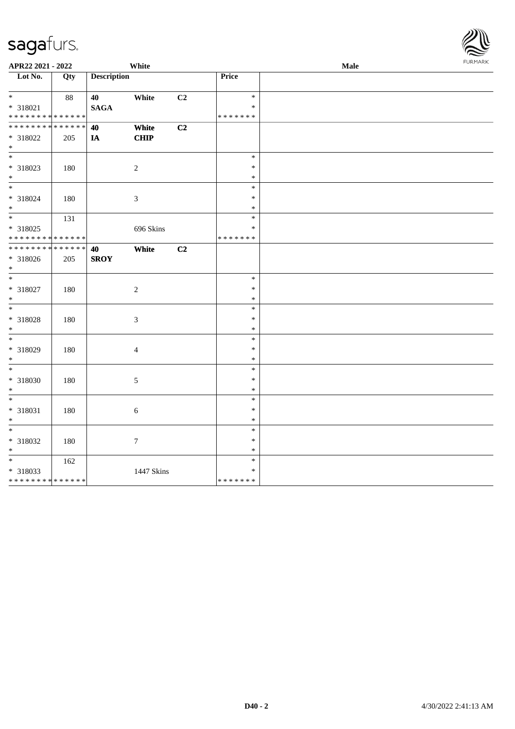APR22 2021 - 2022 White Male

| Lot No. | Qty | Description | | | Price | |
|---|---|---|---|---|---|---|
| * <br> * 318021 <br> * * * * * * * * * * * * * * | 88 | 40 <br> **SAGA** | White | C2 | * <br> * <br> * * * * * * * | |
| * * * * * * * * * * * * * * <br> * 318022 <br> * | 205 | 40 <br> IA | White <br> **CHIP** | C2 | | |
| * <br> * 318023 <br> * | 180 | | 2 | | * <br> * <br> * | |
| * <br> * 318024 <br> * | 180 | | 3 | | * <br> * <br> * | |
| * <br> * 318025 <br> * * * * * * * * * * * * * * | 131 | | 696 Skins | | * <br> * <br> * * * * * * * | |
| * * * * * * * * * * * * * * <br> * 318026 <br> * | 205 | 40 <br> **SROY** | White | C2 | | |
| * <br> * 318027 <br> * | 180 | | 2 | | * <br> * <br> * | |
| * <br> * 318028 <br> * | 180 | | 3 | | * <br> * <br> * | |
| * <br> * 318029 <br> * | 180 | | 4 | | * <br> * <br> * | |
| * <br> * 318030 <br> * | 180 | | 5 | | * <br> * <br> * | |
| * <br> * 318031 <br> * | 180 | | 6 | | * <br> * <br> * | |
| * <br> * 318032 <br> * | 180 | | 7 | | * <br> * <br> * | |
| * <br> * 318033 <br> * * * * * * * * * * * * * * | 162 | | 1447 Skins | | * <br> * <br> * * * * * * * | |

D40 - 2 4/30/2022 2:41:13 AM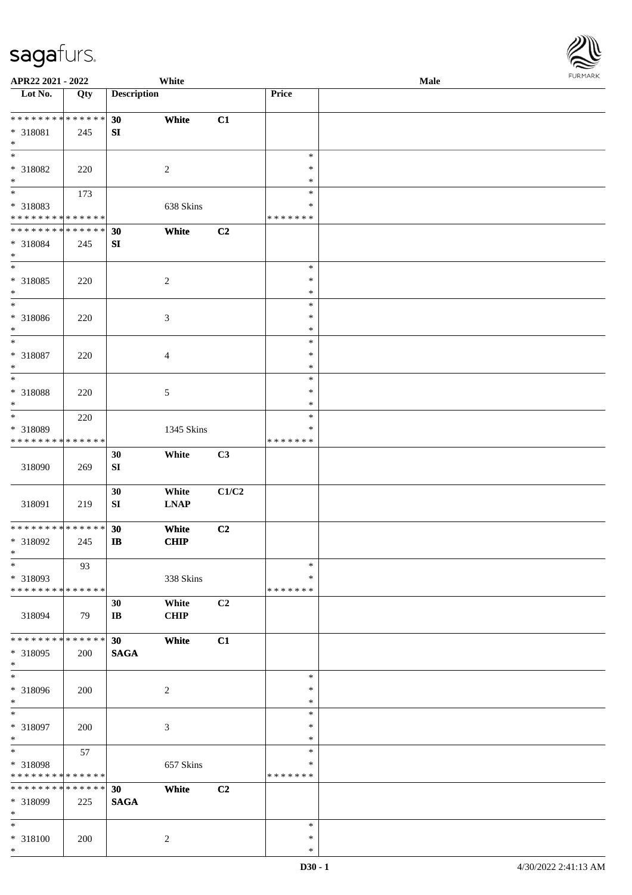| Lot No. | Qty | Description | | | Price | |
|---|---|---|---|---|---|---|
| * * * * * * * * * * * * * * | | 30 | White | C1 | | |
| * 318081 | 245 | SI | | | | |
| * | | | | | | |
| * | | | | | * | |
| * 318082 | 220 | | 2 | | * | |
| * | | | | | * | |
| * | 173 | | | | * | |
| * 318083 | | | 638 Skins | | * | |
| * * * * * * * * * * * * * * | | | | | * * * * * * * | |
| * * * * * * * * * * * * * * | | 30 | White | C2 | | |
| * 318084 | 245 | SI | | | | |
| * | | | | | | |
| * | | | | | * | |
| * 318085 | 220 | | 2 | | * | |
| * | | | | | * | |
| * | | | | | * | |
| * 318086 | 220 | | 3 | | * | |
| * | | | | | * | |
| * | | | | | * | |
| * 318087 | 220 | | 4 | | * | |
| * | | | | | * | |
| * | | | | | * | |
| * 318088 | 220 | | 5 | | * | |
| * | | | | | * | |
| * | 220 | | | | * | |
| * 318089 | | | 1345 Skins | | * | |
| * * * * * * * * * * * * * * | | | | | * * * * * * * | |
| 318090 | 269 | 30 SI | White | C3 | | |
| 318091 | 219 | 30 SI | White LNAP | C1/C2 | | |
| * * * * * * * * * * * * * * | | 30 | White | C2 | | |
| * 318092 | 245 | IB | CHIP | | | |
| * | | | | | | |
| * | 93 | | | | * | |
| * 318093 | | | 338 Skins | | * | |
| * * * * * * * * * * * * * * | | | | | * * * * * * * | |
| 318094 | 79 | 30 IB | White CHIP | C2 | | |
| * * * * * * * * * * * * * * | | 30 | White | C1 | | |
| * 318095 | 200 | SAGA | | | | |
| * | | | | | | |
| * | | | | | * | |
| * 318096 | 200 | | 2 | | * | |
| * | | | | | * | |
| * | | | | | * | |
| * 318097 | 200 | | 3 | | * | |
| * | | | | | * | |
| * | 57 | | | | * | |
| * 318098 | | | 657 Skins | | * | |
| * * * * * * * * * * * * * * | | | | | * * * * * * * | |
| * * * * * * * * * * * * * * | | 30 | White | C2 | | |
| * 318099 | 225 | SAGA | | | | |
| * | | | | | | |
| * | | | | | * | |
| * 318100 | 200 | | 2 | | * | |
| * | | | | | * | |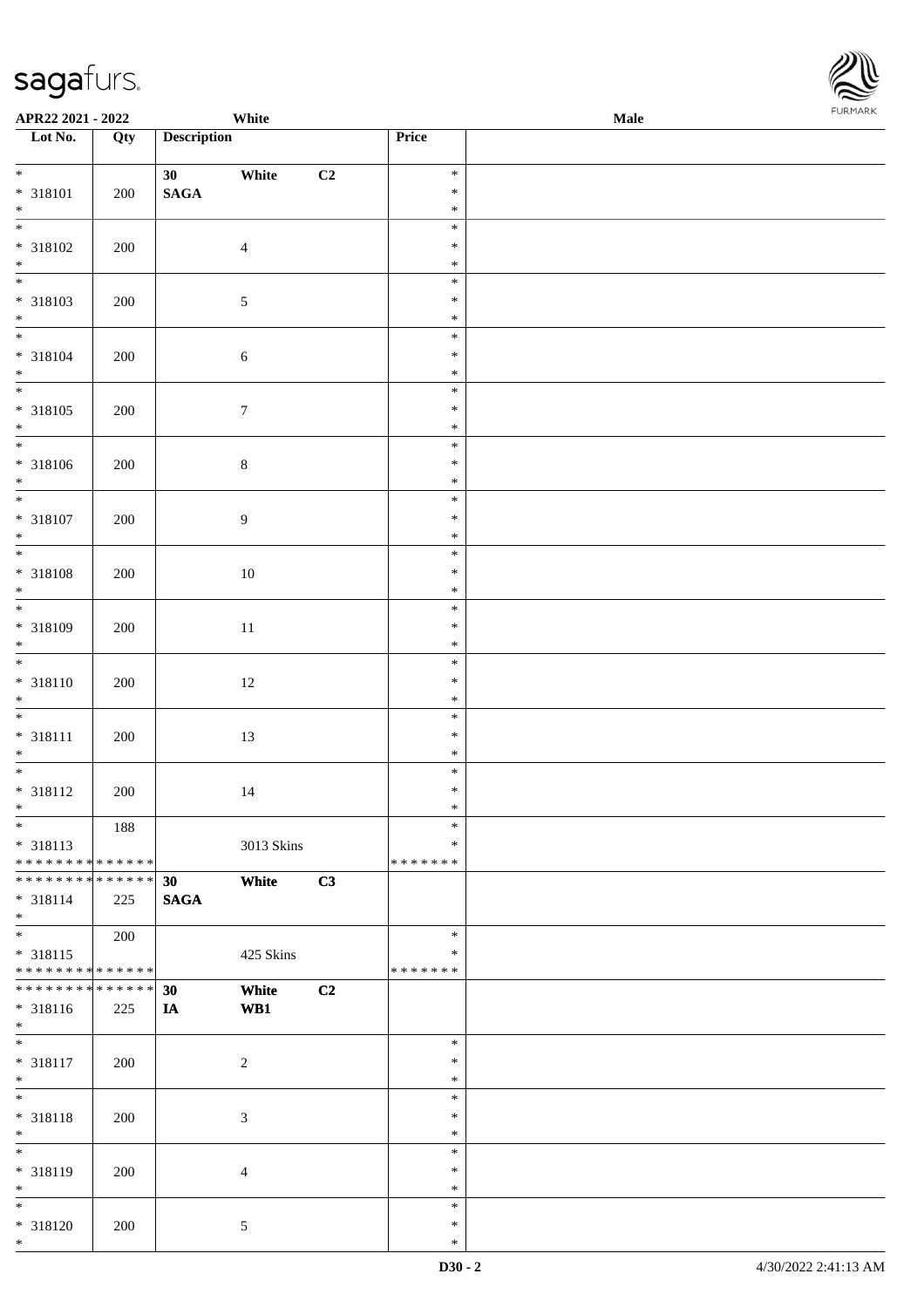APR22 2021 - 2022 White Male

| Lot No. | Qty | Description | | | Price | |
|---|---|---|---|---|---|---|
| * <br> * 318101 <br> * | 200 | 30 <br> SAGA | White | C2 | * <br> * <br> * | |
| * <br> * 318102 <br> * | 200 | | 4 | | * <br> * <br> * | |
| * <br> * 318103 <br> * | 200 | | 5 | | * <br> * <br> * | |
| * <br> * 318104 <br> * | 200 | | 6 | | * <br> * <br> * | |
| * <br> * 318105 <br> * | 200 | | 7 | | * <br> * <br> * | |
| * <br> * 318106 <br> * | 200 | | 8 | | * <br> * <br> * | |
| * <br> * 318107 <br> * | 200 | | 9 | | * <br> * <br> * | |
| * <br> * 318108 <br> * | 200 | | 10 | | * <br> * <br> * | |
| * <br> * 318109 <br> * | 200 | | 11 | | * <br> * <br> * | |
| * <br> * 318110 <br> * | 200 | | 12 | | * <br> * <br> * | |
| * <br> * 318111 <br> * | 200 | | 13 | | * <br> * <br> * | |
| * <br> * 318112 <br> * | 200 | | 14 | | * <br> * <br> * | |
| * <br> * 318113 <br> * * * * * * * * * * * * * * | 188 | | 3013 Skins | | * <br> * <br> * * * * * * * | |
| * * * * * * * * * * * * * * <br> * 318114 <br> * | 225 | 30 <br> SAGA | White | C3 | | |
| * <br> * 318115 <br> * * * * * * * * * * * * * * | 200 | | 425 Skins | | * <br> * <br> * * * * * * * | |
| * * * * * * * * * * * * * * <br> * 318116 <br> * | 225 | 30 <br> IA | White <br> WB1 | C2 | | |
| * <br> * 318117 <br> * | 200 | | 2 | | * <br> * <br> * | |
| * <br> * 318118 <br> * | 200 | | 3 | | * <br> * <br> * | |
| * <br> * 318119 <br> * | 200 | | 4 | | * <br> * <br> * | |
| * <br> * 318120 <br> * | 200 | | 5 | | * <br> * <br> * | |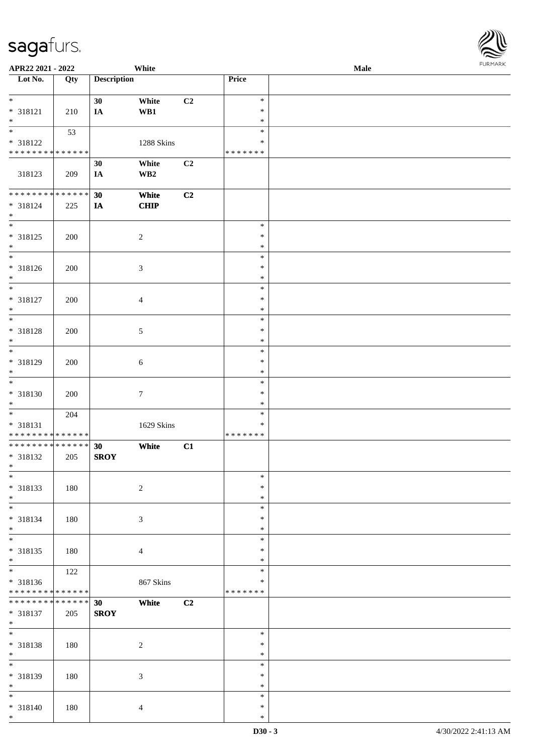APR22 2021 - 2022 White Male

| Lot No. | Qty | Description | | | Price | |
|---|---|---|---|---|---|---|
| * | | 30 | White | C2 | * | |
| * 318121 | 210 | IA | WB1 | | * | |
| * | | | | | * | |
| * | 53 | | | | * | |
| * 318122 | | | 1288 Skins | | * | |
| * * * * * * * * * * * * * * | | | | | * * * * * * * | |
| | | 30 | White | C2 | | |
| 318123 | 209 | IA | WB2 | | | |
| * * * * * * * * * * * * * * | | 30 | White | C2 | | |
| * 318124 | 225 | IA | CHIP | | | |
| * | | | | | | |
| * | | | | | * | |
| * 318125 | 200 | | 2 | | * | |
| * | | | | | * | |
| * | | | | | * | |
| * 318126 | 200 | | 3 | | * | |
| * | | | | | * | |
| * | | | | | * | |
| * 318127 | 200 | | 4 | | * | |
| * | | | | | * | |
| * | | | | | * | |
| * 318128 | 200 | | 5 | | * | |
| * | | | | | * | |
| * | | | | | * | |
| * 318129 | 200 | | 6 | | * | |
| * | | | | | * | |
| * | | | | | * | |
| * 318130 | 200 | | 7 | | * | |
| * | | | | | * | |
| * | 204 | | | | * | |
| * 318131 | | | 1629 Skins | | * | |
| * * * * * * * * * * * * * * | | | | | * * * * * * * | |
| * * * * * * * * * * * * * * | | 30 | White | C1 | | |
| * 318132 | 205 | SROY | | | | |
| * | | | | | | |
| * | | | | | * | |
| * 318133 | 180 | | 2 | | * | |
| * | | | | | * | |
| * | | | | | * | |
| * 318134 | 180 | | 3 | | * | |
| * | | | | | * | |
| * | | | | | * | |
| * 318135 | 180 | | 4 | | * | |
| * | | | | | * | |
| * | 122 | | | | * | |
| * 318136 | | | 867 Skins | | * | |
| * * * * * * * * * * * * * * | | | | | * * * * * * * | |
| * * * * * * * * * * * * * * | | 30 | White | C2 | | |
| * 318137 | 205 | SROY | | | | |
| * | | | | | | |
| * | | | | | * | |
| * 318138 | 180 | | 2 | | * | |
| * | | | | | * | |
| * | | | | | * | |
| * 318139 | 180 | | 3 | | * | |
| * | | | | | * | |
| * | | | | | * | |
| * 318140 | 180 | | 4 | | * | |
| * | | | | | * | |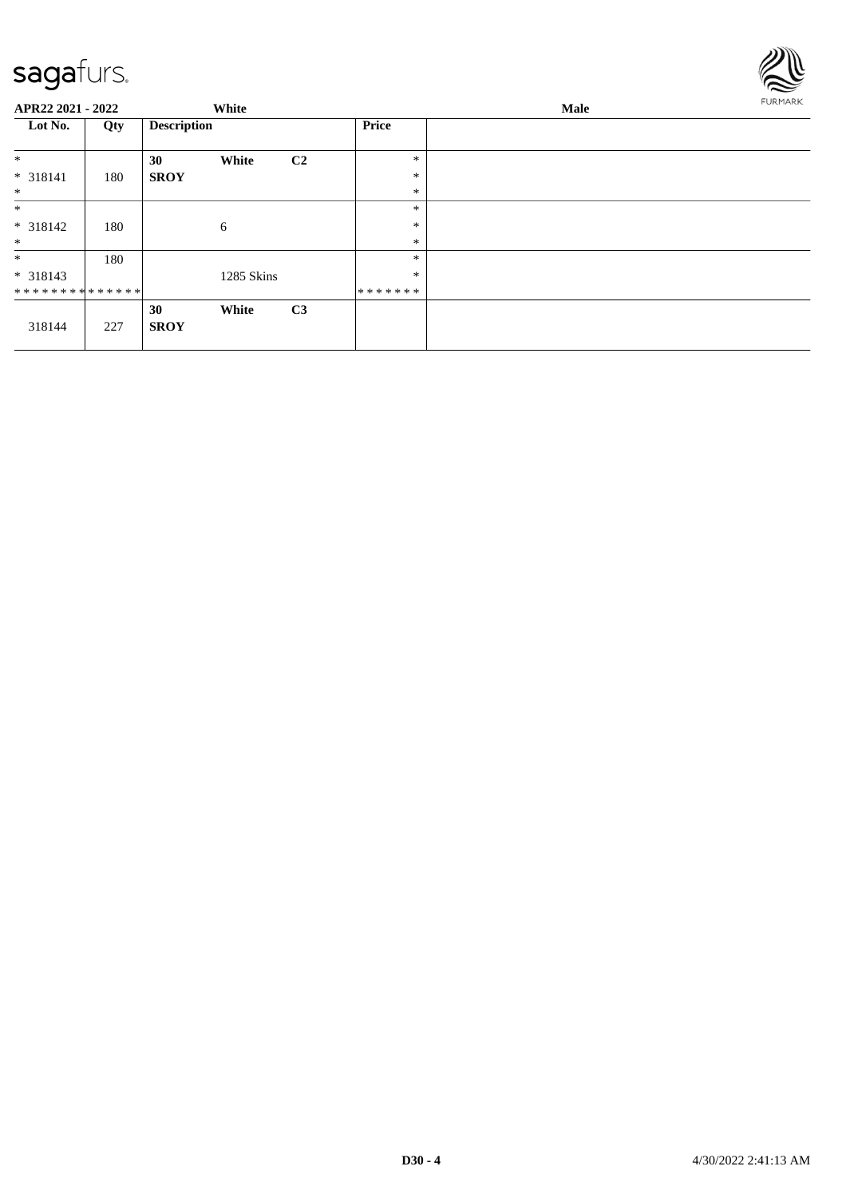**APR22 2021 - 2022** White Male

| Lot No. | Qty | Description | | | Price | |
|---|---|---|---|---|---|---|
| * | | **30** | **White** | **C2** | * | |
| * 318141 | 180 | **SROY** | | | * | |
| * | | | | | * | |
| * | | | | | * | |
| * 318142 | 180 | | 6 | | * | |
| * | | | | | * | |
| * | 180 | | | | * | |
| * 318143 | | | 1285 Skins | | * | |
| ************** | | | | | ******* | |
| | | **30** | **White** | **C3** | | |
| 318144 | 227 | **SROY** | | | | |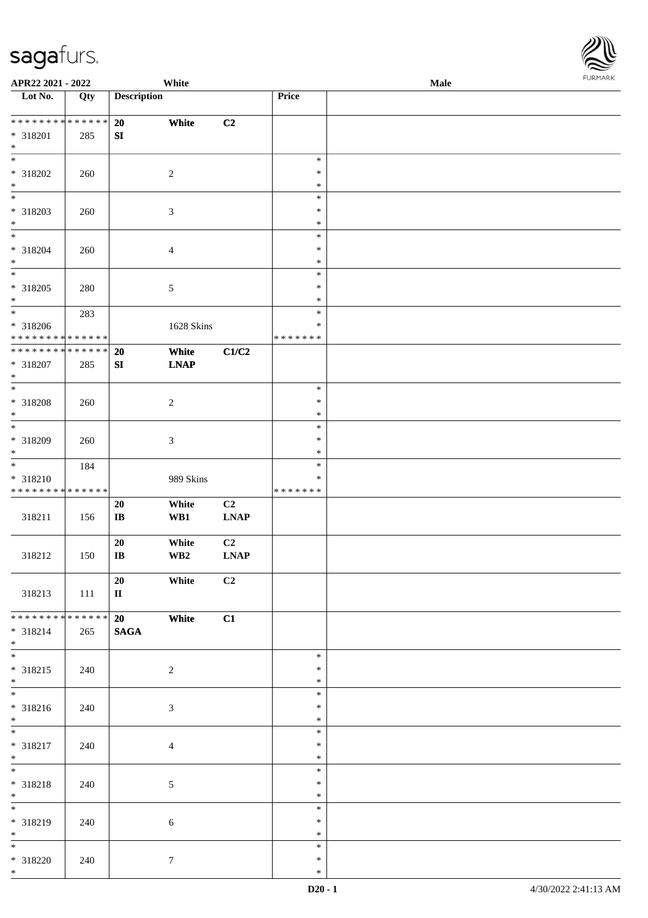| Lot No. | Qty | Description | | | Price | |
|---|---|---|---|---|---|---|
| * * * * * * * * * * * * * * | | 20 | White | C2 | | |
| * 318201 | 285 | SI | | | | |
| * | | | | | | |
| * | | | | | * | |
| * 318202 | 260 | | 2 | | * | |
| * | | | | | * | |
| * | | | | | * | |
| * 318203 | 260 | | 3 | | * | |
| * | | | | | * | |
| * | | | | | * | |
| * 318204 | 260 | | 4 | | * | |
| * | | | | | * | |
| * | | | | | * | |
| * 318205 | 280 | | 5 | | * | |
| * | | | | | * | |
| * | 283 | | | | * | |
| * 318206 | | | 1628 Skins | | * | |
| * * * * * * * * * * * * * * | | | | | * * * * * * * | |
| * * * * * * * * * * * * * * | | 20 | White | C1/C2 | | |
| * 318207 | 285 | SI | LNAP | | | |
| * | | | | | | |
| * | | | | | * | |
| * 318208 | 260 | | 2 | | * | |
| * | | | | | * | |
| * | | | | | * | |
| * 318209 | 260 | | 3 | | * | |
| * | | | | | * | |
| * | 184 | | | | * | |
| * 318210 | | | 989 Skins | | * | |
| * * * * * * * * * * * * * * | | | | | * * * * * * * | |
| 318211 | 156 | 20 IB | White WB1 | C2 LNAP | | |
| 318212 | 150 | 20 IB | White WB2 | C2 LNAP | | |
| 318213 | 111 | 20 II | White | C2 | | |
| * * * * * * * * * * * * * * | | 20 | White | C1 | | |
| * 318214 | 265 | SAGA | | | | |
| * | | | | | | |
| * | | | | | * | |
| * 318215 | 240 | | 2 | | * | |
| * | | | | | * | |
| * | | | | | * | |
| * 318216 | 240 | | 3 | | * | |
| * | | | | | * | |
| * | | | | | * | |
| * 318217 | 240 | | 4 | | * | |
| * | | | | | * | |
| * | | | | | * | |
| * 318218 | 240 | | 5 | | * | |
| * | | | | | * | |
| * | | | | | * | |
| * 318219 | 240 | | 6 | | * | |
| * | | | | | * | |
| * | | | | | * | |
| * 318220 | 240 | | 7 | | * | |
| * | | | | | * | |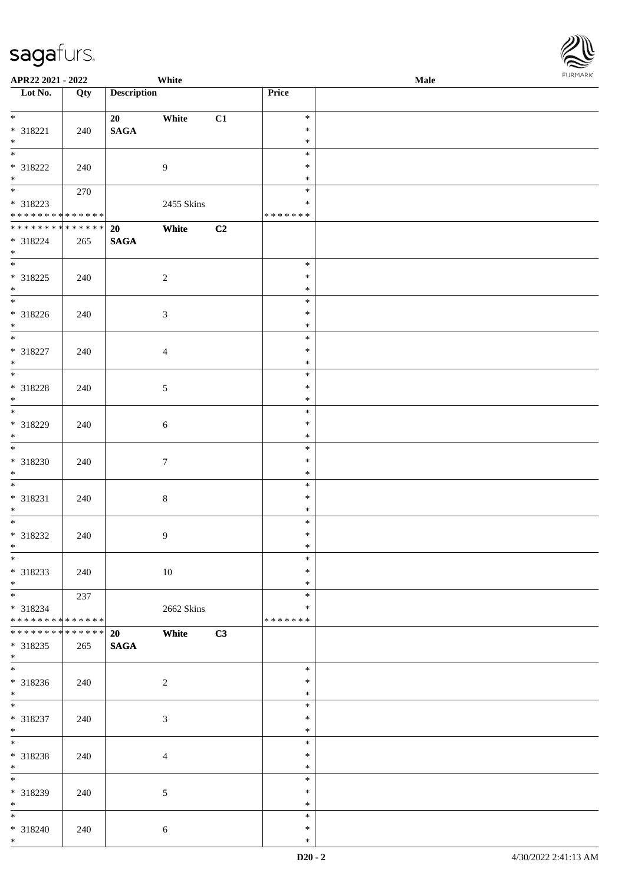| Lot No. | Qty | Description | | | Price | |
|---|---|---|---|---|---|---|
| * * 318221 * | 240 | 20 SAGA | White | C1 | * * * | |
| * * 318222 * | 240 | | 9 | | * * * | |
| * * 318223 * * * * * * * * * * * * * * | 270 | | 2455 Skins | | * * * * * * * * * | |
| * * * * * * * * * * * * * * * 318224 * | 265 | 20 SAGA | White | C2 | | |
| * * 318225 * | 240 | | 2 | | * * * | |
| * * 318226 * | 240 | | 3 | | * * * | |
| * * 318227 * | 240 | | 4 | | * * * | |
| * * 318228 * | 240 | | 5 | | * * * | |
| * * 318229 * | 240 | | 6 | | * * * | |
| * * 318230 * | 240 | | 7 | | * * * | |
| * * 318231 * | 240 | | 8 | | * * * | |
| * * 318232 * | 240 | | 9 | | * * * | |
| * * 318233 * | 240 | | 10 | | * * * | |
| * * 318234 * * * * * * * * * * * * * * | 237 | | 2662 Skins | | * * * * * * * * * | |
| * * * * * * * * * * * * * * * 318235 * | 265 | 20 SAGA | White | C3 | | |
| * * 318236 * | 240 | | 2 | | * * * | |
| * * 318237 * | 240 | | 3 | | * * * | |
| * * 318238 * | 240 | | 4 | | * * * | |
| * * 318239 * | 240 | | 5 | | * * * | |
| * * 318240 * | 240 | | 6 | | * * * | |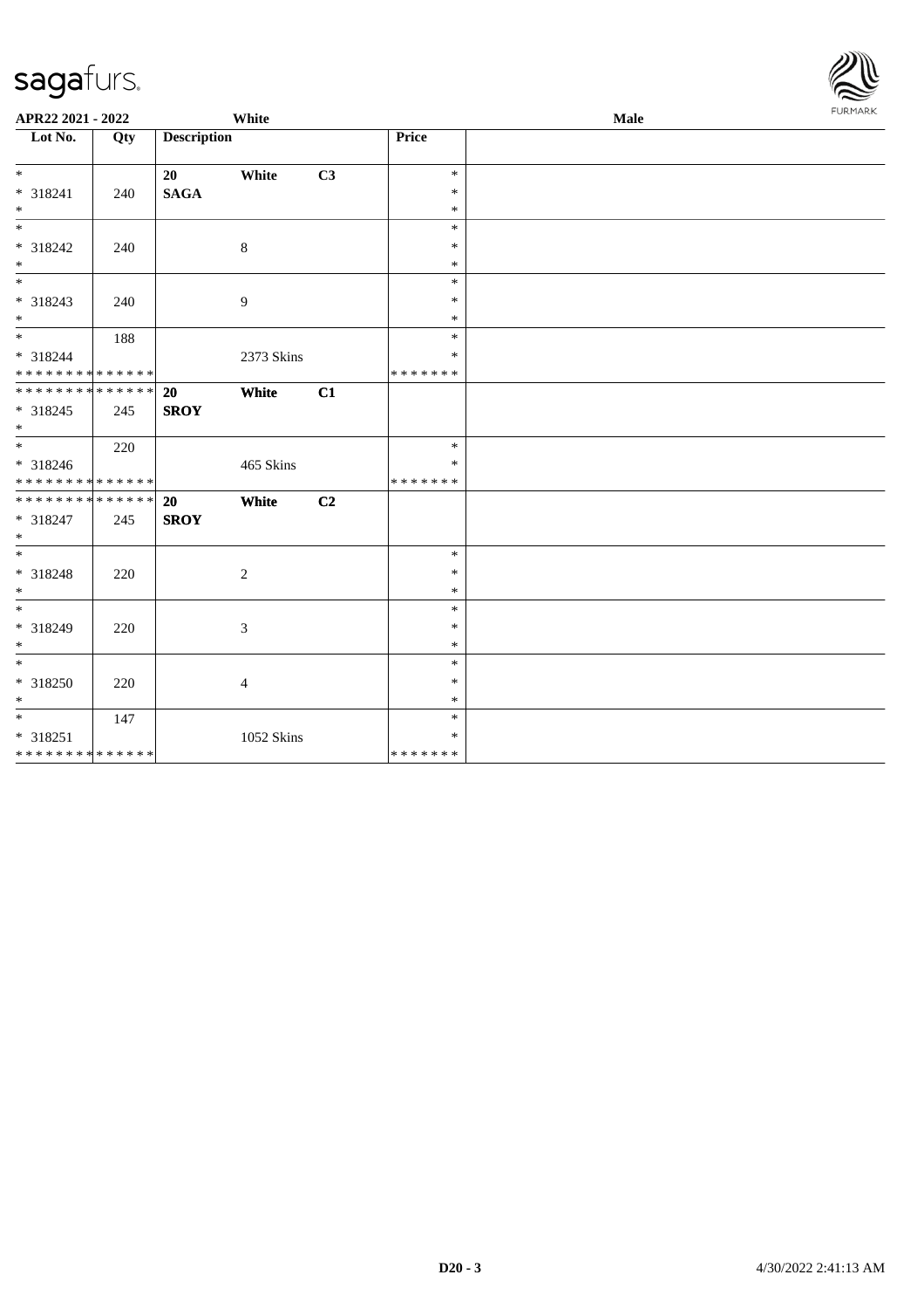| Lot No. | Qty | Description | | | Price | |
|---|---|---|---|---|---|---|
| * | | 20 | White | C3 | * | |
| * 318241 | 240 | SAGA | | | * | |
| * | | | | | * | |
| * | | | | | * | |
| * 318242 | 240 | | 8 | | * | |
| * | | | | | * | |
| * | | | | | * | |
| * 318243 | 240 | | 9 | | * | |
| * | | | | | * | |
| * | 188 | | | | * | |
| * 318244 | | | 2373 Skins | | * | |
| ************** | | | | | ******* | |
| ************** | | 20 | White | C1 | | |
| * 318245 | 245 | SROY | | | | |
| * | | | | | | |
| * | 220 | | | | * | |
| * 318246 | | | 465 Skins | | * | |
| ************** | | | | | ******* | |
| ************** | | 20 | White | C2 | | |
| * 318247 | 245 | SROY | | | | |
| * | | | | | | |
| * | | | | | * | |
| * 318248 | 220 | | 2 | | * | |
| * | | | | | * | |
| * | | | | | * | |
| * 318249 | 220 | | 3 | | * | |
| * | | | | | * | |
| * | | | | | * | |
| * 318250 | 220 | | 4 | | * | |
| * | | | | | * | |
| * | 147 | | | | * | |
| * 318251 | | | 1052 Skins | | * | |
| ************** | | | | | ******* | |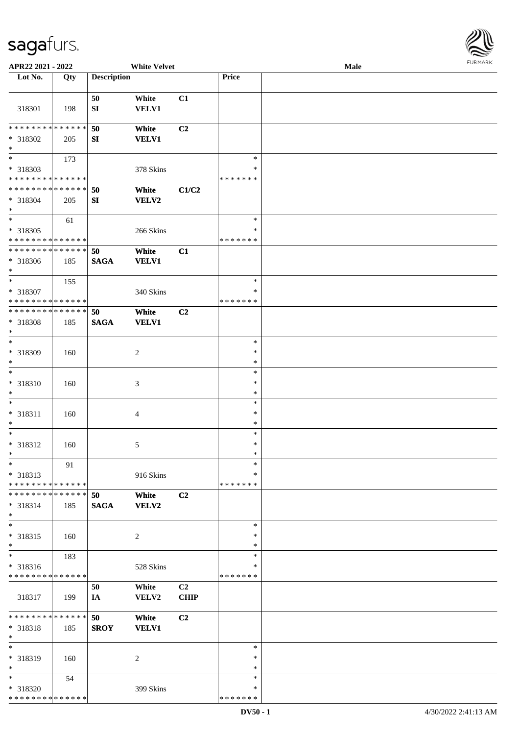APR22 2021 - 2022 White Velvet Male

| Lot No. | Qty | Description | | | Price | |
|---|---|---|---|---|---|---|
| 318301 | 198 | 50 SI | White VELV1 | C1 | | |
| * * * * * * * * * * * * * * * 318302 * | 205 | 50 SI | White VELV1 | C2 | | |
| * * 318303 * * * * * * * * * * * * * * | 173 | | 378 Skins | | * * * * * * * * * | |
| * * * * * * * * * * * * * * * 318304 * | 205 | 50 SI | White VELV2 | C1/C2 | | |
| * * 318305 * * * * * * * * * * * * * * | 61 | | 266 Skins | | * * * * * * * * * | |
| * * * * * * * * * * * * * * * 318306 * | 185 | 50 SAGA | White VELV1 | C1 | | |
| * * 318307 * * * * * * * * * * * * * * | 155 | | 340 Skins | | * * * * * * * * * | |
| * * * * * * * * * * * * * * * 318308 * | 185 | 50 SAGA | White VELV1 | C2 | | |
| * * 318309 * | 160 | | 2 | | * * * | |
| * * 318310 * | 160 | | 3 | | * * * | |
| * * 318311 * | 160 | | 4 | | * * * | |
| * * 318312 * | 160 | | 5 | | * * * | |
| * * 318313 * * * * * * * * * * * * * * | 91 | | 916 Skins | | * * * * * * * * * | |
| * * * * * * * * * * * * * * * 318314 * | 185 | 50 SAGA | White VELV2 | C2 | | |
| * * 318315 * | 160 | | 2 | | * * * | |
| * * 318316 * * * * * * * * * * * * * * | 183 | | 528 Skins | | * * * * * * * * * | |
| 318317 | 199 | 50 IA | White VELV2 | C2 CHIP | | |
| * * * * * * * * * * * * * * * 318318 * | 185 | 50 SROY | White VELV1 | C2 | | |
| * * 318319 * | 160 | | 2 | | * * * | |
| * * 318320 * * * * * * * * * * * * * * | 54 | | 399 Skins | | * * * * * * * * * | |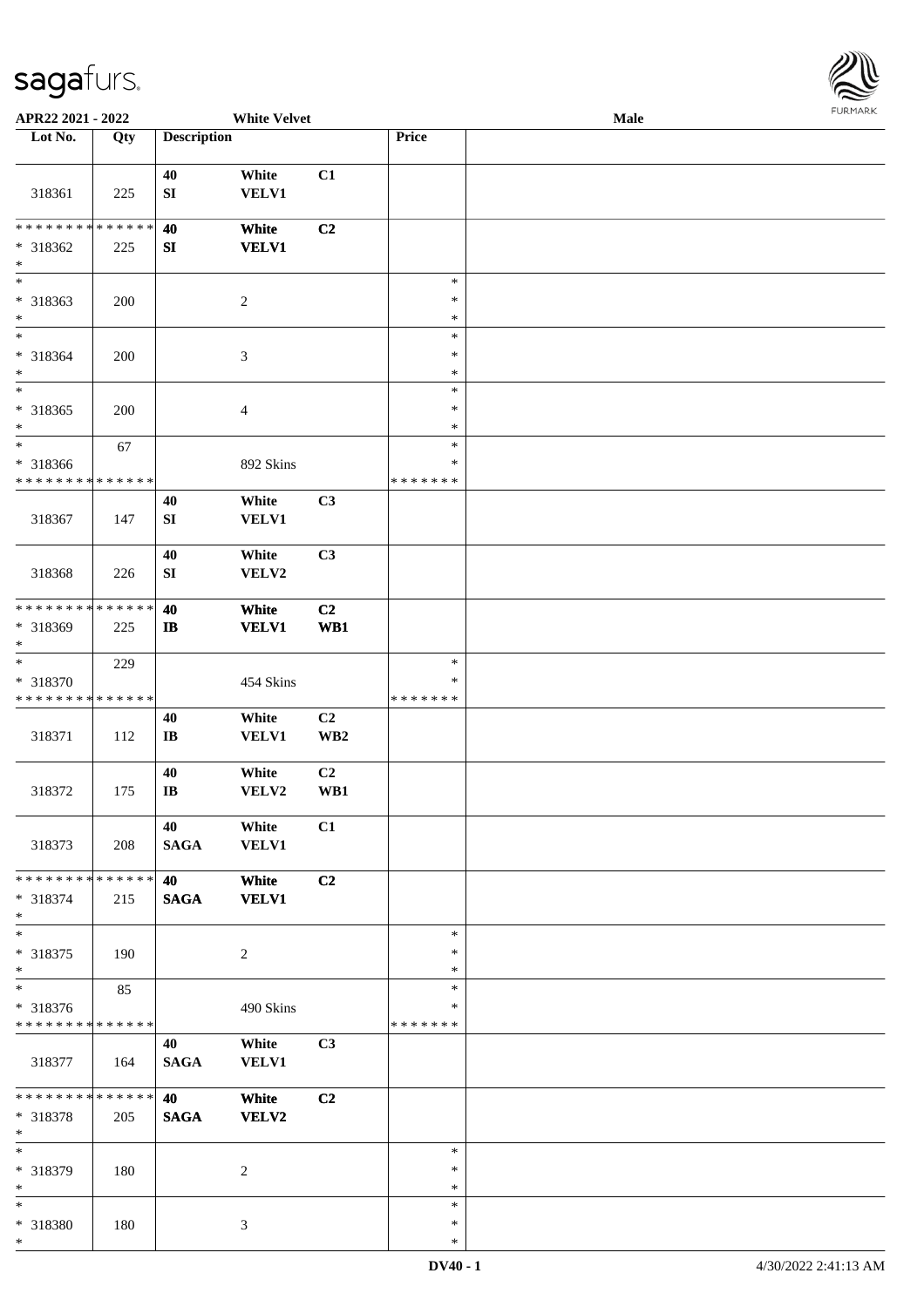**APR22 2021 - 2022 White Velvet Male**

| Lot No. | Qty | Description | | | Price | |
|---|---|---|---|---|---|---|
| 318361 | 225 | 40 SI | White VELV1 | C1 | | |
| * * * * * * * * * * * * * * * 318362 * | 225 | 40 SI | White VELV1 | C2 | | |
| * * 318363 * | 200 | | 2 | | * * * | |
| * * 318364 * | 200 | | 3 | | * * * | |
| * * 318365 * | 200 | | 4 | | * * * | |
| * * 318366 * * * * * * * * * * * * * * | 67 | | 892 Skins | | * * * * * * * * | |
| 318367 | 147 | 40 SI | White VELV1 | C3 | | |
| 318368 | 226 | 40 SI | White VELV2 | C3 | | |
| * * * * * * * * * * * * * * * 318369 * | 225 | 40 IB | White VELV1 | C2 WB1 | | |
| * * 318370 * * * * * * * * * * * * * * | 229 | | 454 Skins | | * * * * * * * * | |
| 318371 | 112 | 40 IB | White VELV1 | C2 WB2 | | |
| 318372 | 175 | 40 IB | White VELV2 | C2 WB1 | | |
| 318373 | 208 | 40 SAGA | White VELV1 | C1 | | |
| * * * * * * * * * * * * * * * 318374 * | 215 | 40 SAGA | White VELV1 | C2 | | |
| * * 318375 * | 190 | | 2 | | * * * | |
| * * 318376 * * * * * * * * * * * * * * | 85 | | 490 Skins | | * * * * * * * * | |
| 318377 | 164 | 40 SAGA | White VELV1 | C3 | | |
| * * * * * * * * * * * * * * * 318378 * | 205 | 40 SAGA | White VELV2 | C2 | | |
| * * 318379 * | 180 | | 2 | | * * * | |
| * * 318380 * | 180 | | 3 | | * * * | |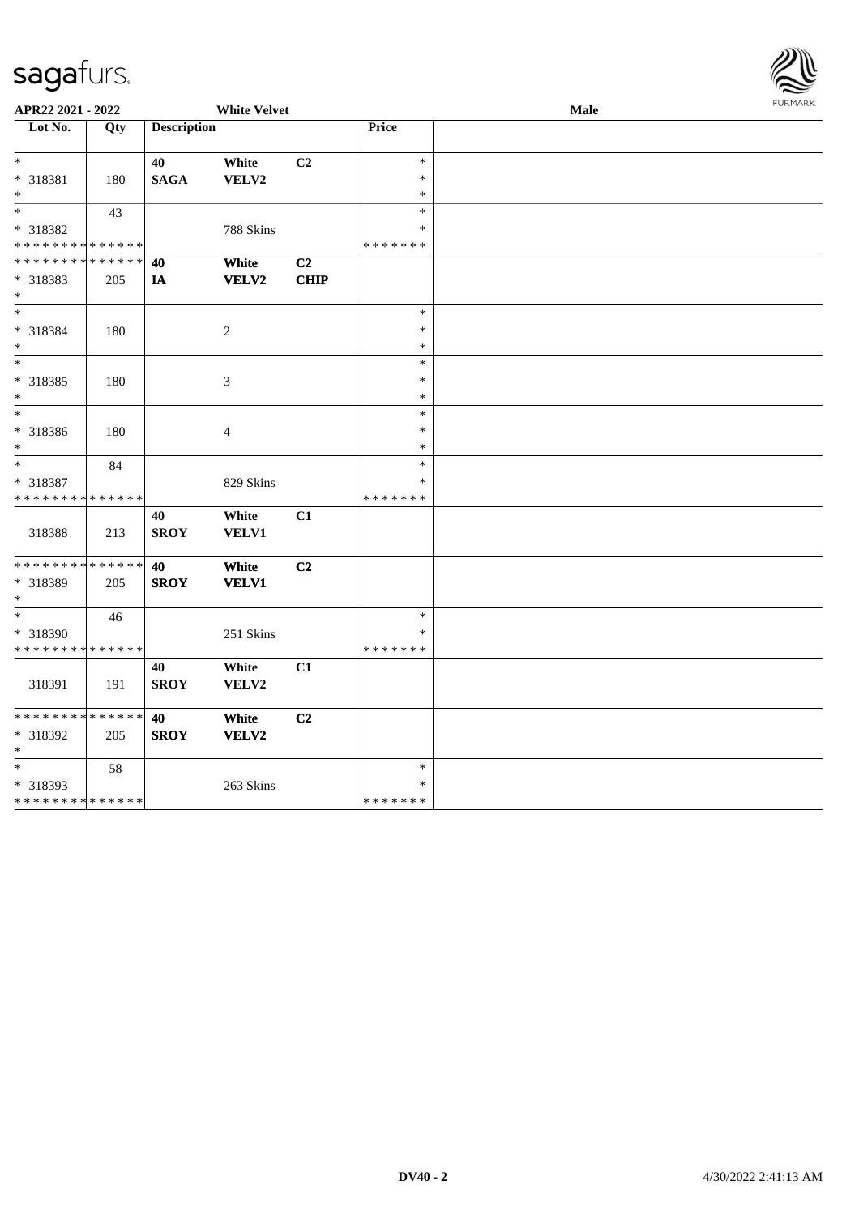APR22 2021 - 2022 White Velvet Male

| Lot No. | Qty | Description | | | Price | |
|---|---|---|---|---|---|---|
| * | | 40 | White | C2 | * | |
| * 318381 | 180 | SAGA | VELV2 | | * | |
| * | | | | | * | |
| * | 43 | | | | * | |
| * 318382 | | | 788 Skins | | * | |
| * * * * * * * * * * * * * * | | | | | * * * * * * * | |
| * * * * * * * * * * * * * * | | 40 | White | C2 | | |
| * 318383 | 205 | IA | VELV2 | CHIP | | |
| * | | | | | | |
| * | | | | | * | |
| * 318384 | 180 | | 2 | | * | |
| * | | | | | * | |
| * | | | | | * | |
| * 318385 | 180 | | 3 | | * | |
| * | | | | | * | |
| * | | | | | * | |
| * 318386 | 180 | | 4 | | * | |
| * | | | | | * | |
| * | 84 | | | | * | |
| * 318387 | | | 829 Skins | | * | |
| * * * * * * * * * * * * * * | | | | | * * * * * * * | |
| | | 40 | White | C1 | | |
| 318388 | 213 | SROY | VELV1 | | | |
| * * * * * * * * * * * * * * | | 40 | White | C2 | | |
| * 318389 | 205 | SROY | VELV1 | | | |
| * | | | | | | |
| * | 46 | | | | * | |
| * 318390 | | | 251 Skins | | * | |
| * * * * * * * * * * * * * * | | | | | * * * * * * * | |
| | | 40 | White | C1 | | |
| 318391 | 191 | SROY | VELV2 | | | |
| * * * * * * * * * * * * * * | | 40 | White | C2 | | |
| * 318392 | 205 | SROY | VELV2 | | | |
| * | | | | | | |
| * | 58 | | | | * | |
| * 318393 | | | 263 Skins | | * | |
| * * * * * * * * * * * * * * | | | | | * * * * * * * | |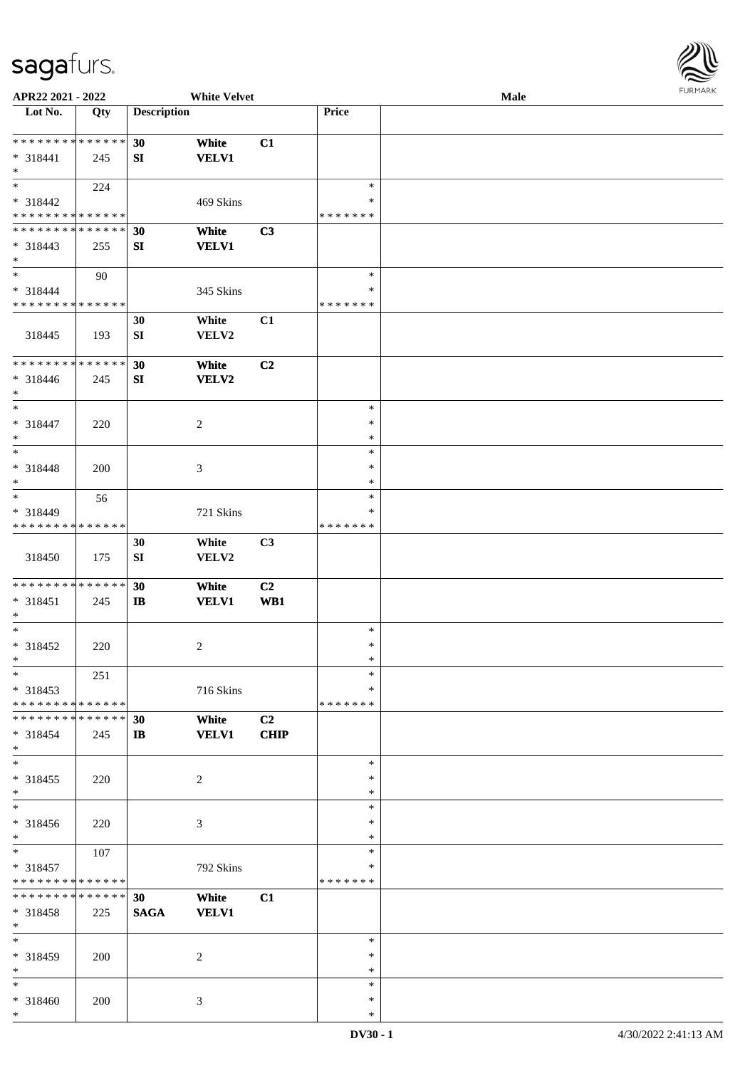| Lot No. | Qty | Description | | | Price | |
|---|---|---|---|---|---|---|
| * * * * * * * * * * * * * * * * 318441 * | 245 | 30 SI | White VELV1 | C1 | | |
| * * 318442 * * * * * * * * * * * * * * | 224 | | 469 Skins | | * * * * * * * * | |
| * * * * * * * * * * * * * * * * 318443 * | 255 | 30 SI | White VELV1 | C3 | | |
| * * 318444 * * * * * * * * * * * * * * | 90 | | 345 Skins | | * * * * * * * * | |
| 318445 | 193 | 30 SI | White VELV2 | C1 | | |
| * * * * * * * * * * * * * * * * 318446 * | 245 | 30 SI | White VELV2 | C2 | | |
| * * 318447 * | 220 | | 2 | | * * * | |
| * * 318448 * | 200 | | 3 | | * * * | |
| * * 318449 * * * * * * * * * * * * * * | 56 | | 721 Skins | | * * * * * * * * | |
| 318450 | 175 | 30 SI | White VELV2 | C3 | | |
| * * * * * * * * * * * * * * * * 318451 * | 245 | 30 IB | White VELV1 | C2 WB1 | | |
| * * 318452 * | 220 | | 2 | | * * * | |
| * * 318453 * * * * * * * * * * * * * * | 251 | | 716 Skins | | * * * * * * * * | |
| * * * * * * * * * * * * * * * * 318454 * | 245 | 30 IB | White VELV1 | C2 CHIP | | |
| * * 318455 * | 220 | | 2 | | * * * | |
| * * 318456 * | 220 | | 3 | | * * * | |
| * * 318457 * * * * * * * * * * * * * * | 107 | | 792 Skins | | * * * * * * * * | |
| * * * * * * * * * * * * * * * * 318458 * | 225 | 30 SAGA | White VELV1 | C1 | | |
| * * 318459 * | 200 | | 2 | | * * * | |
| * * 318460 * | 200 | | 3 | | * * * | |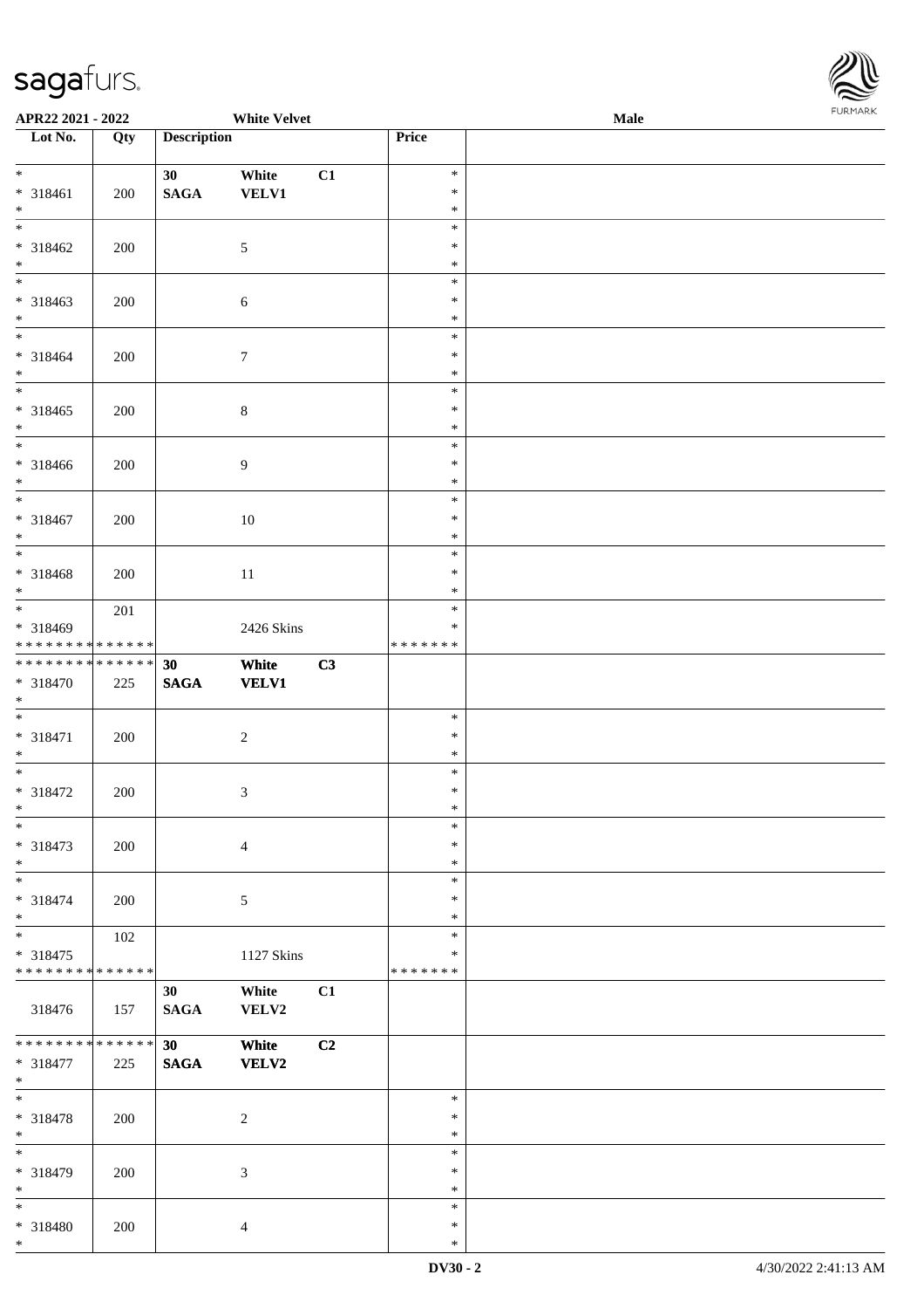APR22 2021 - 2022 White Velvet Male

| Lot No. | Qty | Description | | | Price | |
|---|---|---|---|---|---|---|
| * <br> * 318461 <br> * | 200 | 30 <br> SAGA | White <br> VELV1 | C1 | * <br> * <br> * | |
| * <br> * 318462 <br> * | 200 | | 5 | | * <br> * <br> * | |
| * <br> * 318463 <br> * | 200 | | 6 | | * <br> * <br> * | |
| * <br> * 318464 <br> * | 200 | | 7 | | * <br> * <br> * | |
| * <br> * 318465 <br> * | 200 | | 8 | | * <br> * <br> * | |
| * <br> * 318466 <br> * | 200 | | 9 | | * <br> * <br> * | |
| * <br> * 318467 <br> * | 200 | | 10 | | * <br> * <br> * | |
| * <br> * 318468 <br> * | 200 | | 11 | | * <br> * <br> * | |
| * <br> * 318469 <br> * * * * * * * * * * * * * * | 201 | | 2426 Skins | | * <br> * <br> * * * * * * * | |
| * * * * * * * * * * * * * * <br> * 318470 <br> * | 225 | 30 <br> SAGA | White <br> VELV1 | C3 | | |
| * <br> * 318471 <br> * | 200 | | 2 | | * <br> * <br> * | |
| * <br> * 318472 <br> * | 200 | | 3 | | * <br> * <br> * | |
| * <br> * 318473 <br> * | 200 | | 4 | | * <br> * <br> * | |
| * <br> * 318474 <br> * | 200 | | 5 | | * <br> * <br> * | |
| * <br> * 318475 <br> * * * * * * * * * * * * * * | 102 | | 1127 Skins | | * <br> * <br> * * * * * * * | |
| 318476 | 157 | 30 <br> SAGA | White <br> VELV2 | C1 | | |
| * * * * * * * * * * * * * * <br> * 318477 <br> * | 225 | 30 <br> SAGA | White <br> VELV2 | C2 | | |
| * <br> * 318478 <br> * | 200 | | 2 | | * <br> * <br> * | |
| * <br> * 318479 <br> * | 200 | | 3 | | * <br> * <br> * | |
| * <br> * 318480 <br> * | 200 | | 4 | | * <br> * <br> * | |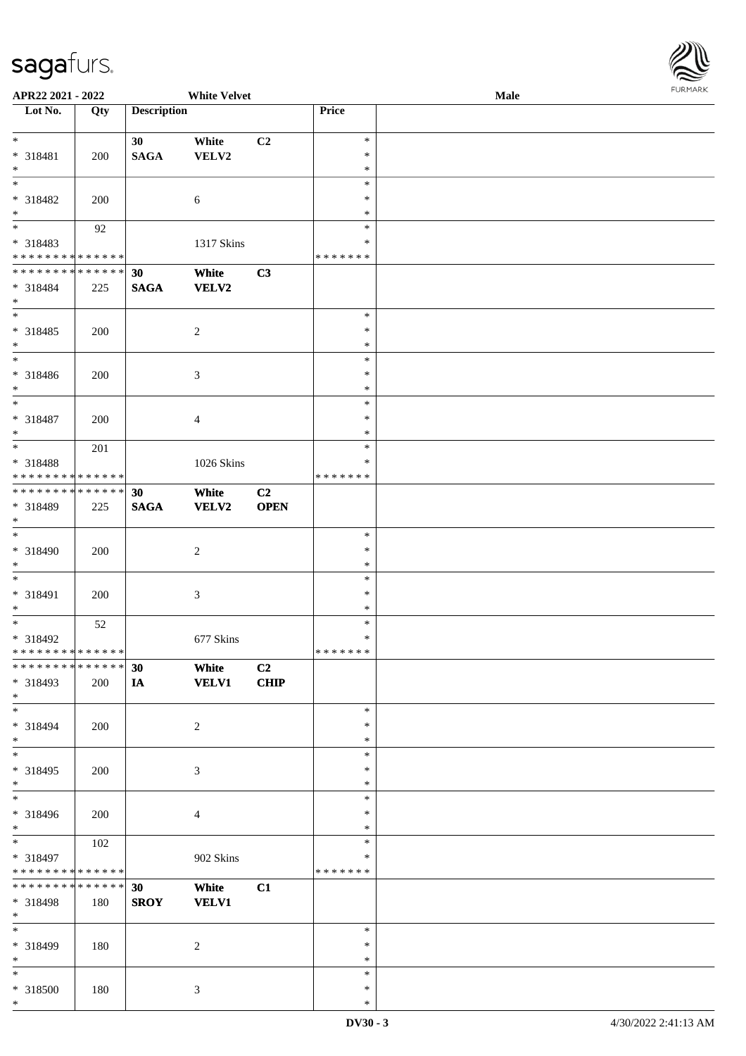| Lot No. | Qty | Description | | | Price | |
|---|---|---|---|---|---|---|
| * <br>* 318481<br>* | 200 | 30<br>SAGA | White<br>VELV2 | C2 | *<br>*<br>* | |
| * <br>* 318482<br>* | 200 | | 6 | | *<br>*<br>* | |
| * <br>* 318483<br>* * * * * * * * * * * * * * | 92 | | 1317 Skins | | *<br>*<br>* * * * * * * | |
| * * * * * * * * * * * * * * <br>* 318484<br>* | 225 | 30<br>SAGA | White<br>VELV2 | C3 | | |
| * <br>* 318485<br>* | 200 | | 2 | | *<br>*<br>* | |
| * <br>* 318486<br>* | 200 | | 3 | | *<br>*<br>* | |
| * <br>* 318487<br>* | 200 | | 4 | | *<br>*<br>* | |
| * <br>* 318488<br>* * * * * * * * * * * * * * | 201 | | 1026 Skins | | *<br>*<br>* * * * * * * | |
| * * * * * * * * * * * * * * <br>* 318489<br>* | 225 | 30<br>SAGA | White<br>VELV2 | C2<br>OPEN | | |
| * <br>* 318490<br>* | 200 | | 2 | | *<br>*<br>* | |
| * <br>* 318491<br>* | 200 | | 3 | | *<br>*<br>* | |
| * <br>* 318492<br>* * * * * * * * * * * * * * | 52 | | 677 Skins | | *<br>*<br>* * * * * * * | |
| * * * * * * * * * * * * * * <br>* 318493<br>* | 200 | 30<br>IA | White<br>VELV1 | C2<br>CHIP | | |
| * <br>* 318494<br>* | 200 | | 2 | | *<br>*<br>* | |
| * <br>* 318495<br>* | 200 | | 3 | | *<br>*<br>* | |
| * <br>* 318496<br>* | 200 | | 4 | | *<br>*<br>* | |
| * <br>* 318497<br>* * * * * * * * * * * * * * | 102 | | 902 Skins | | *<br>*<br>* * * * * * * | |
| * * * * * * * * * * * * * * <br>* 318498<br>* | 180 | 30<br>SROY | White<br>VELV1 | C1 | | |
| * <br>* 318499<br>* | 180 | | 2 | | *<br>*<br>* | |
| * <br>* 318500<br>* | 180 | | 3 | | *<br>*<br>* | |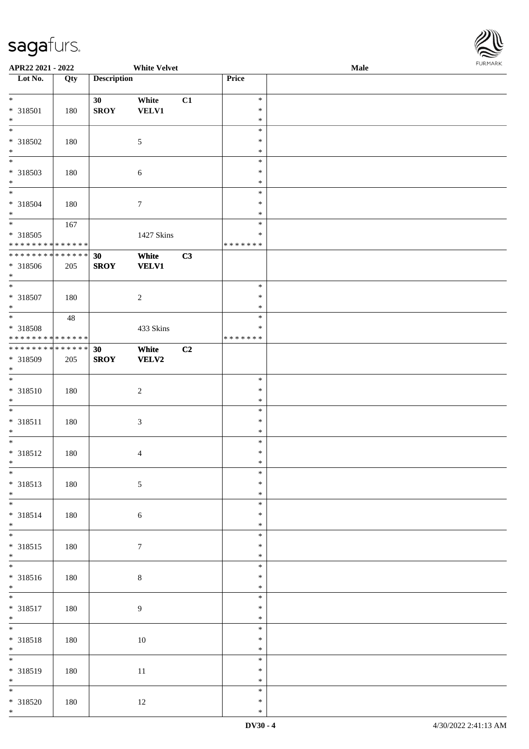| Lot No. | Qty | Description | | | Price | |
|---|---|---|---|---|---|---|
| * | | 30 | White | C1 | * | |
| * 318501 | 180 | SROY | VELV1 | | * | |
| * | | | | | * | |
| * | | | | | * | |
| * 318502 | 180 | | 5 | | * | |
| * | | | | | * | |
| * | | | | | * | |
| * 318503 | 180 | | 6 | | * | |
| * | | | | | * | |
| * | | | | | * | |
| * 318504 | 180 | | 7 | | * | |
| * | | | | | * | |
| * | 167 | | | | * | |
| * 318505 | | | 1427 Skins | | * | |
| * * * * * * * * * * * * * * | | | | | * * * * * * * | |
| * * * * * * * * * * * * * * | | 30 | White | C3 | | |
| * 318506 | 205 | SROY | VELV1 | | | |
| * | | | | | | |
| * | | | | | * | |
| * 318507 | 180 | | 2 | | * | |
| * | | | | | * | |
| * | 48 | | | | * | |
| * 318508 | | | 433 Skins | | * | |
| * * * * * * * * * * * * * * | | | | | * * * * * * * | |
| * * * * * * * * * * * * * * | | 30 | White | C2 | | |
| * 318509 | 205 | SROY | VELV2 | | | |
| * | | | | | | |
| * | | | | | * | |
| * 318510 | 180 | | 2 | | * | |
| * | | | | | * | |
| * | | | | | * | |
| * 318511 | 180 | | 3 | | * | |
| * | | | | | * | |
| * | | | | | * | |
| * 318512 | 180 | | 4 | | * | |
| * | | | | | * | |
| * | | | | | * | |
| * 318513 | 180 | | 5 | | * | |
| * | | | | | * | |
| * | | | | | * | |
| * 318514 | 180 | | 6 | | * | |
| * | | | | | * | |
| * | | | | | * | |
| * 318515 | 180 | | 7 | | * | |
| * | | | | | * | |
| * | | | | | * | |
| * 318516 | 180 | | 8 | | * | |
| * | | | | | * | |
| * | | | | | * | |
| * 318517 | 180 | | 9 | | * | |
| * | | | | | * | |
| * | | | | | * | |
| * 318518 | 180 | | 10 | | * | |
| * | | | | | * | |
| * | | | | | * | |
| * 318519 | 180 | | 11 | | * | |
| * | | | | | * | |
| * | | | | | * | |
| * 318520 | 180 | | 12 | | * | |
| * | | | | | * | |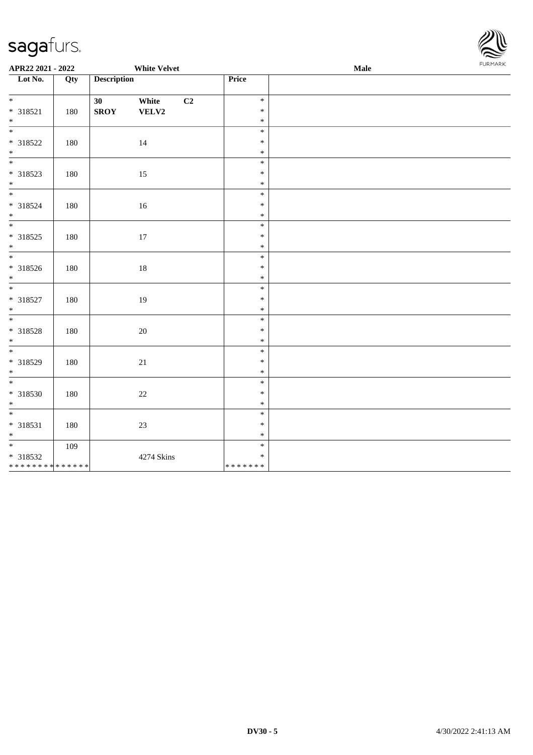**APR22 2021 - 2022** **White Velvet** **Male**

| Lot No. | Qty | Description | | | Price | |
|---|---|---|---|---|---|---|
| *<br>* 318521<br>* | 180 | **30**<br>**SROY** | **White**<br>**VELV2** | **C2** | *<br>*<br>* | |
| *<br>* 318522<br>* | 180 | | 14 | | *<br>*<br>* | |
| *<br>* 318523<br>* | 180 | | 15 | | *<br>*<br>* | |
| *<br>* 318524<br>* | 180 | | 16 | | *<br>*<br>* | |
| *<br>* 318525<br>* | 180 | | 17 | | *<br>*<br>* | |
| *<br>* 318526<br>* | 180 | | 18 | | *<br>*<br>* | |
| *<br>* 318527<br>* | 180 | | 19 | | *<br>*<br>* | |
| *<br>* 318528<br>* | 180 | | 20 | | *<br>*<br>* | |
| *<br>* 318529<br>* | 180 | | 21 | | *<br>*<br>* | |
| *<br>* 318530<br>* | 180 | | 22 | | *<br>*<br>* | |
| *<br>* 318531<br>* | 180 | | 23 | | *<br>*<br>* | |
| *<br>* 318532<br>************** | 109 | | 4274 Skins | | *<br>*<br>******* | |

DV30 - 5 4/30/2022 2:41:13 AM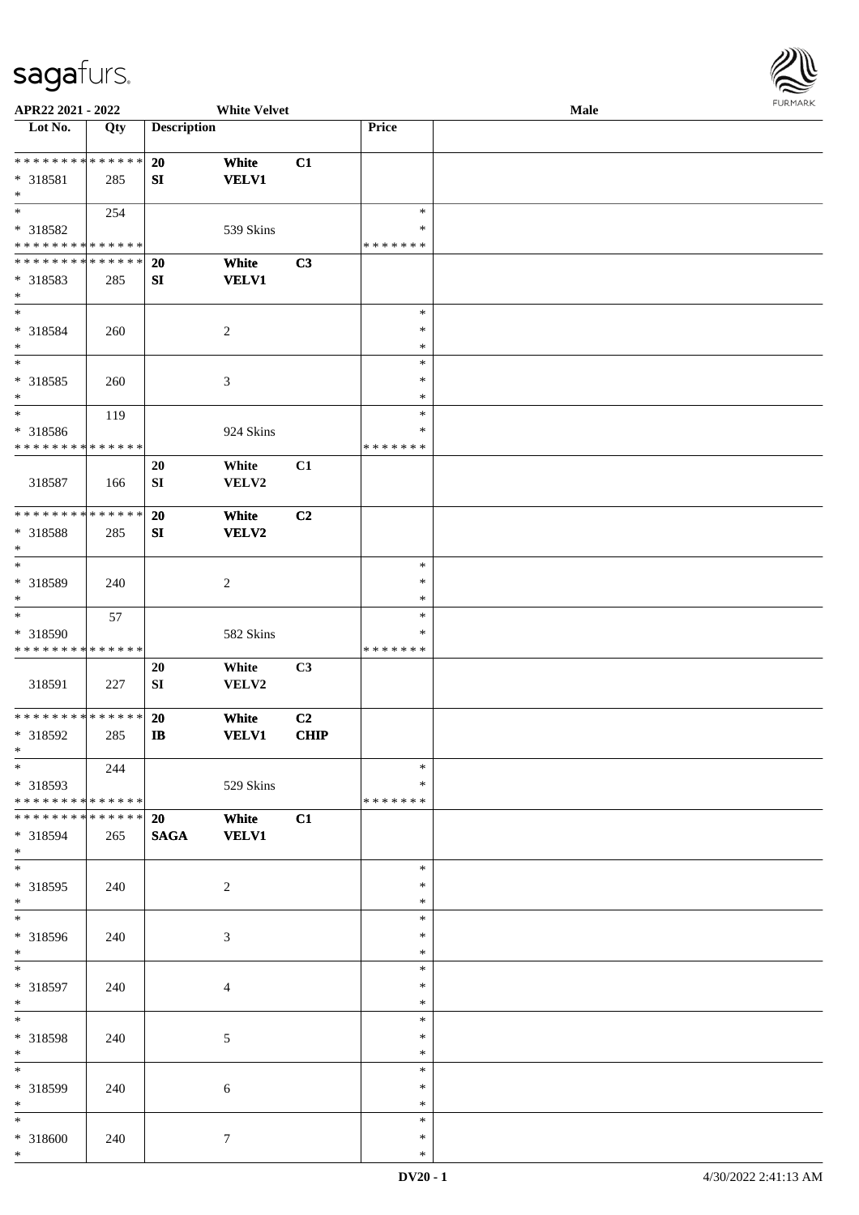| Lot No. | Qty | Description | | | Price | |
|---|---|---|---|---|---|---|
| * * * * * * * * * * * * * * | | 20 | White | C1 | | |
| * 318581 | 285 | SI | VELV1 | | | |
| * | | | | | | |
| * | 254 | | | | * | |
| * 318582 | | | 539 Skins | | * | |
| * * * * * * * * * * * * * * | | | | | * * * * * * * | |
| * * * * * * * * * * * * * * | | 20 | White | C3 | | |
| * 318583 | 285 | SI | VELV1 | | | |
| * | | | | | | |
| * | | | | | * | |
| * 318584 | 260 | | 2 | | * | |
| * | | | | | * | |
| * | | | | | * | |
| * 318585 | 260 | | 3 | | * | |
| * | | | | | * | |
| * | 119 | | | | * | |
| * 318586 | | | 924 Skins | | * | |
| * * * * * * * * * * * * * * | | | | | * * * * * * * | |
| 318587 | 166 | 20 SI | White VELV2 | C1 | | |
| * * * * * * * * * * * * * * | | 20 | White | C2 | | |
| * 318588 | 285 | SI | VELV2 | | | |
| * | | | | | | |
| * | | | | | * | |
| * 318589 | 240 | | 2 | | * | |
| * | | | | | * | |
| * | 57 | | | | * | |
| * 318590 | | | 582 Skins | | * | |
| * * * * * * * * * * * * * * | | | | | * * * * * * * | |
| 318591 | 227 | 20 SI | White VELV2 | C3 | | |
| * * * * * * * * * * * * * * | | 20 | White | C2 | | |
| * 318592 | 285 | IB | VELV1 | CHIP | | |
| * | | | | | | |
| * | 244 | | | | * | |
| * 318593 | | | 529 Skins | | * | |
| * * * * * * * * * * * * * * | | | | | * * * * * * * | |
| * * * * * * * * * * * * * * | | 20 | White | C1 | | |
| * 318594 | 265 | SAGA | VELV1 | | | |
| * | | | | | | |
| * | | | | | * | |
| * 318595 | 240 | | 2 | | * | |
| * | | | | | * | |
| * | | | | | * | |
| * 318596 | 240 | | 3 | | * | |
| * | | | | | * | |
| * | | | | | * | |
| * 318597 | 240 | | 4 | | * | |
| * | | | | | * | |
| * | | | | | * | |
| * 318598 | 240 | | 5 | | * | |
| * | | | | | * | |
| * | | | | | * | |
| * 318599 | 240 | | 6 | | * | |
| * | | | | | * | |
| * | | | | | * | |
| * 318600 | 240 | | 7 | | * | |
| * | | | | | * | |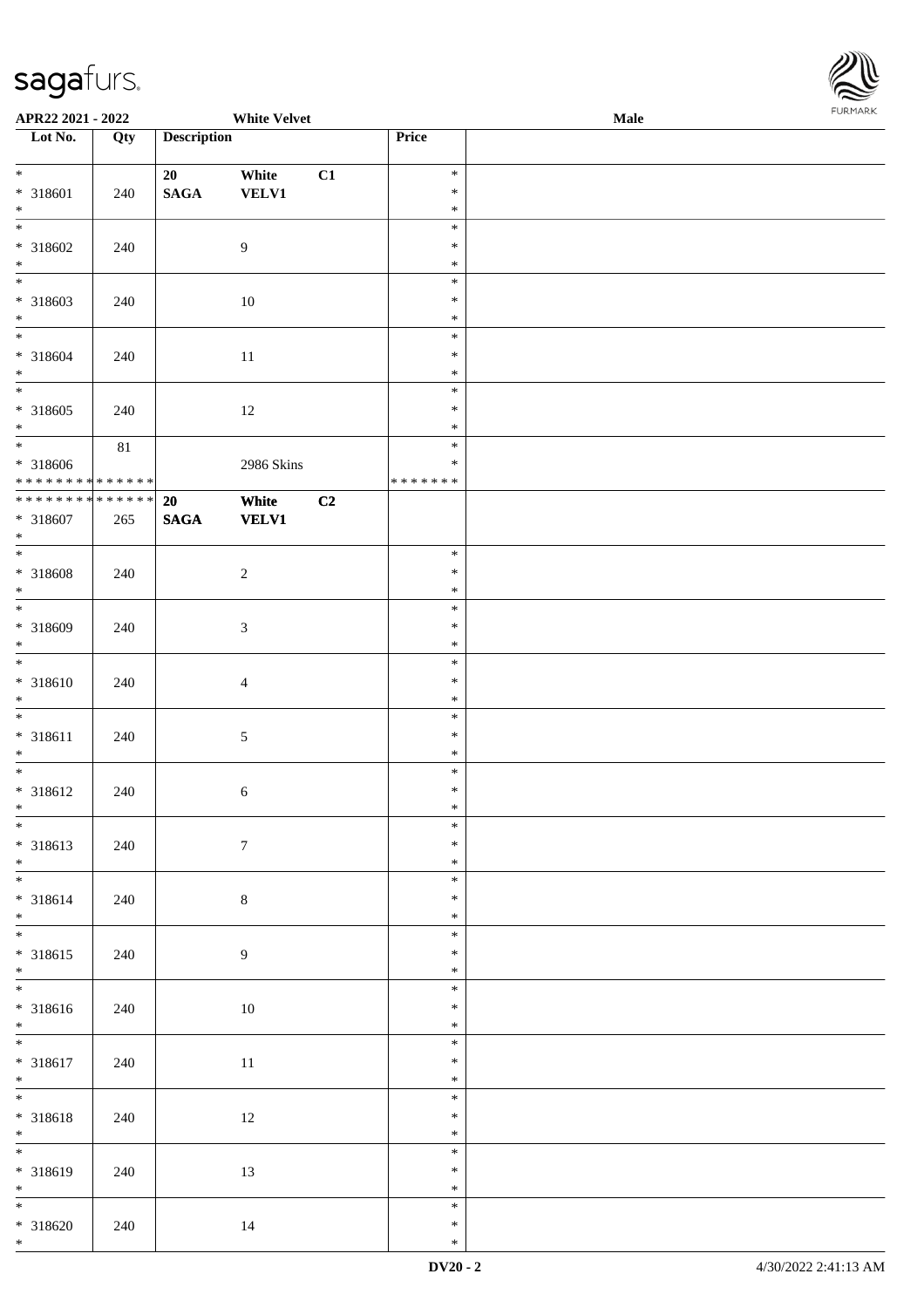APR22 2021 - 2022 White Velvet Male

| Lot No. | Qty | Description | | | Price | |
|---|---|---|---|---|---|---|
| * <br> * 318601 <br> * | 240 | 20 <br> SAGA | White <br> VELV1 | C1 | * <br> * <br> * | |
| * <br> * 318602 <br> * | 240 | | 9 | | * <br> * <br> * | |
| * <br> * 318603 <br> * | 240 | | 10 | | * <br> * <br> * | |
| * <br> * 318604 <br> * | 240 | | 11 | | * <br> * <br> * | |
| * <br> * 318605 <br> * | 240 | | 12 | | * <br> * <br> * | |
| * <br> * 318606 <br> * * * * * * * * * * * * * * | 81 | | 2986 Skins | | * <br> * <br> * * * * * * * | |
| * * * * * * * * * * * * * * <br> * 318607 <br> * | 265 | 20 <br> SAGA | White <br> VELV1 | C2 | | |
| * <br> * 318608 <br> * | 240 | | 2 | | * <br> * <br> * | |
| * <br> * 318609 <br> * | 240 | | 3 | | * <br> * <br> * | |
| * <br> * 318610 <br> * | 240 | | 4 | | * <br> * <br> * | |
| * <br> * 318611 <br> * | 240 | | 5 | | * <br> * <br> * | |
| * <br> * 318612 <br> * | 240 | | 6 | | * <br> * <br> * | |
| * <br> * 318613 <br> * | 240 | | 7 | | * <br> * <br> * | |
| * <br> * 318614 <br> * | 240 | | 8 | | * <br> * <br> * | |
| * <br> * 318615 <br> * | 240 | | 9 | | * <br> * <br> * | |
| * <br> * 318616 <br> * | 240 | | 10 | | * <br> * <br> * | |
| * <br> * 318617 <br> * | 240 | | 11 | | * <br> * <br> * | |
| * <br> * 318618 <br> * | 240 | | 12 | | * <br> * <br> * | |
| * <br> * 318619 <br> * | 240 | | 13 | | * <br> * <br> * | |
| * <br> * 318620 <br> * | 240 | | 14 | | * <br> * <br> * | |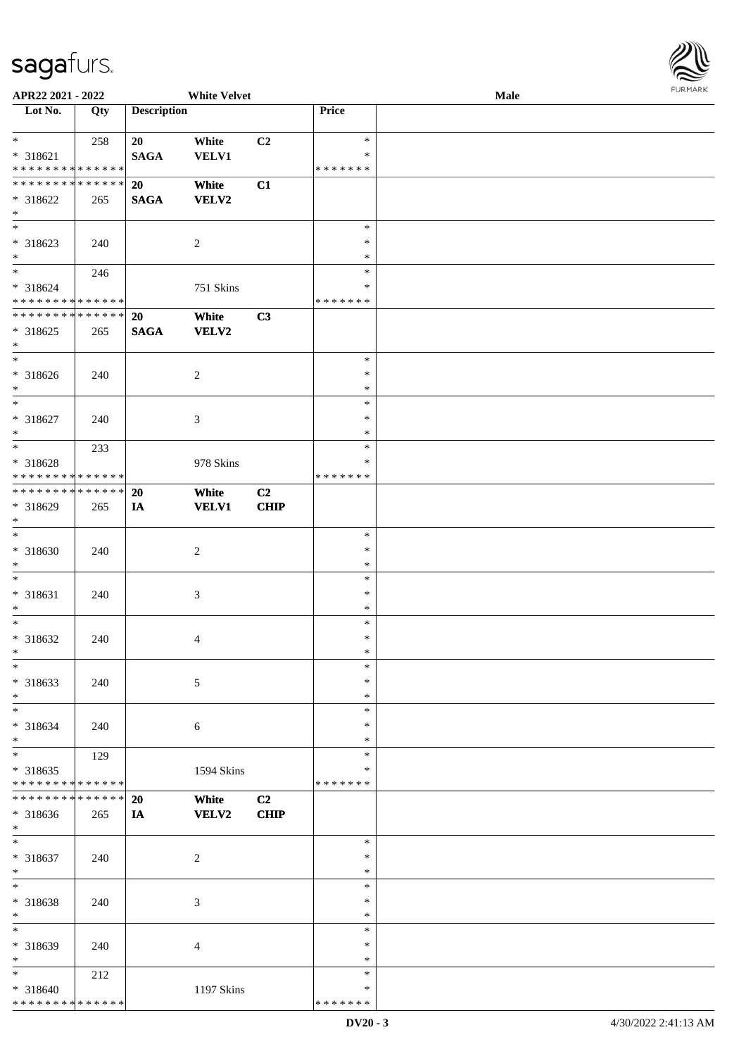| Lot No. | Qty | Description | | | Price | |
|---|---|---|---|---|---|---|
| * | 258 | 20 | White | C2 | * | |
| * 318621 | | SAGA | VELV1 | | * | |
| * * * * * * * * * * * * * * | | | | | * * * * * * * | |
| * * * * * * * * * * * * * * | | 20 | White | C1 | | |
| * 318622 | 265 | SAGA | VELV2 | | | |
| * | | | | | | |
| * | | | | | * | |
| * 318623 | 240 | | 2 | | * | |
| * | | | | | * | |
| * | 246 | | | | * | |
| * 318624 | | | 751 Skins | | * | |
| * * * * * * * * * * * * * * | | | | | * * * * * * * | |
| * * * * * * * * * * * * * * | | 20 | White | C3 | | |
| * 318625 | 265 | SAGA | VELV2 | | | |
| * | | | | | | |
| * | | | | | * | |
| * 318626 | 240 | | 2 | | * | |
| * | | | | | * | |
| * | | | | | * | |
| * 318627 | 240 | | 3 | | * | |
| * | | | | | * | |
| * | 233 | | | | * | |
| * 318628 | | | 978 Skins | | * | |
| * * * * * * * * * * * * * * | | | | | * * * * * * * | |
| * * * * * * * * * * * * * * | | 20 | White | C2 | | |
| * 318629 | 265 | IA | VELV1 | CHIP | | |
| * | | | | | | |
| * | | | | | * | |
| * 318630 | 240 | | 2 | | * | |
| * | | | | | * | |
| * | | | | | * | |
| * 318631 | 240 | | 3 | | * | |
| * | | | | | * | |
| * | | | | | * | |
| * 318632 | 240 | | 4 | | * | |
| * | | | | | * | |
| * | | | | | * | |
| * 318633 | 240 | | 5 | | * | |
| * | | | | | * | |
| * | | | | | * | |
| * 318634 | 240 | | 6 | | * | |
| * | | | | | * | |
| * | 129 | | | | * | |
| * 318635 | | | 1594 Skins | | * | |
| * * * * * * * * * * * * * * | | | | | * * * * * * * | |
| * * * * * * * * * * * * * * | | 20 | White | C2 | | |
| * 318636 | 265 | IA | VELV2 | CHIP | | |
| * | | | | | | |
| * | | | | | * | |
| * 318637 | 240 | | 2 | | * | |
| * | | | | | * | |
| * | | | | | * | |
| * 318638 | 240 | | 3 | | * | |
| * | | | | | * | |
| * | | | | | * | |
| * 318639 | 240 | | 4 | | * | |
| * | | | | | * | |
| * | 212 | | | | * | |
| * 318640 | | | 1197 Skins | | * | |
| * * * * * * * * * * * * * * | | | | | * * * * * * * | |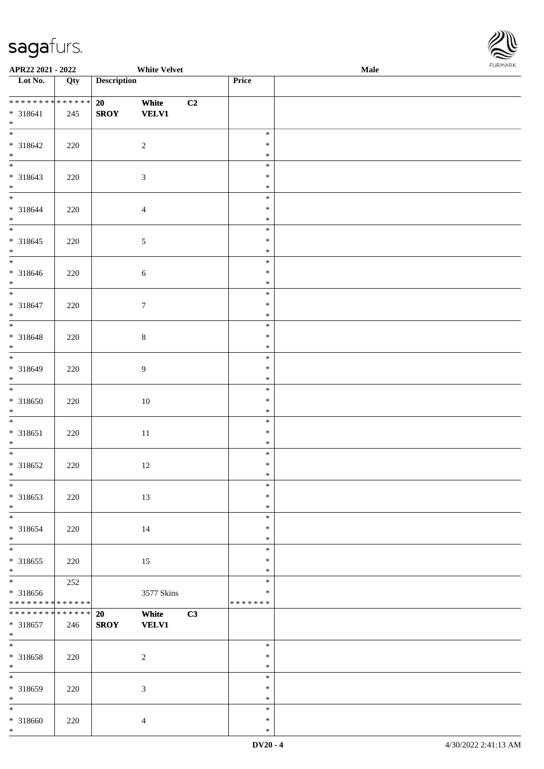APR22 2021 - 2022 White Velvet Male

| Lot No. | Qty | Description | | | Price | |
|---|---|---|---|---|---|---|
| * * * * * * * * * * * * * * | | 20 | White | C2 | | |
| * 318641 | 245 | SROY | VELV1 | | | |
| * | | | | | | |
| * | | | | | * | |
| * 318642 | 220 | | 2 | | * | |
| * | | | | | * | |
| * | | | | | * | |
| * 318643 | 220 | | 3 | | * | |
| * | | | | | * | |
| * | | | | | * | |
| * 318644 | 220 | | 4 | | * | |
| * | | | | | * | |
| * | | | | | * | |
| * 318645 | 220 | | 5 | | * | |
| * | | | | | * | |
| * | | | | | * | |
| * 318646 | 220 | | 6 | | * | |
| * | | | | | * | |
| * | | | | | * | |
| * 318647 | 220 | | 7 | | * | |
| * | | | | | * | |
| * | | | | | * | |
| * 318648 | 220 | | 8 | | * | |
| * | | | | | * | |
| * | | | | | * | |
| * 318649 | 220 | | 9 | | * | |
| * | | | | | * | |
| * | | | | | * | |
| * 318650 | 220 | | 10 | | * | |
| * | | | | | * | |
| * | | | | | * | |
| * 318651 | 220 | | 11 | | * | |
| * | | | | | * | |
| * | | | | | * | |
| * 318652 | 220 | | 12 | | * | |
| * | | | | | * | |
| * | | | | | * | |
| * 318653 | 220 | | 13 | | * | |
| * | | | | | * | |
| * | | | | | * | |
| * 318654 | 220 | | 14 | | * | |
| * | | | | | * | |
| * | | | | | * | |
| * 318655 | 220 | | 15 | | * | |
| * | | | | | * | |
| * | 252 | | | | * | |
| * 318656 | | | 3577 Skins | | * | |
| * * * * * * * * * * * * * * | | | | | * * * * * * * | |
| * * * * * * * * * * * * * * | | 20 | White | C3 | | |
| * 318657 | 246 | SROY | VELV1 | | | |
| * | | | | | | |
| * | | | | | * | |
| * 318658 | 220 | | 2 | | * | |
| * | | | | | * | |
| * | | | | | * | |
| * 318659 | 220 | | 3 | | * | |
| * | | | | | * | |
| * | | | | | * | |
| * 318660 | 220 | | 4 | | * | |
| * | | | | | * | |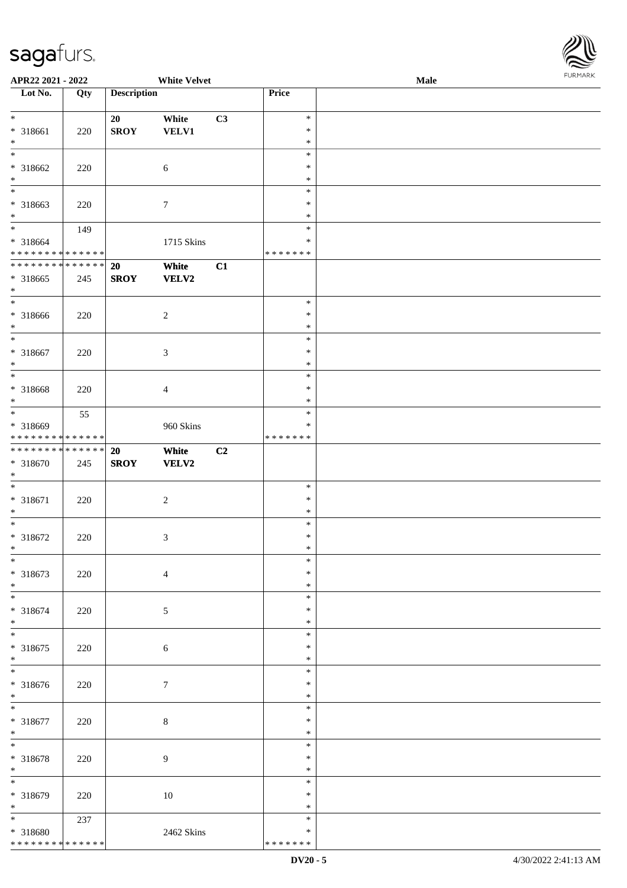| Lot No. | Qty | Description | | | Price | |
|---|---|---|---|---|---|---|
| * | | 20 | White | C3 | * | |
| * 318661 | 220 | SROY | VELV1 | | * | |
| * | | | | | * | |
| * | | | | | * | |
| * 318662 | 220 | | 6 | | * | |
| * | | | | | * | |
| * | | | | | * | |
| * 318663 | 220 | | 7 | | * | |
| * | | | | | * | |
| * | 149 | | | | * | |
| * 318664 | | | 1715 Skins | | * | |
| * * * * * * * * * * * * * * | | | | | * * * * * * * | |
| * * * * * * * * * * * * * * | | 20 | White | C1 | | |
| * 318665 | 245 | SROY | VELV2 | | | |
| * | | | | | | |
| * | | | | | * | |
| * 318666 | 220 | | 2 | | * | |
| * | | | | | * | |
| * | | | | | * | |
| * 318667 | 220 | | 3 | | * | |
| * | | | | | * | |
| * | | | | | * | |
| * 318668 | 220 | | 4 | | * | |
| * | | | | | * | |
| * | 55 | | | | * | |
| * 318669 | | | 960 Skins | | * | |
| * * * * * * * * * * * * * * | | | | | * * * * * * * | |
| * * * * * * * * * * * * * * | | 20 | White | C2 | | |
| * 318670 | 245 | SROY | VELV2 | | | |
| * | | | | | | |
| * | | | | | * | |
| * 318671 | 220 | | 2 | | * | |
| * | | | | | * | |
| * | | | | | * | |
| * 318672 | 220 | | 3 | | * | |
| * | | | | | * | |
| * | | | | | * | |
| * 318673 | 220 | | 4 | | * | |
| * | | | | | * | |
| * | | | | | * | |
| * 318674 | 220 | | 5 | | * | |
| * | | | | | * | |
| * | | | | | * | |
| * 318675 | 220 | | 6 | | * | |
| * | | | | | * | |
| * | | | | | * | |
| * 318676 | 220 | | 7 | | * | |
| * | | | | | * | |
| * | | | | | * | |
| * 318677 | 220 | | 8 | | * | |
| * | | | | | * | |
| * | | | | | * | |
| * 318678 | 220 | | 9 | | * | |
| * | | | | | * | |
| * | | | | | * | |
| * 318679 | 220 | | 10 | | * | |
| * | | | | | * | |
| * | 237 | | | | * | |
| * 318680 | | | 2462 Skins | | * | |
| * * * * * * * * * * * * * * | | | | | * * * * * * * | |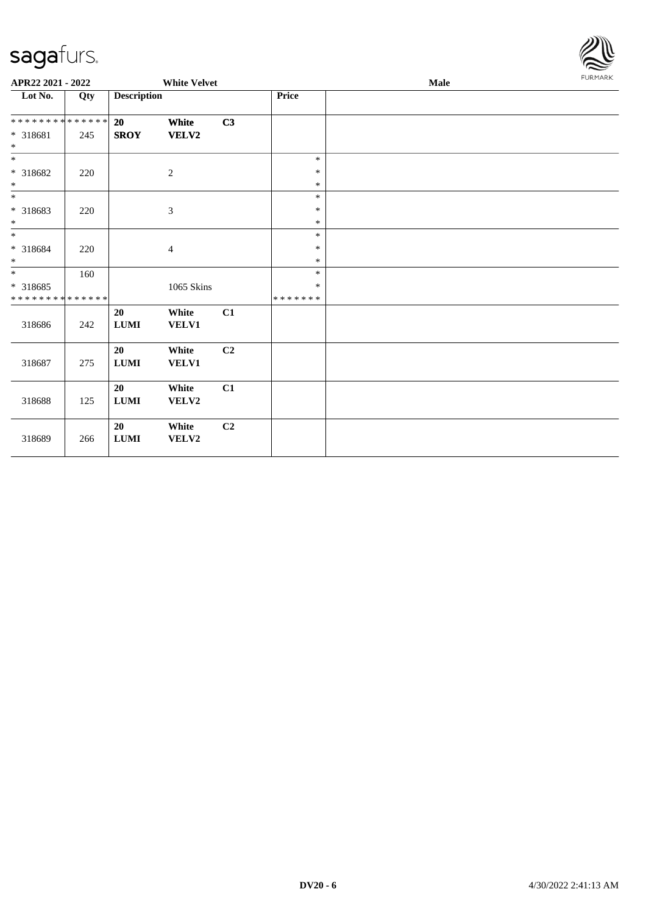**APR22 2021 - 2022** **White Velvet** **Male**

| Lot No. | Qty | Description | | | Price | |
|---|---|---|---|---|---|---|
| * * * * * * * * * * * * * * | | **20** | **White** | **C3** | | |
| * 318681 | 245 | **SROY** | **VELV2** | | | |
| * | | | | | | |
| * | | | | | * | |
| * 318682 | 220 | | 2 | | * | |
| * | | | | | * | |
| * | | | | | * | |
| * 318683 | 220 | | 3 | | * | |
| * | | | | | * | |
| * | | | | | * | |
| * 318684 | 220 | | 4 | | * | |
| * | | | | | * | |
| * | 160 | | | | * | |
| * 318685 | | | 1065 Skins | | * | |
| * * * * * * * * * * * * * * | | | | | * * * * * * * | |
| | | **20** | **White** | **C1** | | |
| 318686 | 242 | **LUMI** | **VELV1** | | | |
| | | **20** | **White** | **C2** | | |
| 318687 | 275 | **LUMI** | **VELV1** | | | |
| | | **20** | **White** | **C1** | | |
| 318688 | 125 | **LUMI** | **VELV2** | | | |
| | | **20** | **White** | **C2** | | |
| 318689 | 266 | **LUMI** | **VELV2** | | | |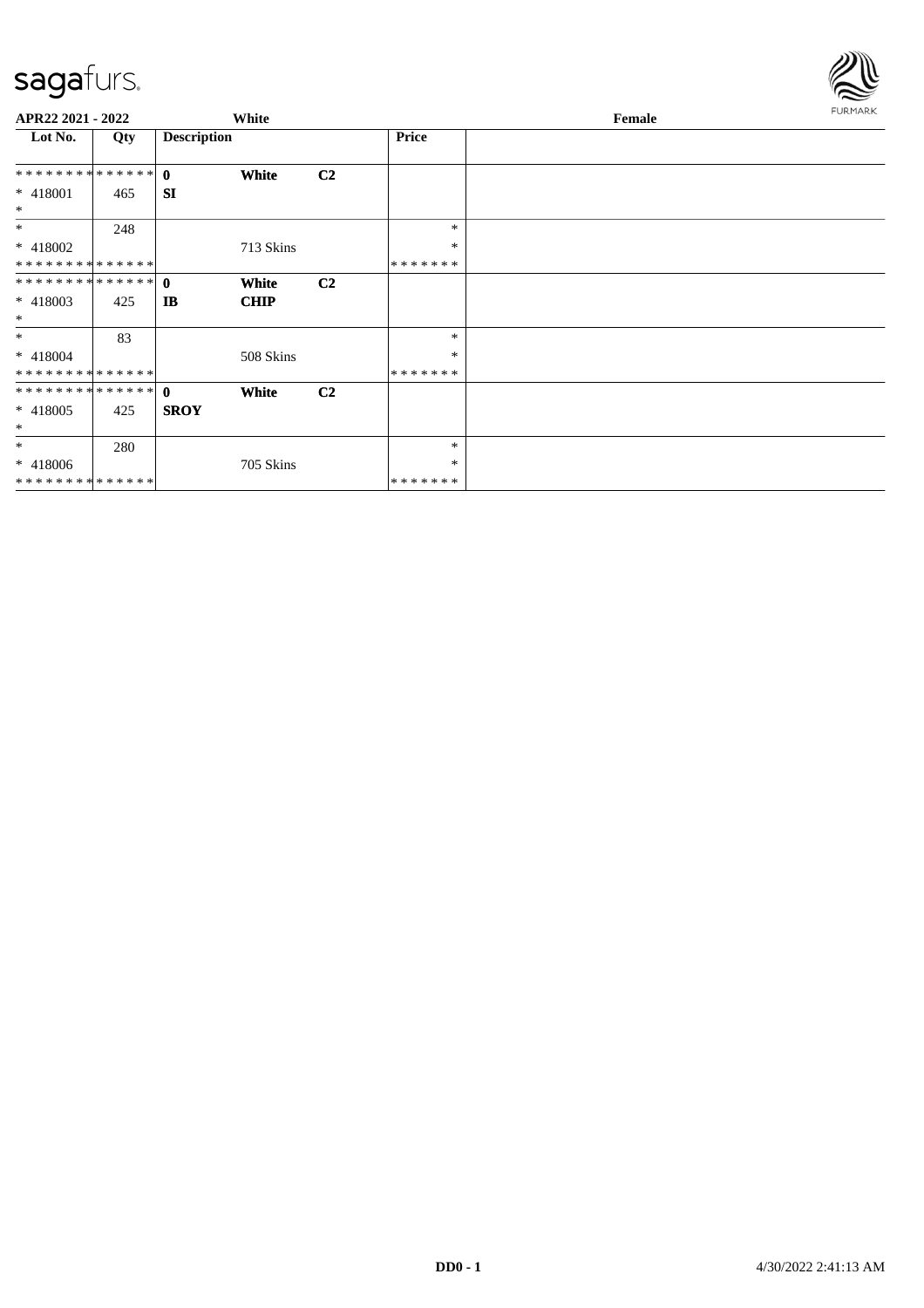**APR22 2021 - 2022** **White** **Female**

| Lot No. | Qty | Description | | | Price | |
|---|---|---|---|---|---|---|
| ************** | | **0** | **White** | **C2** | | |
| * 418001 | 465 | **SI** | | | | |
| * | | | | | | |
| * | 248 | | | | * | |
| * 418002 | | | 713 Skins | | * | |
| ************** | | | | | ******* | |
| ************** | | **0** | **White** | **C2** | | |
| * 418003 | 425 | **IB** | **CHIP** | | | |
| * | | | | | | |
| * | 83 | | | | * | |
| * 418004 | | | 508 Skins | | * | |
| ************** | | | | | ******* | |
| ************** | | **0** | **White** | **C2** | | |
| * 418005 | 425 | **SROY** | | | | |
| * | | | | | | |
| * | 280 | | | | * | |
| * 418006 | | | 705 Skins | | * | |
| ************** | | | | | ******* | |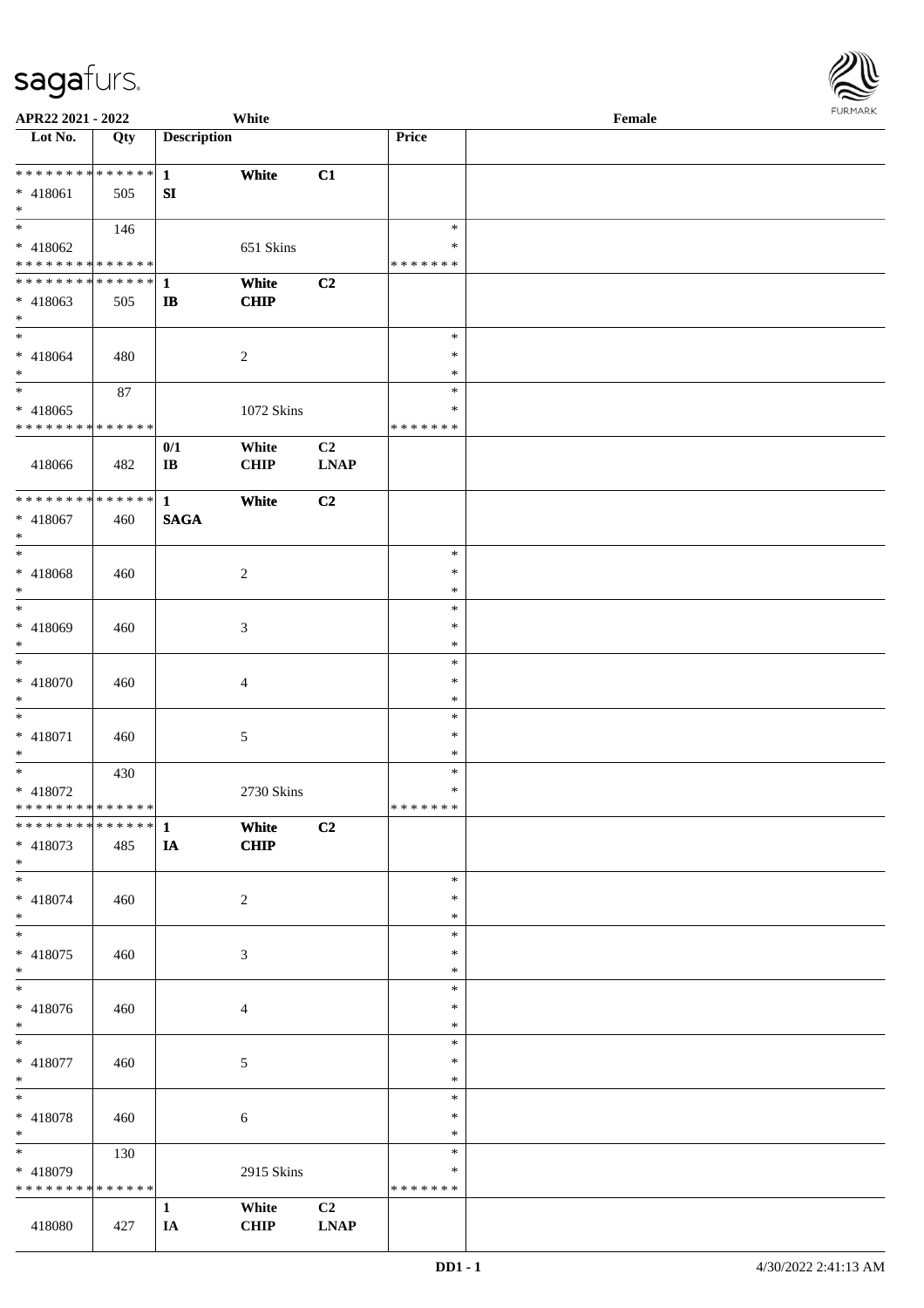APR22 2021 - 2022 White Female

| Lot No. | Qty | Description | | | Price | |
|---|---|---|---|---|---|---|
| * * * * * * * * * * * * * * | | 1 | White | C1 | | |
| * 418061 | 505 | SI | | | | |
| * | | | | | | |
| * | 146 | | | | * | |
| * 418062 | | | 651 Skins | | * | |
| * * * * * * * * * * * * * * | | | | | * * * * * * * | |
| * * * * * * * * * * * * * * | | 1 | White | C2 | | |
| * 418063 | 505 | IB | CHIP | | | |
| * | | | | | | |
| * | | | | | * | |
| * 418064 | 480 | | 2 | | * | |
| * | | | | | * | |
| * | 87 | | | | * | |
| * 418065 | | | 1072 Skins | | * | |
| * * * * * * * * * * * * * * | | | | | * * * * * * * | |
| | | 0/1 | White | C2 | | |
| 418066 | 482 | IB | CHIP | LNAP | | |
| * * * * * * * * * * * * * * | | 1 | White | C2 | | |
| * 418067 | 460 | SAGA | | | | |
| * | | | | | | |
| * | | | | | * | |
| * 418068 | 460 | | 2 | | * | |
| * | | | | | * | |
| * | | | | | * | |
| * 418069 | 460 | | 3 | | * | |
| * | | | | | * | |
| * | | | | | * | |
| * 418070 | 460 | | 4 | | * | |
| * | | | | | * | |
| * | | | | | * | |
| * 418071 | 460 | | 5 | | * | |
| * | | | | | * | |
| * | 430 | | | | * | |
| * 418072 | | | 2730 Skins | | * | |
| * * * * * * * * * * * * * * | | | | | * * * * * * * | |
| * * * * * * * * * * * * * * | | 1 | White | C2 | | |
| * 418073 | 485 | IA | CHIP | | | |
| * | | | | | | |
| * | | | | | * | |
| * 418074 | 460 | | 2 | | * | |
| * | | | | | * | |
| * | | | | | * | |
| * 418075 | 460 | | 3 | | * | |
| * | | | | | * | |
| * | | | | | * | |
| * 418076 | 460 | | 4 | | * | |
| * | | | | | * | |
| * | | | | | * | |
| * 418077 | 460 | | 5 | | * | |
| * | | | | | * | |
| * | | | | | * | |
| * 418078 | 460 | | 6 | | * | |
| * | | | | | * | |
| * | 130 | | | | * | |
| * 418079 | | | 2915 Skins | | * | |
| * * * * * * * * * * * * * * | | | | | * * * * * * * | |
| | | 1 | White | C2 | | |
| 418080 | 427 | IA | CHIP | LNAP | | |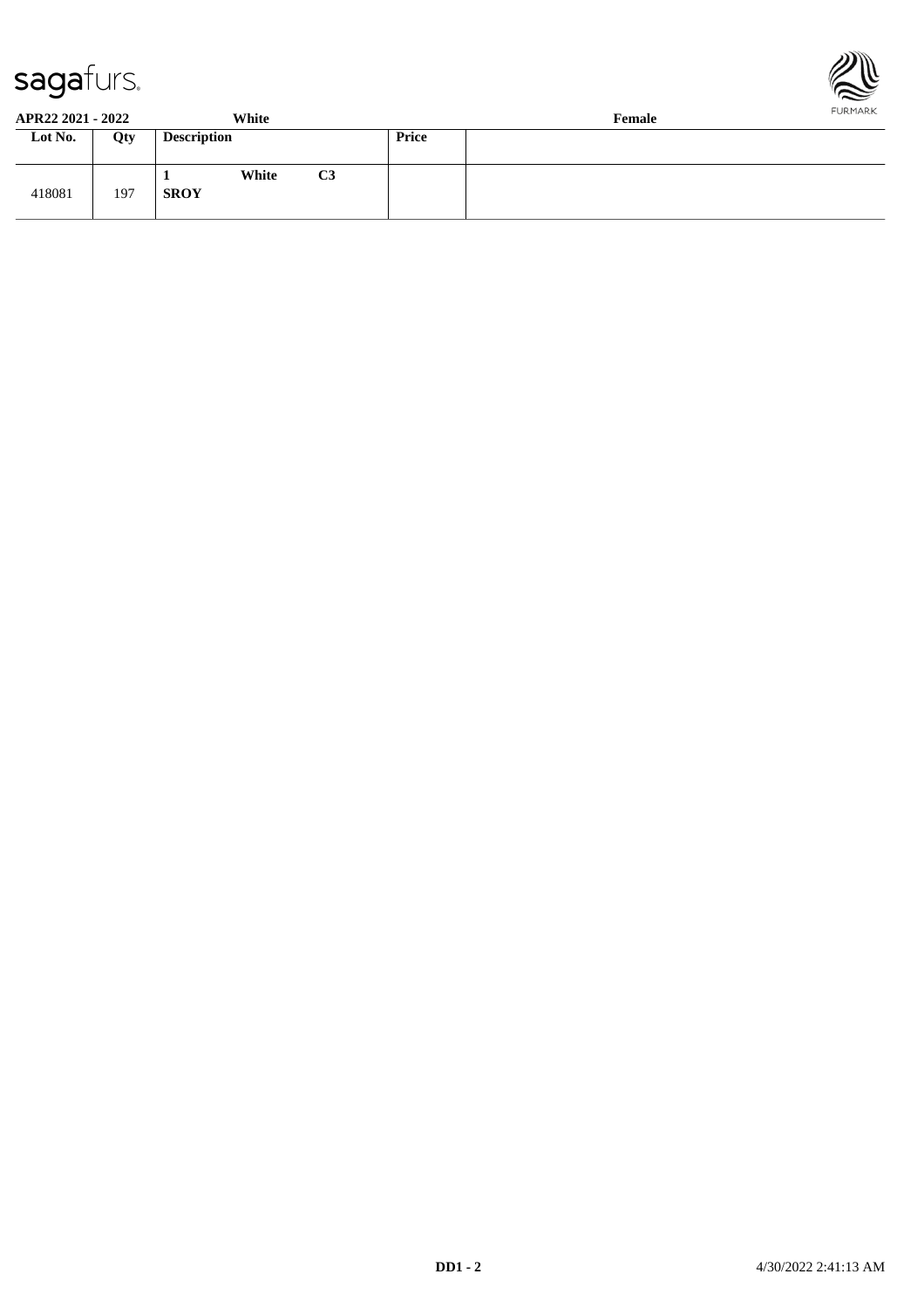**APR22 2021 - 2022** **White** **Female**

| Lot No. | Qty | Description | Price | |
|---|---|---|---|---|
| 418081 | 197 | **1 White C3** **SROY** | | |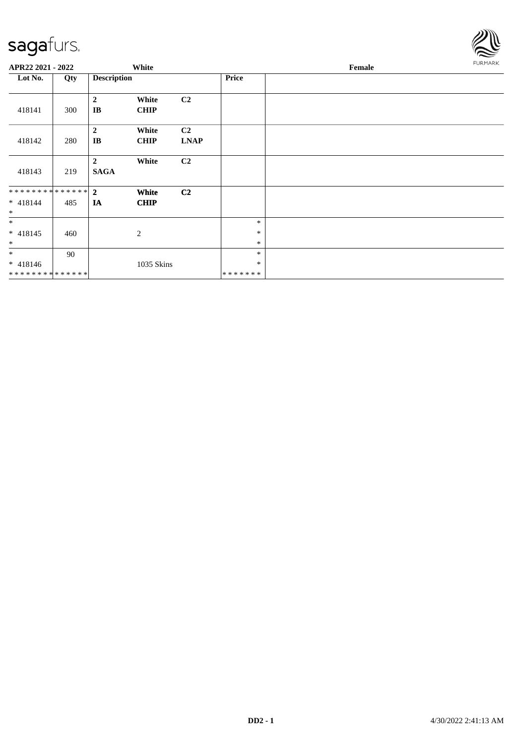**APR22 2021 - 2022** White Female

| Lot No. | Qty | Description | | | Price | |
|---|---|---|---|---|---|---|
| 418141 | 300 | **2** **IB** | **White** **CHIP** | **C2** | | |
| 418142 | 280 | **2** **IB** | **White** **CHIP** | **C2** **LNAP** | | |
| 418143 | 219 | **2** **SAGA** | **White** | **C2** | | |
| ************** * 418144 * | 485 | **2** **IA** | **White** **CHIP** | **C2** | | |
| * * 418145 * | 460 | | 2 | | * * * | |
| * * 418146 ************** | 90 | | 1035 Skins | | * * ******* | |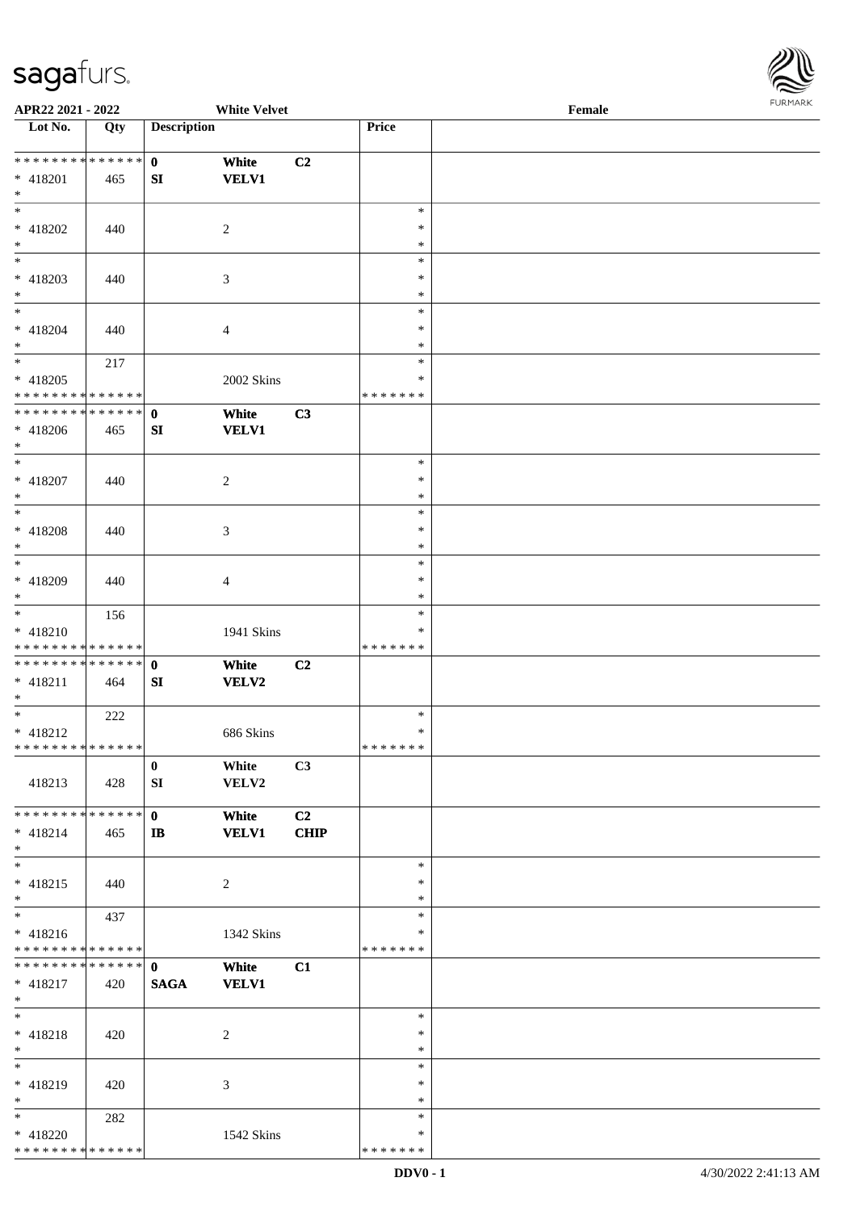APR22 2021 - 2022 White Velvet Female

| Lot No. | Qty | Description | | | Price | |
|---|---|---|---|---|---|---|
| * * * * * * * * * * * * * * | | 0 | White | C2 | | |
| * 418201 | 465 | SI | VELV1 | | | |
| * | | | | | | |
| * 418202 | 440 | | 2 | | * | |
| * 418203 | 440 | | 3 | | * | |
| * 418204 | 440 | | 4 | | * | |
| * | 217 | | | | * | |
| * 418205 | | | 2002 Skins | | * | |
| * * * * * * * * * * * * * * | | | | | * * * * * * * | |
| * * * * * * * * * * * * * * | | 0 | White | C3 | | |
| * 418206 | 465 | SI | VELV1 | | | |
| * 418207 | 440 | | 2 | | * | |
| * 418208 | 440 | | 3 | | * | |
| * 418209 | 440 | | 4 | | * | |
| * | 156 | | | | * | |
| * 418210 | | | 1941 Skins | | * | |
| * * * * * * * * * * * * * * | | | | | * * * * * * * | |
| * * * * * * * * * * * * * * | | 0 | White | C2 | | |
| * 418211 | 464 | SI | VELV2 | | | |
| * | 222 | | | | * | |
| * 418212 | | | 686 Skins | | * | |
| * * * * * * * * * * * * * * | | | | | * * * * * * * | |
| | | 0 | White | C3 | | |
| 418213 | 428 | SI | VELV2 | | | |
| * * * * * * * * * * * * * * | | 0 | White | C2 | | |
| * 418214 | 465 | IB | VELV1 | CHIP | | |
| * 418215 | 440 | | 2 | | * | |
| * | 437 | | | | * | |
| * 418216 | | | 1342 Skins | | * | |
| * * * * * * * * * * * * * * | | | | | * * * * * * * | |
| * * * * * * * * * * * * * * | | 0 | White | C1 | | |
| * 418217 | 420 | SAGA | VELV1 | | | |
| * 418218 | 420 | | 2 | | * | |
| * 418219 | 420 | | 3 | | * | |
| * | 282 | | | | * | |
| * 418220 | | | 1542 Skins | | * | |
| * * * * * * * * * * * * * * | | | | | * * * * * * * | |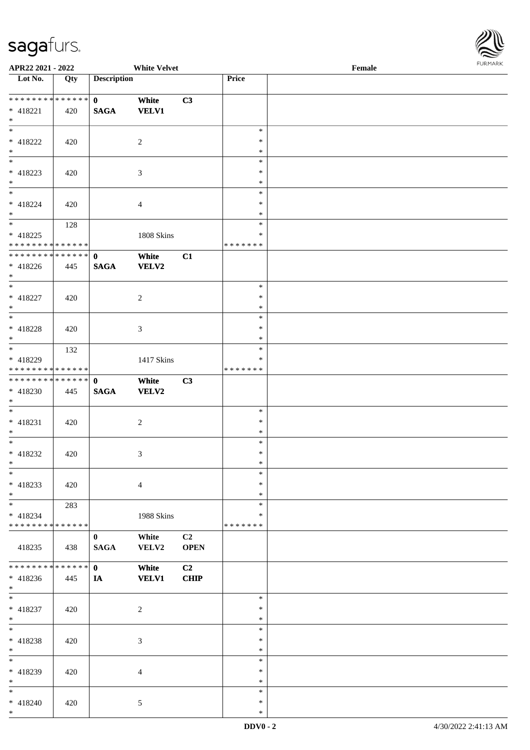| Lot No. | Qty | Description | | | Price | |
|---|---|---|---|---|---|---|
| * * * * * * * * * * * * * * | | 0 | White | C3 | | |
| * 418221 | 420 | SAGA | VELV1 | | | |
| * | | | | | | |
| * | | | | | * | |
| * 418222 | 420 | | 2 | | * | |
| * | | | | | * | |
| * | | | | | * | |
| * 418223 | 420 | | 3 | | * | |
| * | | | | | * | |
| * | | | | | * | |
| * 418224 | 420 | | 4 | | * | |
| * | | | | | * | |
| * | 128 | | | | * | |
| * 418225 | | | 1808 Skins | | * | |
| * * * * * * * * * * * * * * | | | | | * * * * * * * | |
| * * * * * * * * * * * * * * | | 0 | White | C1 | | |
| * 418226 | 445 | SAGA | VELV2 | | | |
| * | | | | | | |
| * | | | | | * | |
| * 418227 | 420 | | 2 | | * | |
| * | | | | | * | |
| * | | | | | * | |
| * 418228 | 420 | | 3 | | * | |
| * | | | | | * | |
| * | 132 | | | | * | |
| * 418229 | | | 1417 Skins | | * | |
| * * * * * * * * * * * * * * | | | | | * * * * * * * | |
| * * * * * * * * * * * * * * | | 0 | White | C3 | | |
| * 418230 | 445 | SAGA | VELV2 | | | |
| * | | | | | | |
| * | | | | | * | |
| * 418231 | 420 | | 2 | | * | |
| * | | | | | * | |
| * | | | | | * | |
| * 418232 | 420 | | 3 | | * | |
| * | | | | | * | |
| * | | | | | * | |
| * 418233 | 420 | | 4 | | * | |
| * | | | | | * | |
| * | 283 | | | | * | |
| * 418234 | | | 1988 Skins | | * | |
| * * * * * * * * * * * * * * | | | | | * * * * * * * | |
| | | 0 | White | C2 | | |
| 418235 | 438 | SAGA | VELV2 | OPEN | | |
| * * * * * * * * * * * * * * | | 0 | White | C2 | | |
| * 418236 | 445 | IA | VELV1 | CHIP | | |
| * | | | | | | |
| * | | | | | * | |
| * 418237 | 420 | | 2 | | * | |
| * | | | | | * | |
| * | | | | | * | |
| * 418238 | 420 | | 3 | | * | |
| * | | | | | * | |
| * | | | | | * | |
| * 418239 | 420 | | 4 | | * | |
| * | | | | | * | |
| * | | | | | * | |
| * 418240 | 420 | | 5 | | * | |
| * | | | | | * | |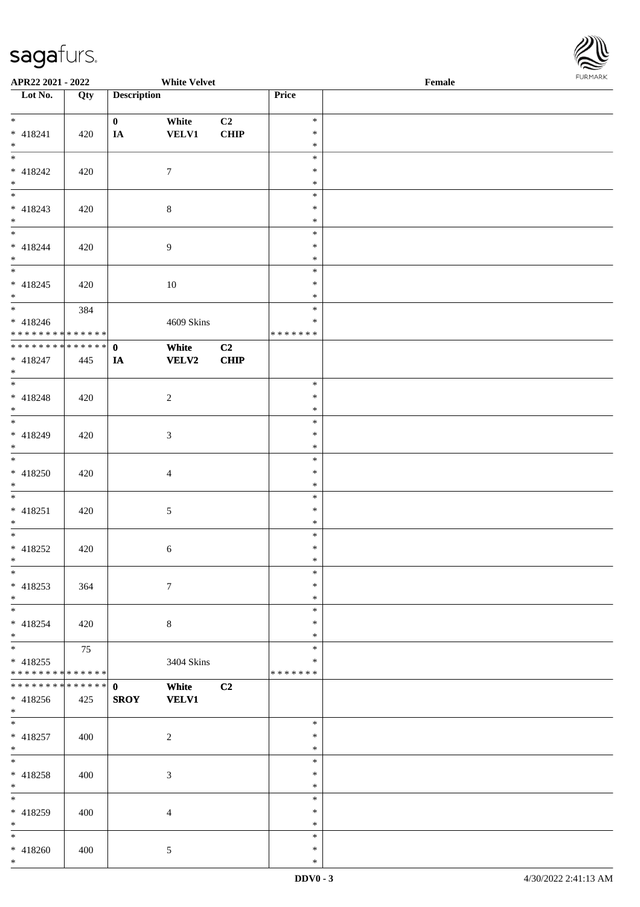| Lot No. | Qty | Description | | | Price | |
|---|---|---|---|---|---|---|
| * <br>* 418241<br>* | 420 | 0<br>IA | White<br>VELV1 | C2<br>CHIP | *<br>*<br>* | |
| * <br>* 418242<br>* | 420 | | 7 | | *<br>*<br>* | |
| * <br>* 418243<br>* | 420 | | 8 | | *<br>*<br>* | |
| * <br>* 418244<br>* | 420 | | 9 | | *<br>*<br>* | |
| * <br>* 418245<br>* | 420 | | 10 | | *<br>*<br>* | |
| * <br>* 418246<br>* * * * * * * * * * * * * * | 384 | | 4609 Skins | | *<br>*<br>* * * * * * * | |
| * * * * * * * * * * * * * * <br>* 418247<br>* | 445 | 0<br>IA | White<br>VELV2 | C2<br>CHIP | | |
| * <br>* 418248<br>* | 420 | | 2 | | *<br>*<br>* | |
| * <br>* 418249<br>* | 420 | | 3 | | *<br>*<br>* | |
| * <br>* 418250<br>* | 420 | | 4 | | *<br>*<br>* | |
| * <br>* 418251<br>* | 420 | | 5 | | *<br>*<br>* | |
| * <br>* 418252<br>* | 420 | | 6 | | *<br>*<br>* | |
| * <br>* 418253<br>* | 364 | | 7 | | *<br>*<br>* | |
| * <br>* 418254<br>* | 420 | | 8 | | *<br>*<br>* | |
| * <br>* 418255<br>* * * * * * * * * * * * * * | 75 | | 3404 Skins | | *<br>*<br>* * * * * * * | |
| * * * * * * * * * * * * * * <br>* 418256<br>* | 425 | 0<br>SROY | White<br>VELV1 | C2 | | |
| * <br>* 418257<br>* | 400 | | 2 | | *<br>*<br>* | |
| * <br>* 418258<br>* | 400 | | 3 | | *<br>*<br>* | |
| * <br>* 418259<br>* | 400 | | 4 | | *<br>*<br>* | |
| * <br>* 418260<br>* | 400 | | 5 | | *<br>*<br>* | |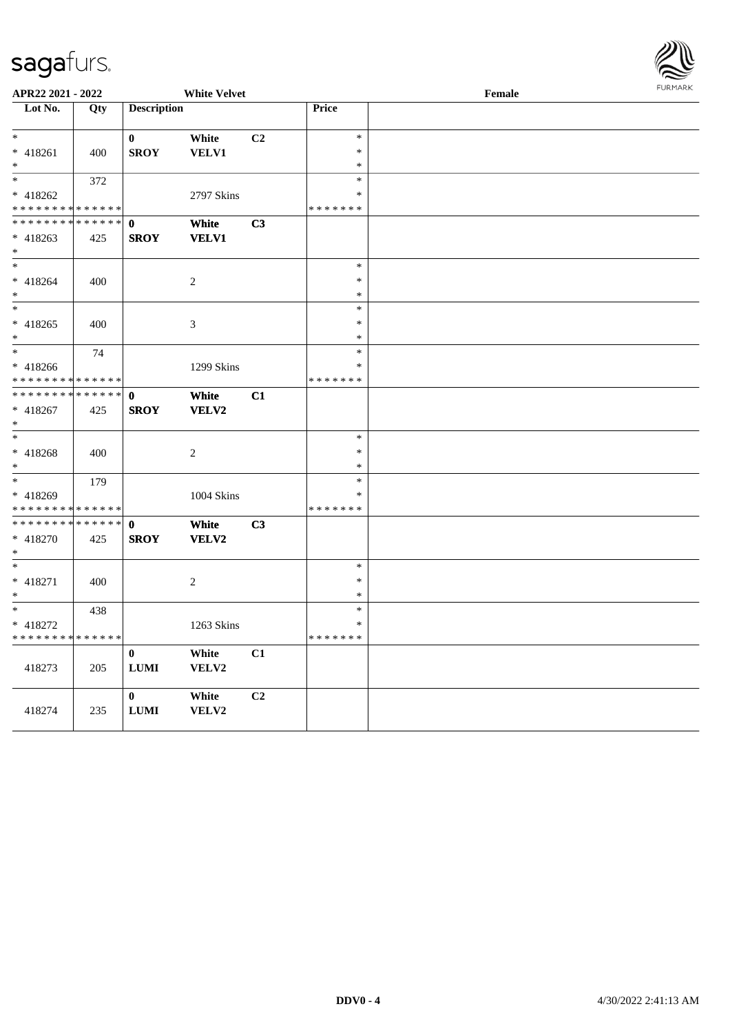APR22 2021 - 2022 White Velvet Female

| Lot No. | Qty | Description | | | Price | |
|---|---|---|---|---|---|---|
| * <br> * 418261 <br> * | 400 | 0 <br> **SROY** | **White** <br> **VELV1** | **C2** | * <br> * <br> * | |
| * <br> * 418262 <br> * * * * * * * * * * * * * * | 372 | | 2797 Skins | | * <br> * <br> * * * * * * * | |
| * * * * * * * * * * * * * * <br> * 418263 <br> * | 425 | **0** <br> **SROY** | **White** <br> **VELV1** | **C3** | | |
| * <br> * 418264 <br> * | 400 | | 2 | | * <br> * <br> * | |
| * <br> * 418265 <br> * | 400 | | 3 | | * <br> * <br> * | |
| * <br> * 418266 <br> * * * * * * * * * * * * * * | 74 | | 1299 Skins | | * <br> * <br> * * * * * * * | |
| * * * * * * * * * * * * * * <br> * 418267 <br> * | 425 | **0** <br> **SROY** | **White** <br> **VELV2** | **C1** | | |
| * <br> * 418268 <br> * | 400 | | 2 | | * <br> * <br> * | |
| * <br> * 418269 <br> * * * * * * * * * * * * * * | 179 | | 1004 Skins | | * <br> * <br> * * * * * * * | |
| * * * * * * * * * * * * * * <br> * 418270 <br> * | 425 | **0** <br> **SROY** | **White** <br> **VELV2** | **C3** | | |
| * <br> * 418271 <br> * | 400 | | 2 | | * <br> * <br> * | |
| * <br> * 418272 <br> * * * * * * * * * * * * * * | 438 | | 1263 Skins | | * <br> * <br> * * * * * * * | |
| 418273 | 205 | **0** <br> **LUMI** | **White** <br> **VELV2** | **C1** | | |
| 418274 | 235 | **0** <br> **LUMI** | **White** <br> **VELV2** | **C2** | | |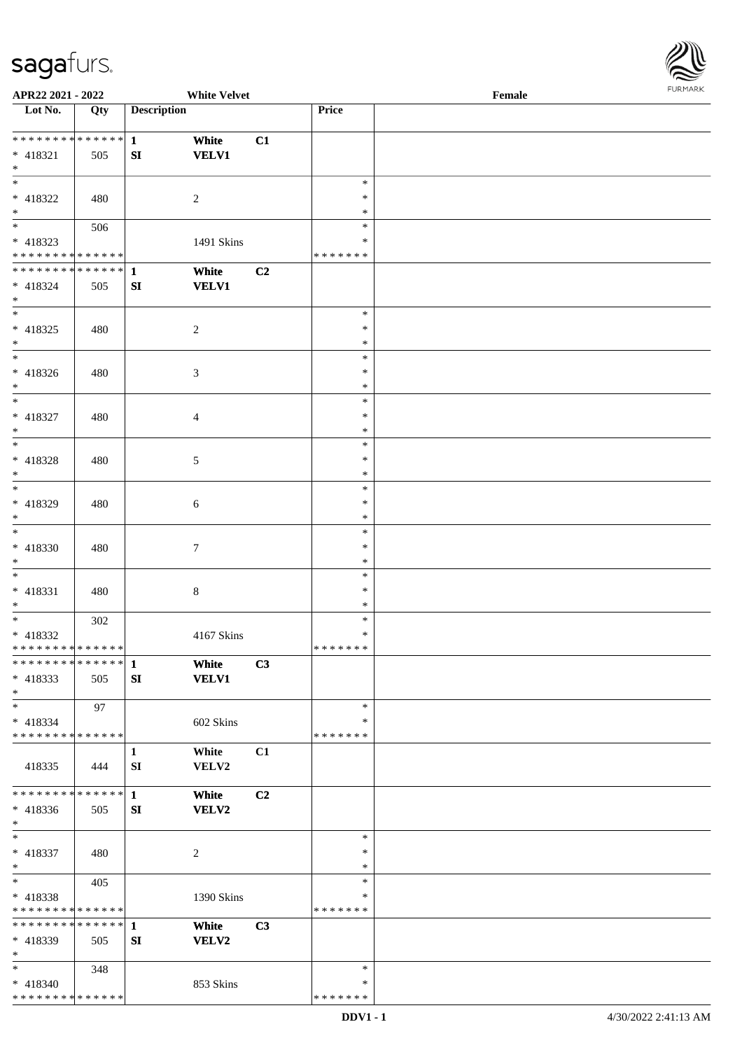APR22 2021 - 2022 White Velvet Female

| Lot No. | Qty | Description | | | Price | |
|---|---|---|---|---|---|---|
| * * * * * * * * * * * * * * | | 1 | White | C1 | | |
| * 418321 | 505 | SI | VELV1 | | | |
| * | | | | | | |
| * | | | | | * | |
| * 418322 | 480 | | 2 | | * | |
| * | | | | | * | |
| * | 506 | | | | * | |
| * 418323 | | | 1491 Skins | | * | |
| * * * * * * * * * * * * * * | | | | | * * * * * * * | |
| * * * * * * * * * * * * * * | | 1 | White | C2 | | |
| * 418324 | 505 | SI | VELV1 | | | |
| * | | | | | | |
| * | | | | | * | |
| * 418325 | 480 | | 2 | | * | |
| * | | | | | * | |
| * | | | | | * | |
| * 418326 | 480 | | 3 | | * | |
| * | | | | | * | |
| * | | | | | * | |
| * 418327 | 480 | | 4 | | * | |
| * | | | | | * | |
| * | | | | | * | |
| * 418328 | 480 | | 5 | | * | |
| * | | | | | * | |
| * | | | | | * | |
| * 418329 | 480 | | 6 | | * | |
| * | | | | | * | |
| * | | | | | * | |
| * 418330 | 480 | | 7 | | * | |
| * | | | | | * | |
| * | | | | | * | |
| * 418331 | 480 | | 8 | | * | |
| * | | | | | * | |
| * | 302 | | | | * | |
| * 418332 | | | 4167 Skins | | * | |
| * * * * * * * * * * * * * * | | | | | * * * * * * * | |
| * * * * * * * * * * * * * * | | 1 | White | C3 | | |
| * 418333 | 505 | SI | VELV1 | | | |
| * | | | | | | |
| * | 97 | | | | * | |
| * 418334 | | | 602 Skins | | * | |
| * * * * * * * * * * * * * * | | | | | * * * * * * * | |
| | | 1 | White | C1 | | |
| 418335 | 444 | SI | VELV2 | | | |
| * * * * * * * * * * * * * * | | 1 | White | C2 | | |
| * 418336 | 505 | SI | VELV2 | | | |
| * | | | | | | |
| * | | | | | * | |
| * 418337 | 480 | | 2 | | * | |
| * | | | | | * | |
| * | 405 | | | | * | |
| * 418338 | | | 1390 Skins | | * | |
| * * * * * * * * * * * * * * | | | | | * * * * * * * | |
| * * * * * * * * * * * * * * | | 1 | White | C3 | | |
| * 418339 | 505 | SI | VELV2 | | | |
| * | | | | | | |
| * | 348 | | | | * | |
| * 418340 | | | 853 Skins | | * | |
| * * * * * * * * * * * * * * | | | | | * * * * * * * | |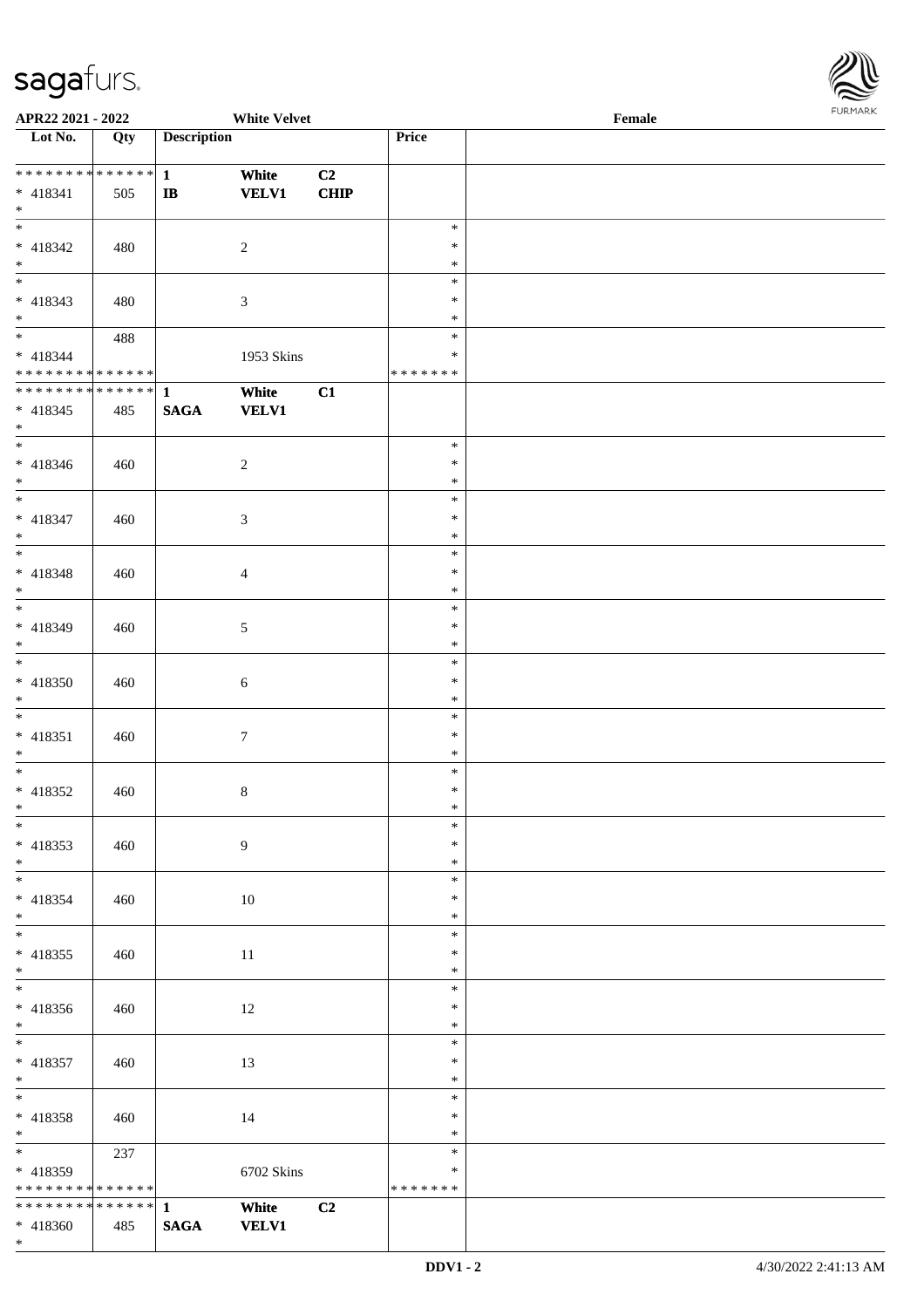APR22 2021 - 2022 White Velvet Female

| Lot No. | Qty | Description | | | Price | |
|---|---|---|---|---|---|---|
| * * * * * * * * * * * * * * | | 1 | White | C2 | | |
| * 418341 | 505 | IB | VELV1 | CHIP | | |
| * | | | | | | |
| * 418342 | 480 | | 2 | | * | |
| * 418343 | 480 | | 3 | | * | |
| * | 488 | | | | * | |
| * 418344 | | | 1953 Skins | | * | |
| * * * * * * * * * * * * * * | | | | | * * * * * * * | |
| * * * * * * * * * * * * * * | | 1 | White | C1 | | |
| * 418345 | 485 | SAGA | VELV1 | | | |
| * 418346 | 460 | | 2 | | * | |
| * 418347 | 460 | | 3 | | * | |
| * 418348 | 460 | | 4 | | * | |
| * 418349 | 460 | | 5 | | * | |
| * 418350 | 460 | | 6 | | * | |
| * 418351 | 460 | | 7 | | * | |
| * 418352 | 460 | | 8 | | * | |
| * 418353 | 460 | | 9 | | * | |
| * 418354 | 460 | | 10 | | * | |
| * 418355 | 460 | | 11 | | * | |
| * 418356 | 460 | | 12 | | * | |
| * 418357 | 460 | | 13 | | * | |
| * 418358 | 460 | | 14 | | * | |
| * | 237 | | | | * | |
| * 418359 | | | 6702 Skins | | * | |
| * * * * * * * * * * * * * * | | | | | * * * * * * * | |
| * * * * * * * * * * * * * * | | 1 | White | C2 | | |
| * 418360 | 485 | SAGA | VELV1 | | | |
| * | | | | | | |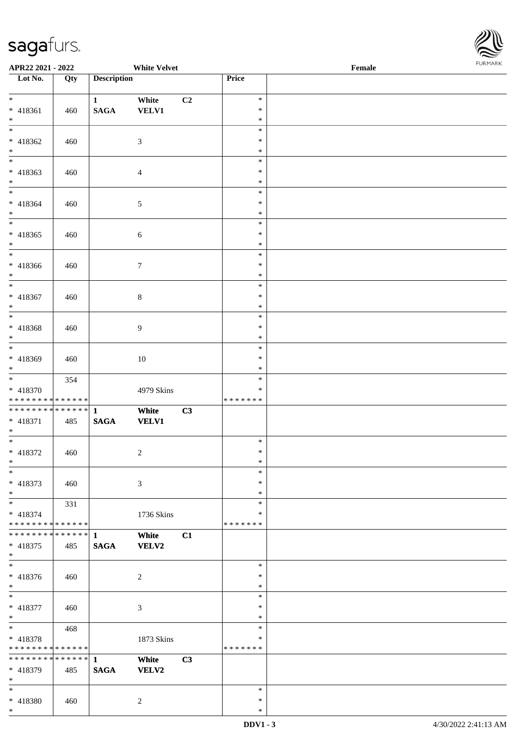| Lot No. | Qty | Description | | | Price | |
|---|---|---|---|---|---|---|
| * 418361 * | 460 | 1 SAGA | White VELV1 | C2 | * * * | |
| * 418362 * | 460 | | 3 | | * * * | |
| * 418363 * | 460 | | 4 | | * * * | |
| * 418364 * | 460 | | 5 | | * * * | |
| * 418365 * | 460 | | 6 | | * * * | |
| * 418366 * | 460 | | 7 | | * * * | |
| * 418367 * | 460 | | 8 | | * * * | |
| * 418368 * | 460 | | 9 | | * * * | |
| * 418369 * | 460 | | 10 | | * * * | |
| * 418370 * * * * * * * * * * * * * * | 354 | | 4979 Skins | | * * * * * * * * * | |
| * * * * * * * * * * * * * * 418371 * | 485 | 1 SAGA | White VELV1 | C3 | | |
| * 418372 * | 460 | | 2 | | * * * | |
| * 418373 * | 460 | | 3 | | * * * | |
| * 418374 * * * * * * * * * * * * * * | 331 | | 1736 Skins | | * * * * * * * * * | |
| * * * * * * * * * * * * * * 418375 * | 485 | 1 SAGA | White VELV2 | C1 | | |
| * 418376 * | 460 | | 2 | | * * * | |
| * 418377 * | 460 | | 3 | | * * * | |
| * 418378 * * * * * * * * * * * * * * | 468 | | 1873 Skins | | * * * * * * * * * | |
| * * * * * * * * * * * * * * 418379 * | 485 | 1 SAGA | White VELV2 | C3 | | |
| * 418380 * | 460 | | 2 | | * * * | |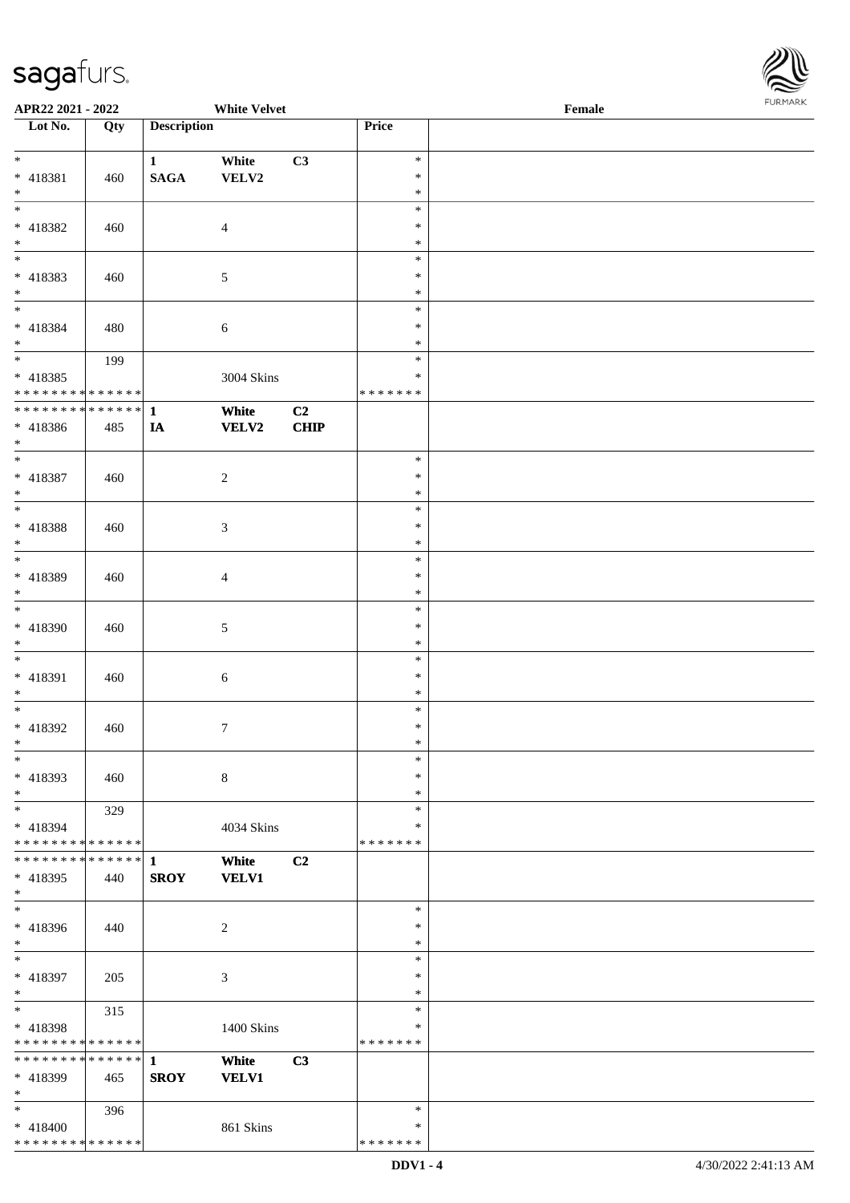| Lot No. | Qty | Description | | | Price | |
|---|---|---|---|---|---|---|
| * | | 1 | White | C3 | * | |
| * 418381 | 460 | SAGA | VELV2 | | * | |
| * | | | | | * | |
| * | | | | | * | |
| * 418382 | 460 | | 4 | | * | |
| * | | | | | * | |
| * | | | | | * | |
| * 418383 | 460 | | 5 | | * | |
| * | | | | | * | |
| * | | | | | * | |
| * 418384 | 480 | | 6 | | * | |
| * | | | | | * | |
| * | 199 | | | | * | |
| * 418385 | | | 3004 Skins | | * | |
| * * * * * * * * * * * * * * | | | | | * * * * * * * | |
| * * * * * * * * * * * * * * | | 1 | White | C2 | | |
| * 418386 | 485 | IA | VELV2 | CHIP | | |
| * | | | | | | |
| * | | | | | * | |
| * 418387 | 460 | | 2 | | * | |
| * | | | | | * | |
| * | | | | | * | |
| * 418388 | 460 | | 3 | | * | |
| * | | | | | * | |
| * | | | | | * | |
| * 418389 | 460 | | 4 | | * | |
| * | | | | | * | |
| * | | | | | * | |
| * 418390 | 460 | | 5 | | * | |
| * | | | | | * | |
| * | | | | | * | |
| * 418391 | 460 | | 6 | | * | |
| * | | | | | * | |
| * | | | | | * | |
| * 418392 | 460 | | 7 | | * | |
| * | | | | | * | |
| * | | | | | * | |
| * 418393 | 460 | | 8 | | * | |
| * | | | | | * | |
| * | 329 | | | | * | |
| * 418394 | | | 4034 Skins | | * | |
| * * * * * * * * * * * * * * | | | | | * * * * * * * | |
| * * * * * * * * * * * * * * | | 1 | White | C2 | | |
| * 418395 | 440 | SROY | VELV1 | | | |
| * | | | | | | |
| * | | | | | * | |
| * 418396 | 440 | | 2 | | * | |
| * | | | | | * | |
| * | | | | | * | |
| * 418397 | 205 | | 3 | | * | |
| * | | | | | * | |
| * | 315 | | | | * | |
| * 418398 | | | 1400 Skins | | * | |
| * * * * * * * * * * * * * * | | | | | * * * * * * * | |
| * * * * * * * * * * * * * * | | 1 | White | C3 | | |
| * 418399 | 465 | SROY | VELV1 | | | |
| * | | | | | | |
| * | 396 | | | | * | |
| * 418400 | | | 861 Skins | | * | |
| * * * * * * * * * * * * * * | | | | | * * * * * * * | |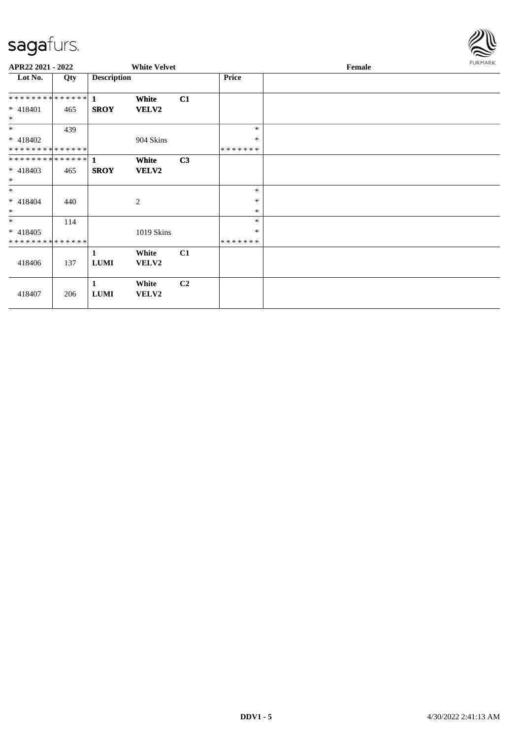**APR22 2021 - 2022** **White Velvet** **Female**

| Lot No. | Qty | Description | | | Price | |
|---|---|---|---|---|---|---|
| ************** | | **1** | **White** | **C1** | | |
| * 418401 | 465 | **SROY** | **VELV2** | | | |
| * | | | | | | |
| * | 439 | | | | * | |
| * 418402 | | | 904 Skins | | * | |
| ************** | | | | | ******* | |
| ************** | | **1** | **White** | **C3** | | |
| * 418403 | 465 | **SROY** | **VELV2** | | | |
| * | | | | | | |
| * | | | | | * | |
| * 418404 | 440 | | 2 | | * | |
| * | | | | | * | |
| * | 114 | | | | * | |
| * 418405 | | | 1019 Skins | | * | |
| ************** | | | | | ******* | |
| 418406 | 137 | **1** **LUMI** | **White** **VELV2** | **C1** | | |
| 418407 | 206 | **1** **LUMI** | **White** **VELV2** | **C2** | | |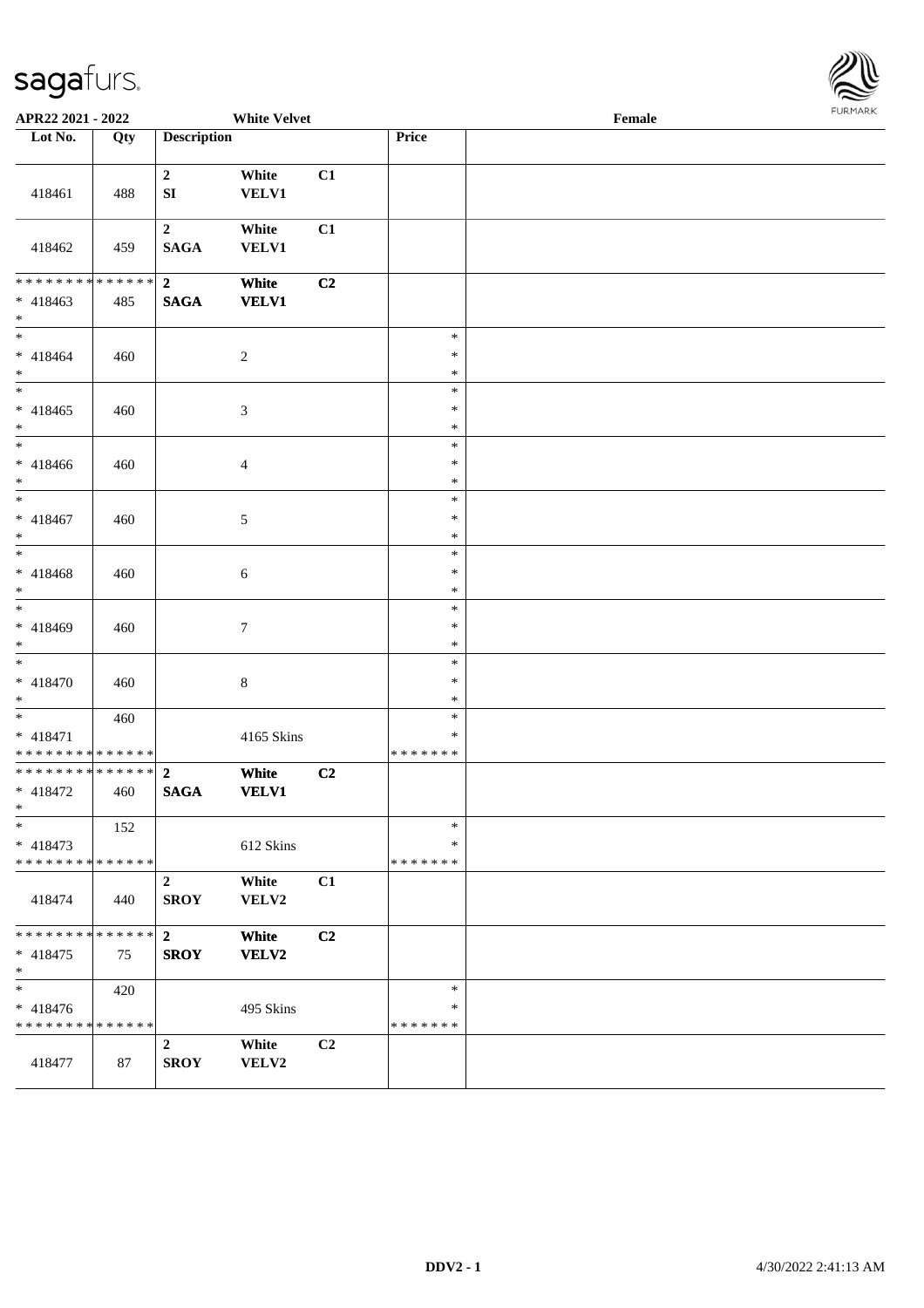APR22 2021 - 2022 | White Velvet | Female

| Lot No. | Qty | Description | | | Price | |
|---|---|---|---|---|---|---|
| 418461 | 488 | 2<br>SI | White<br>VELV1 | C1 | | |
| 418462 | 459 | 2<br>SAGA | White<br>VELV1 | C1 | | |
| * * * * * * * * * * * * * *<br>* 418463<br>* | 485 | **2**<br>**SAGA** | **White**<br>**VELV1** | **C2** | | |
| *<br>* 418464<br>* | 460 | | 2 | | *<br>*<br>* | |
| *<br>* 418465<br>* | 460 | | 3 | | *<br>*<br>* | |
| *<br>* 418466<br>* | 460 | | 4 | | *<br>*<br>* | |
| *<br>* 418467<br>* | 460 | | 5 | | *<br>*<br>* | |
| *<br>* 418468<br>* | 460 | | 6 | | *<br>*<br>* | |
| *<br>* 418469<br>* | 460 | | 7 | | *<br>*<br>* | |
| *<br>* 418470<br>* | 460 | | 8 | | *<br>*<br>* | |
| *<br>* 418471<br>* * * * * * * * * * * * * * | 460 | | 4165 Skins | | *<br>*<br>* * * * * * * | |
| * * * * * * * * * * * * * *<br>* 418472<br>* | 460 | **2**<br>**SAGA** | **White**<br>**VELV1** | **C2** | | |
| *<br>* 418473<br>* * * * * * * * * * * * * * | 152 | | 612 Skins | | *<br>*<br>* * * * * * * | |
| 418474 | 440 | 2<br>SROY | White<br>VELV2 | C1 | | |
| * * * * * * * * * * * * * *<br>* 418475<br>* | 75 | **2**<br>**SROY** | **White**<br>**VELV2** | **C2** | | |
| *<br>* 418476<br>* * * * * * * * * * * * * * | 420 | | 495 Skins | | *<br>*<br>* * * * * * * | |
| 418477 | 87 | 2<br>SROY | White<br>VELV2 | C2 | | |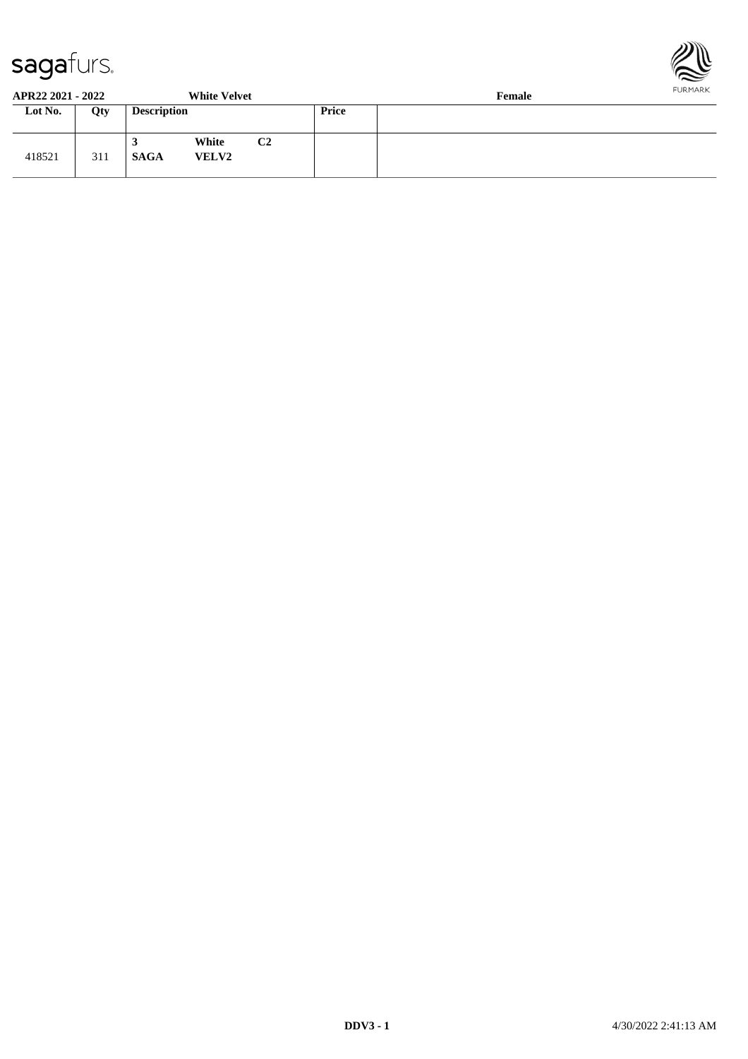**APR22 2021 - 2022** **White Velvet** **Female**

| Lot No. | Qty | Description | Price | |
|---|---|---|---|---|
| 418521 | 311 | **3** **White** **C2** **SAGA** **VELV2** | | |